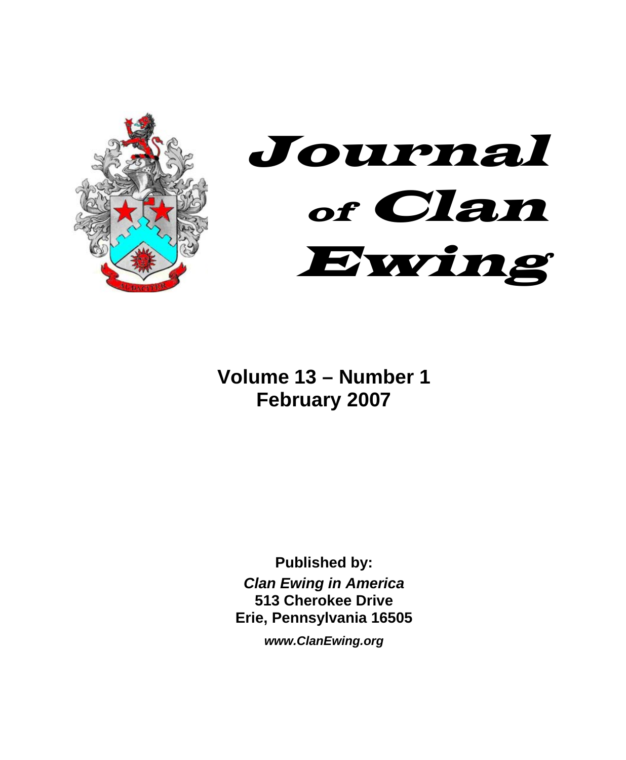# Journal of Clan Ewing

**Volume 13 – Number 1**
**February 2007**

**Published by:**
***Clan Ewing in America***
**513 Cherokee Drive**
**Erie, Pennsylvania 16505**
***www.ClanEwing.org***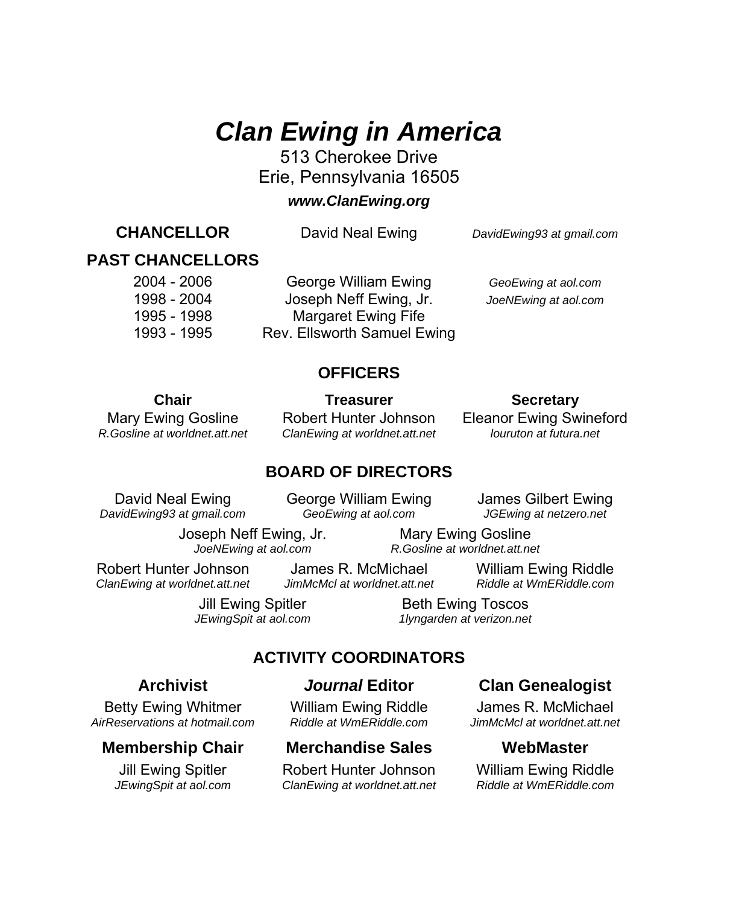# *Clan Ewing in America*

513 Cherokee Drive
Erie, Pennsylvania 16505

***www.ClanEwing.org***

**CHANCELLOR** David Neal Ewing *DavidEwing93 at gmail.com*

## PAST CHANCELLORS

| | | |
|---|---|---|
| 2004 - 2006 | George William Ewing | *GeoEwing at aol.com* |
| 1998 - 2004 | Joseph Neff Ewing, Jr. | *JoeNEwing at aol.com* |
| 1995 - 1998 | Margaret Ewing Fife | |
| 1993 - 1995 | Rev. Ellsworth Samuel Ewing | |

## OFFICERS

**Chair**
Mary Ewing Gosline
*R.Gosline at worldnet.att.net*

**Treasurer**
Robert Hunter Johnson
*ClanEwing at worldnet.att.net*

**Secretary**
Eleanor Ewing Swineford
*louruton at futura.net*

## BOARD OF DIRECTORS

David Neal Ewing
*DavidEwing93 at gmail.com*

George William Ewing
*GeoEwing at aol.com*

James Gilbert Ewing
*JGEwing at netzero.net*

Joseph Neff Ewing, Jr.
*JoeNEwing at aol.com*

Mary Ewing Gosline
*R.Gosline at worldnet.att.net*

Robert Hunter Johnson
*ClanEwing at worldnet.att.net*

James R. McMichael
*JimMcMcl at worldnet.att.net*

William Ewing Riddle
*Riddle at WmERiddle.com*

Jill Ewing Spitler
*JEwingSpit at aol.com*

Beth Ewing Toscos
*1lyngarden at verizon.net*

## ACTIVITY COORDINATORS

**Archivist**
Betty Ewing Whitmer
*AirReservations at hotmail.com*

***Journal* Editor**
William Ewing Riddle
*Riddle at WmERiddle.com*

**Clan Genealogist**
James R. McMichael
*JimMcMcl at worldnet.att.net*

**Membership Chair**
Jill Ewing Spitler
*JEwingSpit at aol.com*

**Merchandise Sales**
Robert Hunter Johnson
*ClanEwing at worldnet.att.net*

**WebMaster**
William Ewing Riddle
*Riddle at WmERiddle.com*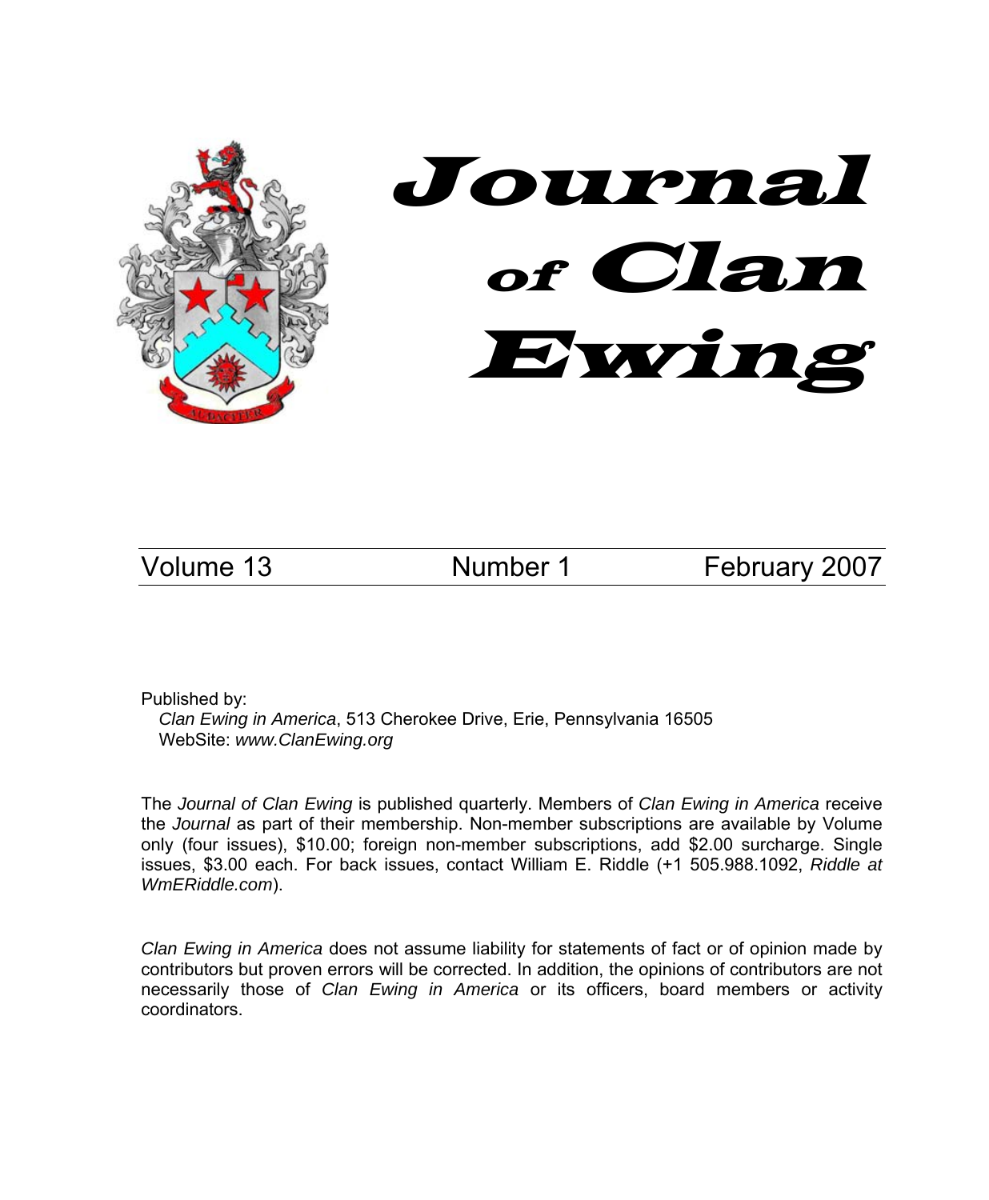# Journal of Clan Ewing

Volume 13 | Number 1 | February 2007

Published by:
*Clan Ewing in America*, 513 Cherokee Drive, Erie, Pennsylvania 16505
WebSite: *www.ClanEwing.org*

The *Journal of Clan Ewing* is published quarterly. Members of *Clan Ewing in America* receive the *Journal* as part of their membership. Non-member subscriptions are available by Volume only (four issues), $10.00; foreign non-member subscriptions, add $2.00 surcharge. Single issues, $3.00 each. For back issues, contact William E. Riddle (+1 505.988.1092, *Riddle at WmERiddle.com*).

*Clan Ewing in America* does not assume liability for statements of fact or of opinion made by contributors but proven errors will be corrected. In addition, the opinions of contributors are not necessarily those of *Clan Ewing in America* or its officers, board members or activity coordinators.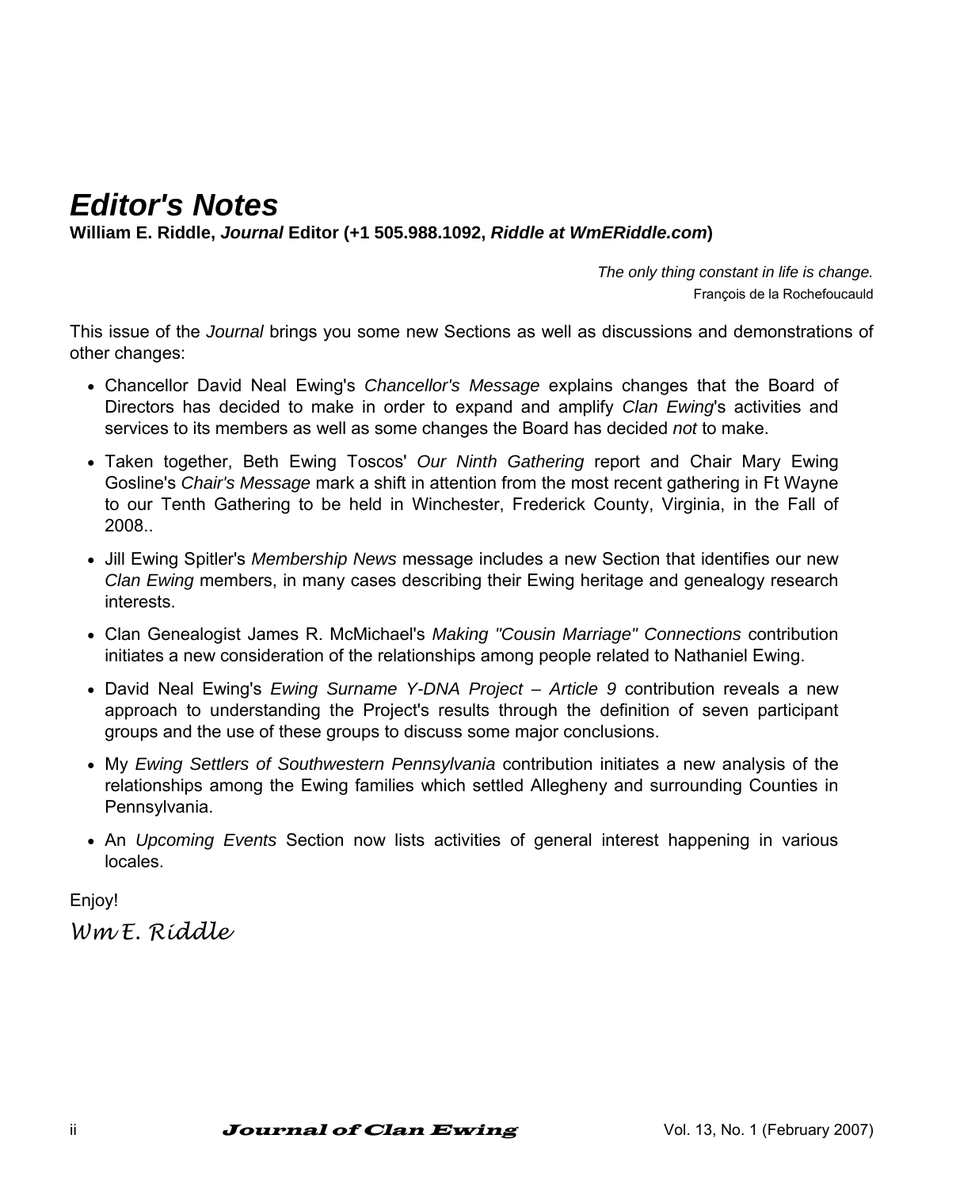# *Editor's Notes*

**William E. Riddle, *Journal* Editor (+1 505.988.1092, *Riddle at WmERiddle.com*)**

*The only thing constant in life is change.*
François de la Rochefoucauld

This issue of the *Journal* brings you some new Sections as well as discussions and demonstrations of other changes:

- Chancellor David Neal Ewing's *Chancellor's Message* explains changes that the Board of Directors has decided to make in order to expand and amplify *Clan Ewing*'s activities and services to its members as well as some changes the Board has decided *not* to make.
- Taken together, Beth Ewing Toscos' *Our Ninth Gathering* report and Chair Mary Ewing Gosline's *Chair's Message* mark a shift in attention from the most recent gathering in Ft Wayne to our Tenth Gathering to be held in Winchester, Frederick County, Virginia, in the Fall of 2008..
- Jill Ewing Spitler's *Membership News* message includes a new Section that identifies our new *Clan Ewing* members, in many cases describing their Ewing heritage and genealogy research interests.
- Clan Genealogist James R. McMichael's *Making "Cousin Marriage" Connections* contribution initiates a new consideration of the relationships among people related to Nathaniel Ewing.
- David Neal Ewing's *Ewing Surname Y-DNA Project – Article 9* contribution reveals a new approach to understanding the Project's results through the definition of seven participant groups and the use of these groups to discuss some major conclusions.
- My *Ewing Settlers of Southwestern Pennsylvania* contribution initiates a new analysis of the relationships among the Ewing families which settled Allegheny and surrounding Counties in Pennsylvania.
- An *Upcoming Events* Section now lists activities of general interest happening in various locales.

Enjoy!

*Wm E. Riddle*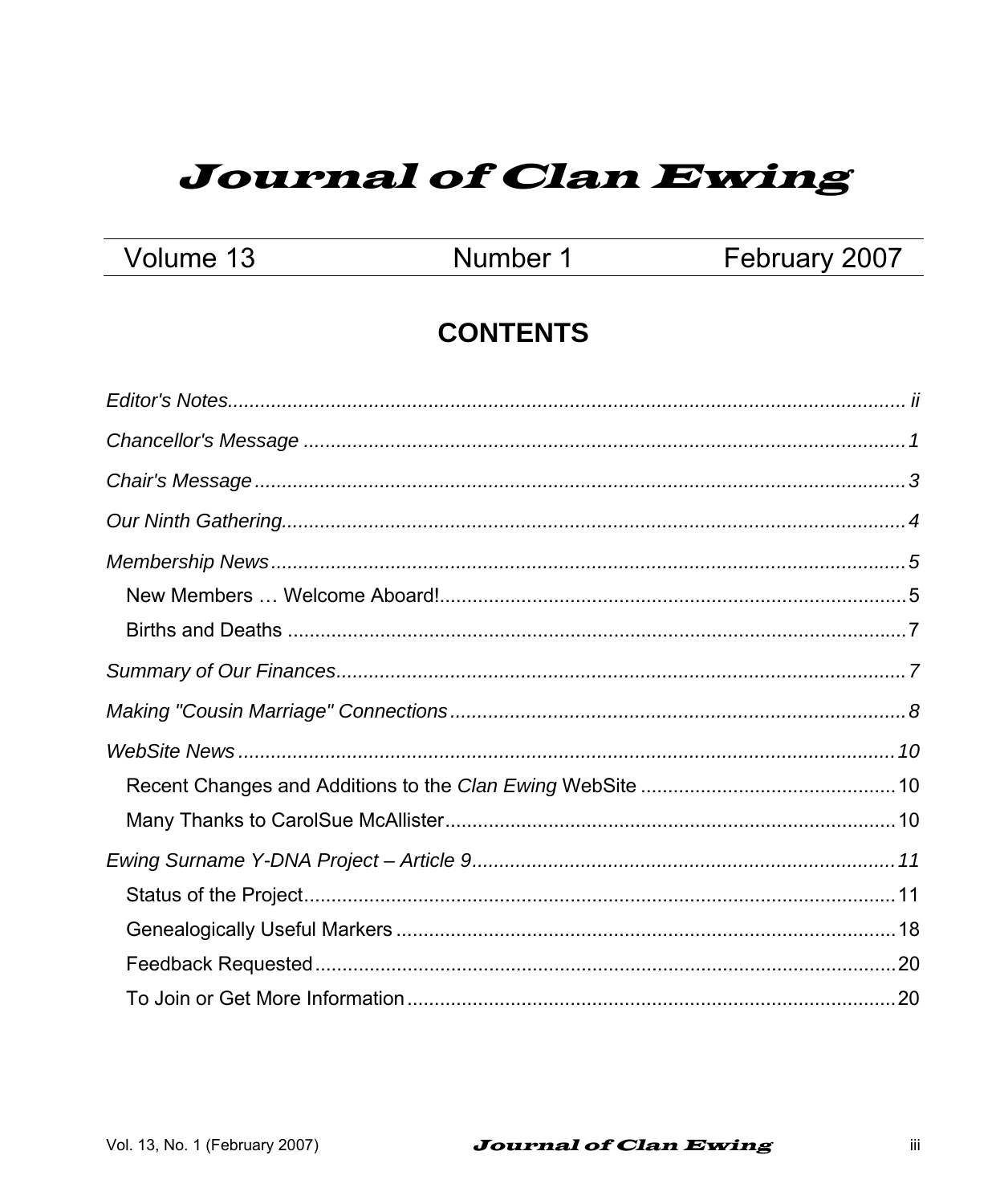# *Journal of Clan Ewing*

| Volume 13 | Number 1 | February 2007 |
|---|---|---|

## CONTENTS

*Editor's Notes*.............................................................................................................. ii

*Chancellor's Message* ...............................................................................................1

*Chair's Message* .........................................................................................................3

*Our Ninth Gathering*....................................................................................................4

*Membership News*......................................................................................................5

- New Members … Welcome Aboard!......................................................................5
- Births and Deaths ..................................................................................................7

*Summary of Our Finances*..........................................................................................7

*Making "Cousin Marriage" Connections*......................................................................8

*WebSite News*...........................................................................................................10

- Recent Changes and Additions to the *Clan Ewing* WebSite ...............................10
- Many Thanks to CarolSue McAllister...................................................................10

*Ewing Surname Y-DNA Project – Article 9*................................................................11

- Status of the Project..............................................................................................11
- Genealogically Useful Markers .............................................................................18
- Feedback Requested.............................................................................................20
- To Join or Get More Information...........................................................................20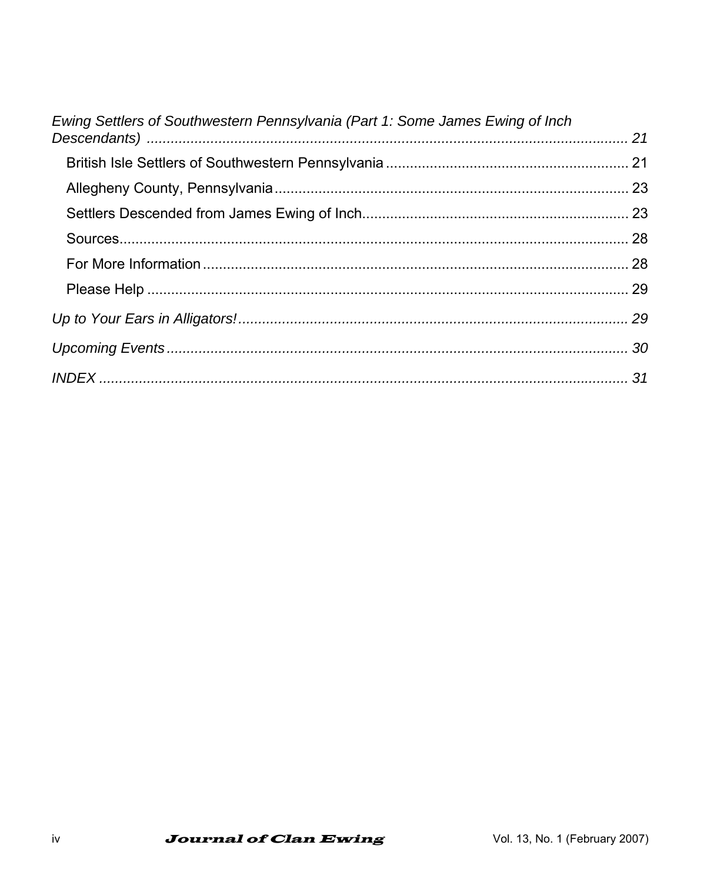*Ewing Settlers of Southwestern Pennsylvania (Part 1: Some James Ewing of Inch Descendants)* ........ *21*

British Isle Settlers of Southwestern Pennsylvania ........ 21

Allegheny County, Pennsylvania ........ 23

Settlers Descended from James Ewing of Inch ........ 23

Sources ........ 28

For More Information ........ 28

Please Help ........ 29

*Up to Your Ears in Alligators!* ........ *29*

*Upcoming Events* ........ *30*

*INDEX* ........ *31*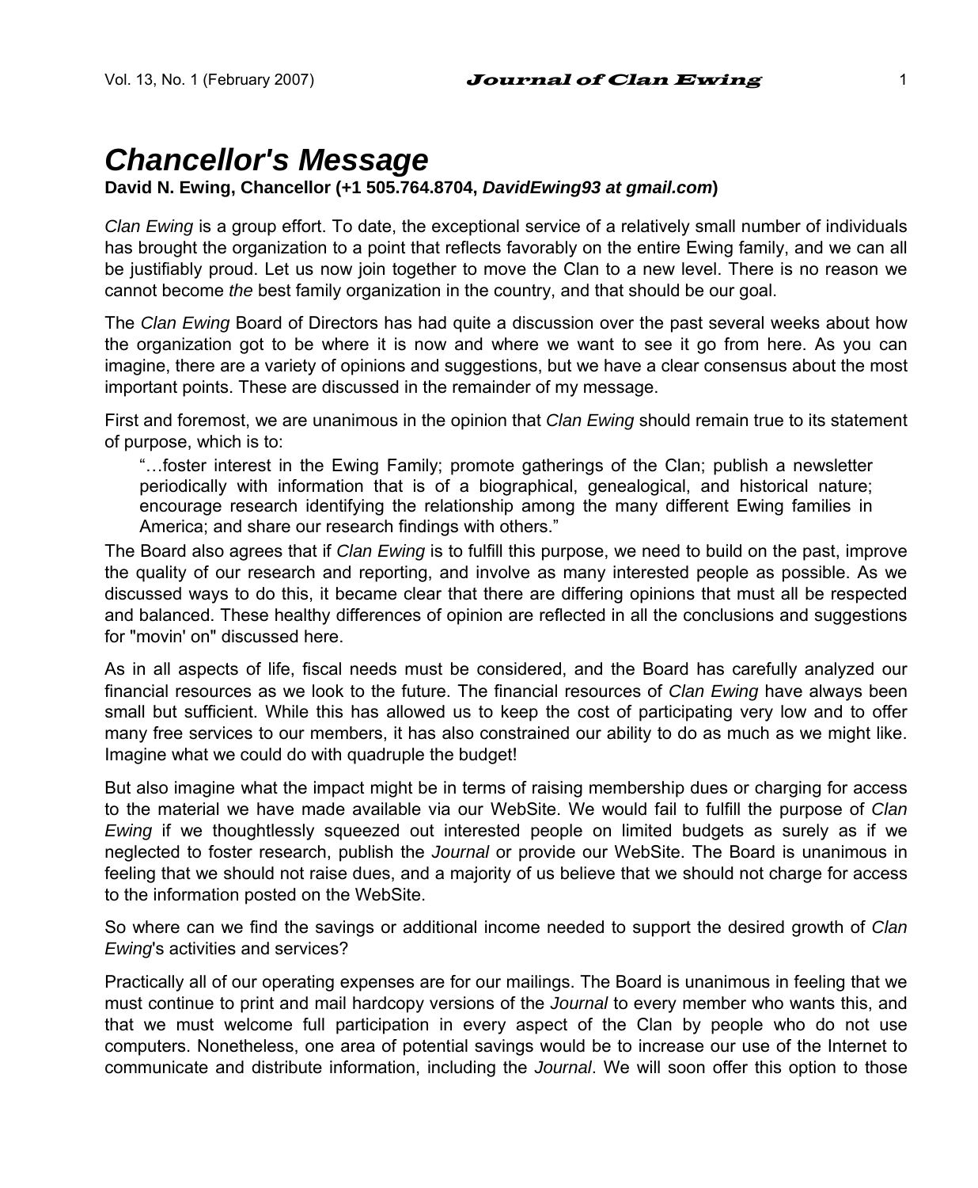# *Chancellor's Message*

**David N. Ewing, Chancellor (+1 505.764.8704, *DavidEwing93 at gmail.com*)**

*Clan Ewing* is a group effort. To date, the exceptional service of a relatively small number of individuals has brought the organization to a point that reflects favorably on the entire Ewing family, and we can all be justifiably proud. Let us now join together to move the Clan to a new level. There is no reason we cannot become *the* best family organization in the country, and that should be our goal.

The *Clan Ewing* Board of Directors has had quite a discussion over the past several weeks about how the organization got to be where it is now and where we want to see it go from here. As you can imagine, there are a variety of opinions and suggestions, but we have a clear consensus about the most important points. These are discussed in the remainder of my message.

First and foremost, we are unanimous in the opinion that *Clan Ewing* should remain true to its statement of purpose, which is to:

> "…foster interest in the Ewing Family; promote gatherings of the Clan; publish a newsletter periodically with information that is of a biographical, genealogical, and historical nature; encourage research identifying the relationship among the many different Ewing families in America; and share our research findings with others."

The Board also agrees that if *Clan Ewing* is to fulfill this purpose, we need to build on the past, improve the quality of our research and reporting, and involve as many interested people as possible. As we discussed ways to do this, it became clear that there are differing opinions that must all be respected and balanced. These healthy differences of opinion are reflected in all the conclusions and suggestions for "movin' on" discussed here.

As in all aspects of life, fiscal needs must be considered, and the Board has carefully analyzed our financial resources as we look to the future. The financial resources of *Clan Ewing* have always been small but sufficient. While this has allowed us to keep the cost of participating very low and to offer many free services to our members, it has also constrained our ability to do as much as we might like. Imagine what we could do with quadruple the budget!

But also imagine what the impact might be in terms of raising membership dues or charging for access to the material we have made available via our WebSite. We would fail to fulfill the purpose of *Clan Ewing* if we thoughtlessly squeezed out interested people on limited budgets as surely as if we neglected to foster research, publish the *Journal* or provide our WebSite. The Board is unanimous in feeling that we should not raise dues, and a majority of us believe that we should not charge for access to the information posted on the WebSite.

So where can we find the savings or additional income needed to support the desired growth of *Clan Ewing*'s activities and services?

Practically all of our operating expenses are for our mailings. The Board is unanimous in feeling that we must continue to print and mail hardcopy versions of the *Journal* to every member who wants this, and that we must welcome full participation in every aspect of the Clan by people who do not use computers. Nonetheless, one area of potential savings would be to increase our use of the Internet to communicate and distribute information, including the *Journal*. We will soon offer this option to those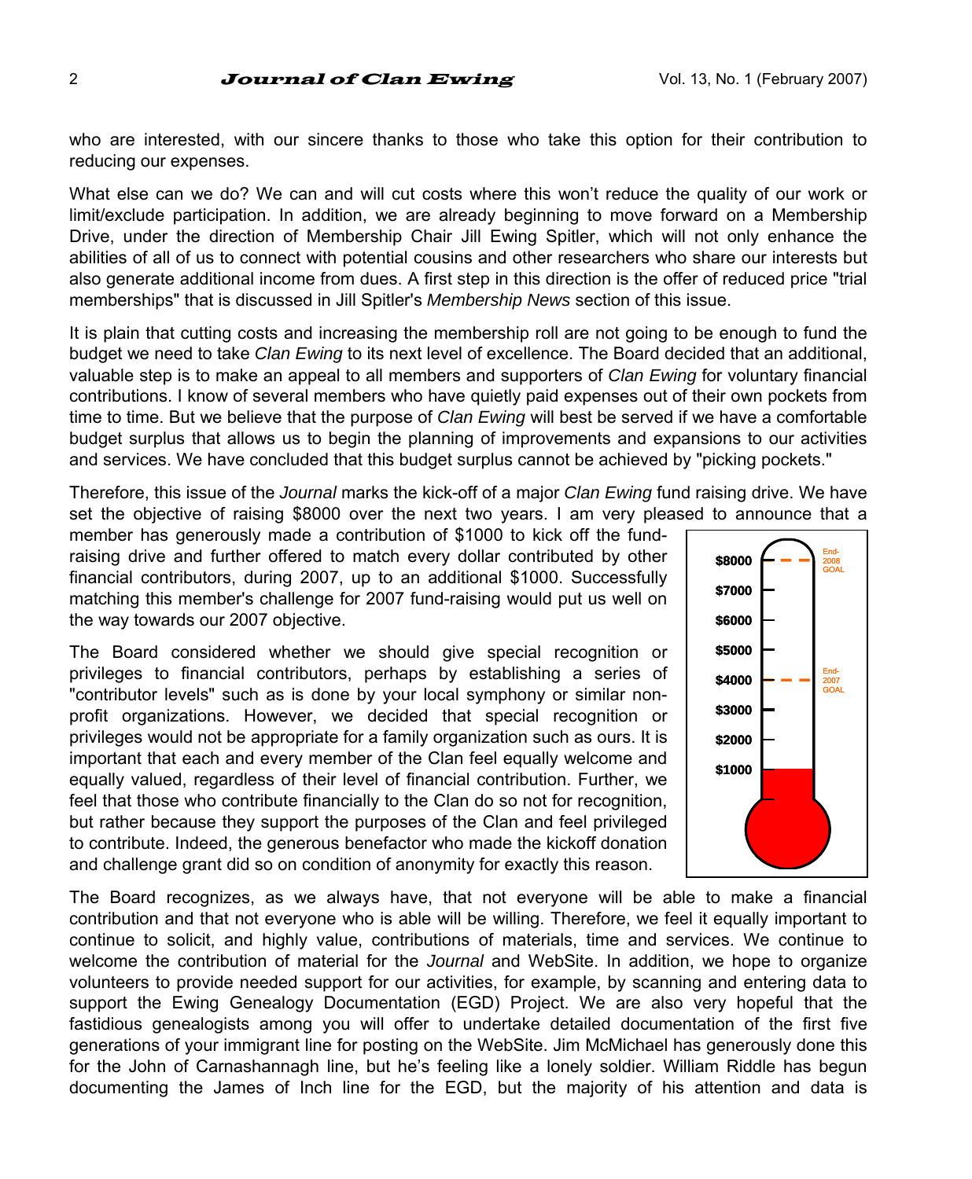who are interested, with our sincere thanks to those who take this option for their contribution to reducing our expenses.

What else can we do? We can and will cut costs where this won't reduce the quality of our work or limit/exclude participation. In addition, we are already beginning to move forward on a Membership Drive, under the direction of Membership Chair Jill Ewing Spitler, which will not only enhance the abilities of all of us to connect with potential cousins and other researchers who share our interests but also generate additional income from dues. A first step in this direction is the offer of reduced price "trial memberships" that is discussed in Jill Spitler's *Membership News* section of this issue.

It is plain that cutting costs and increasing the membership roll are not going to be enough to fund the budget we need to take *Clan Ewing* to its next level of excellence. The Board decided that an additional, valuable step is to make an appeal to all members and supporters of *Clan Ewing* for voluntary financial contributions. I know of several members who have quietly paid expenses out of their own pockets from time to time. But we believe that the purpose of *Clan Ewing* will best be served if we have a comfortable budget surplus that allows us to begin the planning of improvements and expansions to our activities and services. We have concluded that this budget surplus cannot be achieved by "picking pockets."

Therefore, this issue of the *Journal* marks the kick-off of a major *Clan Ewing* fund raising drive. We have set the objective of raising $8000 over the next two years. I am very pleased to announce that a member has generously made a contribution of $1000 to kick off the fund-raising drive and further offered to match every dollar contributed by other financial contributors, during 2007, up to an additional $1000. Successfully matching this member's challenge for 2007 fund-raising would put us well on the way towards our 2007 objective.

$8000 — End-2008 GOAL
$7000
$6000
$5000
$4000 — End-2007 GOAL
$3000
$2000
$1000

The Board considered whether we should give special recognition or privileges to financial contributors, perhaps by establishing a series of "contributor levels" such as is done by your local symphony or similar non-profit organizations. However, we decided that special recognition or privileges would not be appropriate for a family organization such as ours. It is important that each and every member of the Clan feel equally welcome and equally valued, regardless of their level of financial contribution. Further, we feel that those who contribute financially to the Clan do so not for recognition, but rather because they support the purposes of the Clan and feel privileged to contribute. Indeed, the generous benefactor who made the kickoff donation and challenge grant did so on condition of anonymity for exactly this reason.

The Board recognizes, as we always have, that not everyone will be able to make a financial contribution and that not everyone who is able will be willing. Therefore, we feel it equally important to continue to solicit, and highly value, contributions of materials, time and services. We continue to welcome the contribution of material for the *Journal* and WebSite. In addition, we hope to organize volunteers to provide needed support for our activities, for example, by scanning and entering data to support the Ewing Genealogy Documentation (EGD) Project. We are also very hopeful that the fastidious genealogists among you will offer to undertake detailed documentation of the first five generations of your immigrant line for posting on the WebSite. Jim McMichael has generously done this for the John of Carnashannagh line, but he's feeling like a lonely soldier. William Riddle has begun documenting the James of Inch line for the EGD, but the majority of his attention and data is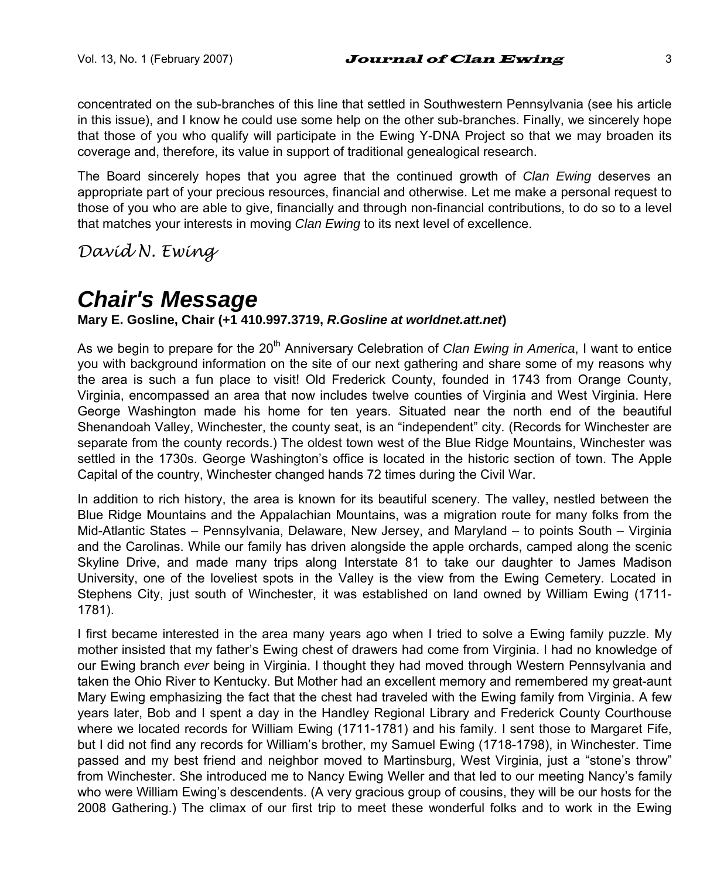concentrated on the sub-branches of this line that settled in Southwestern Pennsylvania (see his article in this issue), and I know he could use some help on the other sub-branches. Finally, we sincerely hope that those of you who qualify will participate in the Ewing Y-DNA Project so that we may broaden its coverage and, therefore, its value in support of traditional genealogical research.

The Board sincerely hopes that you agree that the continued growth of *Clan Ewing* deserves an appropriate part of your precious resources, financial and otherwise. Let me make a personal request to those of you who are able to give, financially and through non-financial contributions, to do so to a level that matches your interests in moving *Clan Ewing* to its next level of excellence.

*David N. Ewing*

## *Chair's Message*

**Mary E. Gosline, Chair (+1 410.997.3719, *R.Gosline at worldnet.att.net*)**

As we begin to prepare for the 20th Anniversary Celebration of *Clan Ewing in America*, I want to entice you with background information on the site of our next gathering and share some of my reasons why the area is such a fun place to visit! Old Frederick County, founded in 1743 from Orange County, Virginia, encompassed an area that now includes twelve counties of Virginia and West Virginia. Here George Washington made his home for ten years. Situated near the north end of the beautiful Shenandoah Valley, Winchester, the county seat, is an "independent" city. (Records for Winchester are separate from the county records.) The oldest town west of the Blue Ridge Mountains, Winchester was settled in the 1730s. George Washington's office is located in the historic section of town. The Apple Capital of the country, Winchester changed hands 72 times during the Civil War.

In addition to rich history, the area is known for its beautiful scenery. The valley, nestled between the Blue Ridge Mountains and the Appalachian Mountains, was a migration route for many folks from the Mid-Atlantic States – Pennsylvania, Delaware, New Jersey, and Maryland – to points South – Virginia and the Carolinas. While our family has driven alongside the apple orchards, camped along the scenic Skyline Drive, and made many trips along Interstate 81 to take our daughter to James Madison University, one of the loveliest spots in the Valley is the view from the Ewing Cemetery. Located in Stephens City, just south of Winchester, it was established on land owned by William Ewing (1711-1781).

I first became interested in the area many years ago when I tried to solve a Ewing family puzzle. My mother insisted that my father's Ewing chest of drawers had come from Virginia. I had no knowledge of our Ewing branch *ever* being in Virginia. I thought they had moved through Western Pennsylvania and taken the Ohio River to Kentucky. But Mother had an excellent memory and remembered my great-aunt Mary Ewing emphasizing the fact that the chest had traveled with the Ewing family from Virginia. A few years later, Bob and I spent a day in the Handley Regional Library and Frederick County Courthouse where we located records for William Ewing (1711-1781) and his family. I sent those to Margaret Fife, but I did not find any records for William's brother, my Samuel Ewing (1718-1798), in Winchester. Time passed and my best friend and neighbor moved to Martinsburg, West Virginia, just a "stone's throw" from Winchester. She introduced me to Nancy Ewing Weller and that led to our meeting Nancy's family who were William Ewing's descendents. (A very gracious group of cousins, they will be our hosts for the 2008 Gathering.) The climax of our first trip to meet these wonderful folks and to work in the Ewing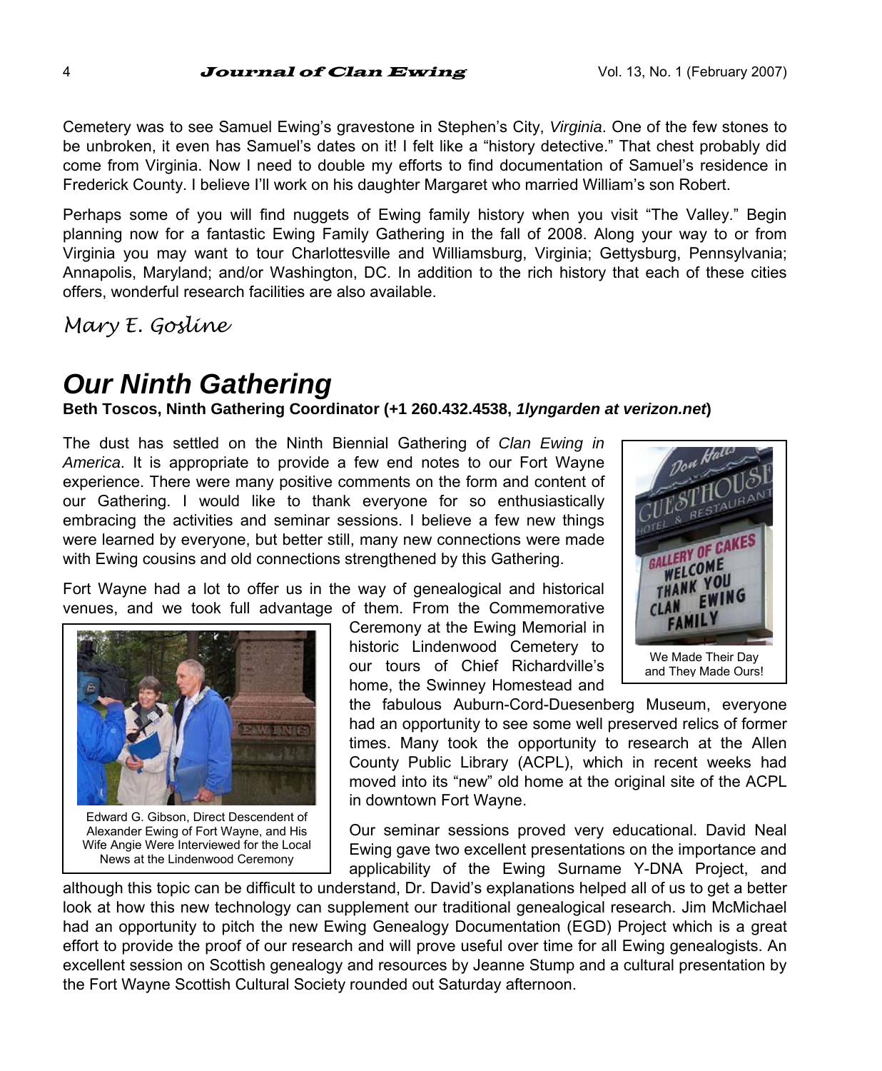Cemetery was to see Samuel Ewing's gravestone in Stephen's City, *Virginia*. One of the few stones to be unbroken, it even has Samuel's dates on it! I felt like a "history detective." That chest probably did come from Virginia. Now I need to double my efforts to find documentation of Samuel's residence in Frederick County. I believe I'll work on his daughter Margaret who married William's son Robert.

Perhaps some of you will find nuggets of Ewing family history when you visit "The Valley." Begin planning now for a fantastic Ewing Family Gathering in the fall of 2008. Along your way to or from Virginia you may want to tour Charlottesville and Williamsburg, Virginia; Gettysburg, Pennsylvania; Annapolis, Maryland; and/or Washington, DC. In addition to the rich history that each of these cities offers, wonderful research facilities are also available.

*Mary E. Gosline*

# *Our Ninth Gathering*

**Beth Toscos, Ninth Gathering Coordinator (+1 260.432.4538, *1lyngarden at verizon.net*)**

The dust has settled on the Ninth Biennial Gathering of *Clan Ewing in America*. It is appropriate to provide a few end notes to our Fort Wayne experience. There were many positive comments on the form and content of our Gathering. I would like to thank everyone for so enthusiastically embracing the activities and seminar sessions. I believe a few new things were learned by everyone, but better still, many new connections were made with Ewing cousins and old connections strengthened by this Gathering.

We Made Their Day and They Made Ours!

Fort Wayne had a lot to offer us in the way of genealogical and historical venues, and we took full advantage of them. From the Commemorative Ceremony at the Ewing Memorial in historic Lindenwood Cemetery to our tours of Chief Richardville's home, the Swinney Homestead and the fabulous Auburn-Cord-Duesenberg Museum, everyone had an opportunity to see some well preserved relics of former times. Many took the opportunity to research at the Allen County Public Library (ACPL), which in recent weeks had moved into its "new" old home at the original site of the ACPL in downtown Fort Wayne.

Edward G. Gibson, Direct Descendent of Alexander Ewing of Fort Wayne, and His Wife Angie Were Interviewed for the Local News at the Lindenwood Ceremony

Our seminar sessions proved very educational. David Neal Ewing gave two excellent presentations on the importance and applicability of the Ewing Surname Y-DNA Project, and although this topic can be difficult to understand, Dr. David's explanations helped all of us to get a better look at how this new technology can supplement our traditional genealogical research. Jim McMichael had an opportunity to pitch the new Ewing Genealogy Documentation (EGD) Project which is a great effort to provide the proof of our research and will prove useful over time for all Ewing genealogists. An excellent session on Scottish genealogy and resources by Jeanne Stump and a cultural presentation by the Fort Wayne Scottish Cultural Society rounded out Saturday afternoon.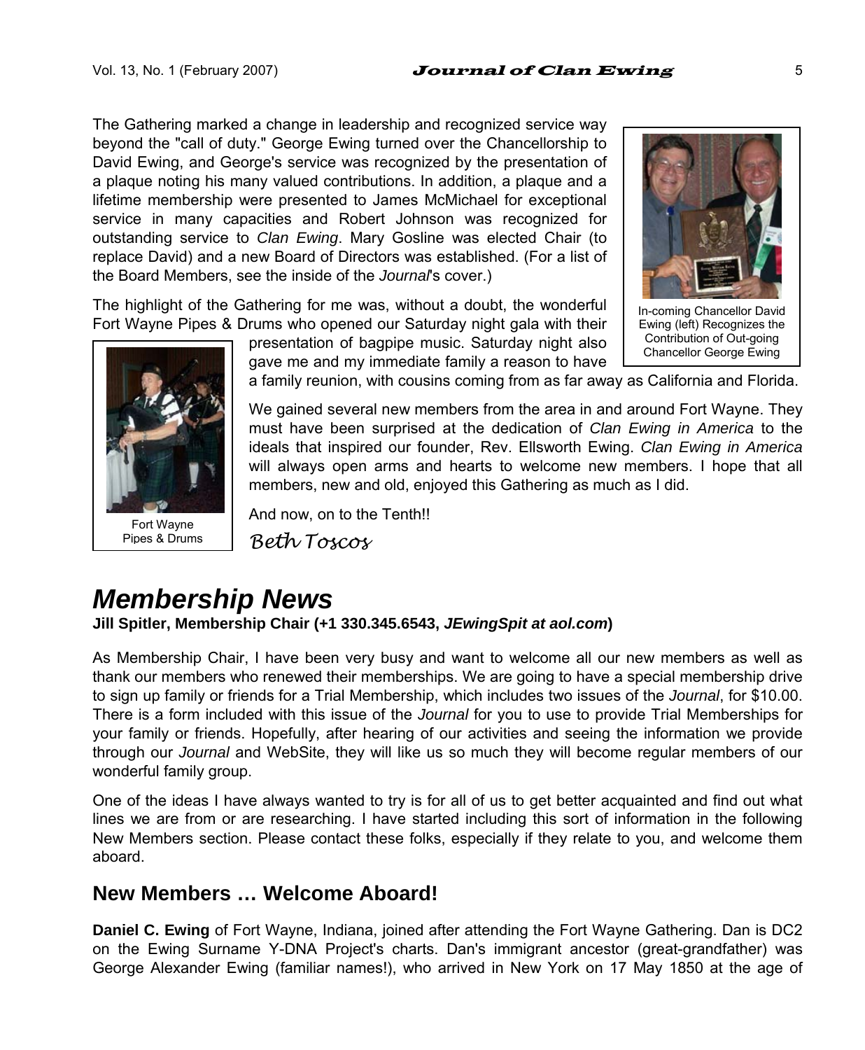The Gathering marked a change in leadership and recognized service way beyond the "call of duty." George Ewing turned over the Chancellorship to David Ewing, and George's service was recognized by the presentation of a plaque noting his many valued contributions. In addition, a plaque and a lifetime membership were presented to James McMichael for exceptional service in many capacities and Robert Johnson was recognized for outstanding service to *Clan Ewing*. Mary Gosline was elected Chair (to replace David) and a new Board of Directors was established. (For a list of the Board Members, see the inside of the *Journal*'s cover.)

In-coming Chancellor David Ewing (left) Recognizes the Contribution of Out-going Chancellor George Ewing

The highlight of the Gathering for me was, without a doubt, the wonderful Fort Wayne Pipes & Drums who opened our Saturday night gala with their presentation of bagpipe music. Saturday night also gave me and my immediate family a reason to have a family reunion, with cousins coming from as far away as California and Florida.

Fort Wayne Pipes & Drums

We gained several new members from the area in and around Fort Wayne. They must have been surprised at the dedication of *Clan Ewing in America* to the ideals that inspired our founder, Rev. Ellsworth Ewing. *Clan Ewing in America* will always open arms and hearts to welcome new members. I hope that all members, new and old, enjoyed this Gathering as much as I did.

And now, on to the Tenth!!

*Beth Toscos*

# *Membership News*

**Jill Spitler, Membership Chair (+1 330.345.6543, *JEwingSpit at aol.com*)**

As Membership Chair, I have been very busy and want to welcome all our new members as well as thank our members who renewed their memberships. We are going to have a special membership drive to sign up family or friends for a Trial Membership, which includes two issues of the *Journal*, for $10.00. There is a form included with this issue of the *Journal* for you to use to provide Trial Memberships for your family or friends. Hopefully, after hearing of our activities and seeing the information we provide through our *Journal* and WebSite, they will like us so much they will become regular members of our wonderful family group.

One of the ideas I have always wanted to try is for all of us to get better acquainted and find out what lines we are from or are researching. I have started including this sort of information in the following New Members section. Please contact these folks, especially if they relate to you, and welcome them aboard.

## New Members … Welcome Aboard!

**Daniel C. Ewing** of Fort Wayne, Indiana, joined after attending the Fort Wayne Gathering. Dan is DC2 on the Ewing Surname Y-DNA Project's charts. Dan's immigrant ancestor (great-grandfather) was George Alexander Ewing (familiar names!), who arrived in New York on 17 May 1850 at the age of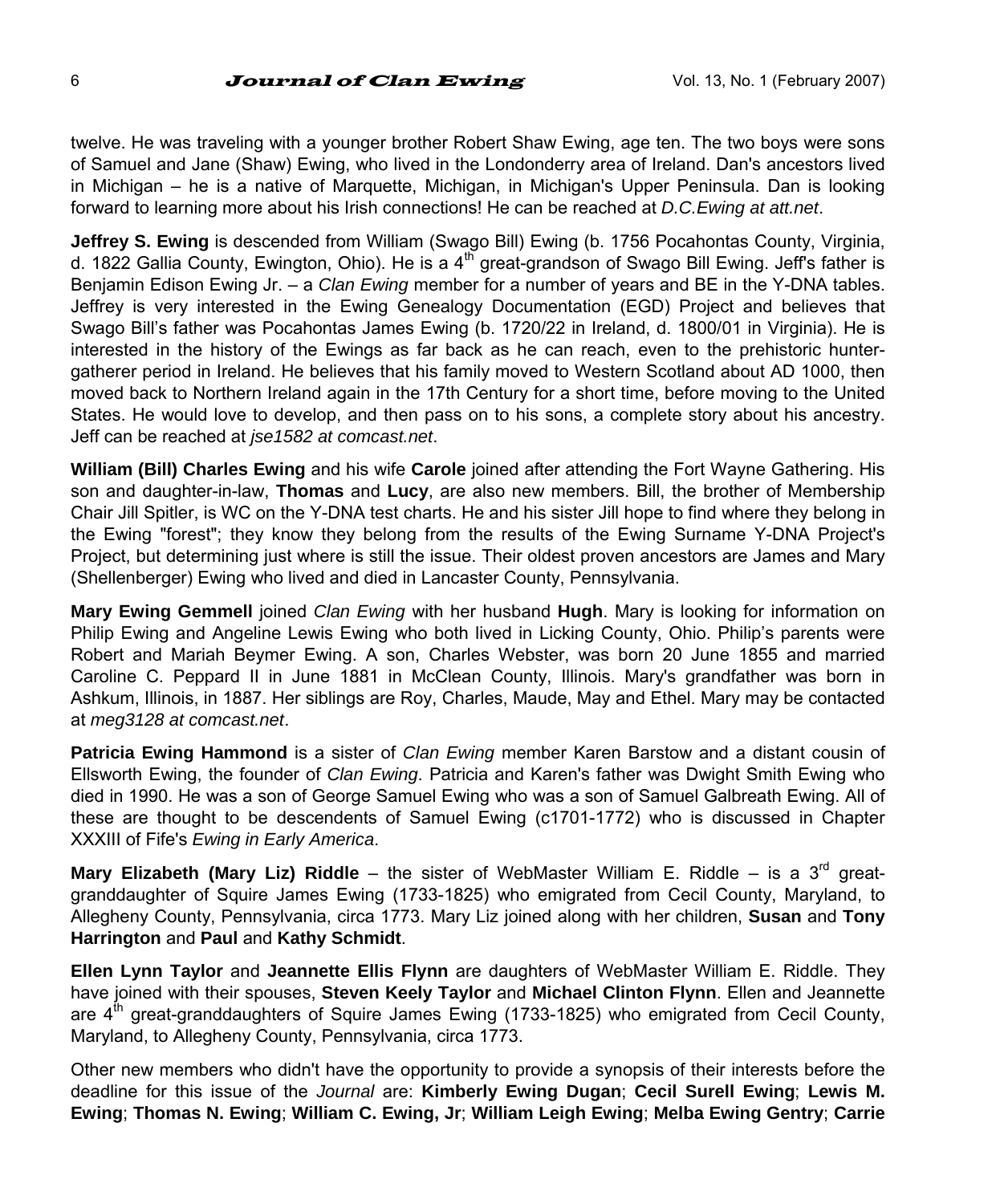twelve. He was traveling with a younger brother Robert Shaw Ewing, age ten. The two boys were sons of Samuel and Jane (Shaw) Ewing, who lived in the Londonderry area of Ireland. Dan's ancestors lived in Michigan – he is a native of Marquette, Michigan, in Michigan's Upper Peninsula. Dan is looking forward to learning more about his Irish connections! He can be reached at *D.C.Ewing at att.net*.

**Jeffrey S. Ewing** is descended from William (Swago Bill) Ewing (b. 1756 Pocahontas County, Virginia, d. 1822 Gallia County, Ewington, Ohio). He is a 4th great-grandson of Swago Bill Ewing. Jeff's father is Benjamin Edison Ewing Jr. – a *Clan Ewing* member for a number of years and BE in the Y-DNA tables. Jeffrey is very interested in the Ewing Genealogy Documentation (EGD) Project and believes that Swago Bill's father was Pocahontas James Ewing (b. 1720/22 in Ireland, d. 1800/01 in Virginia). He is interested in the history of the Ewings as far back as he can reach, even to the prehistoric hunter-gatherer period in Ireland. He believes that his family moved to Western Scotland about AD 1000, then moved back to Northern Ireland again in the 17th Century for a short time, before moving to the United States. He would love to develop, and then pass on to his sons, a complete story about his ancestry. Jeff can be reached at *jse1582 at comcast.net*.

**William (Bill) Charles Ewing** and his wife **Carole** joined after attending the Fort Wayne Gathering. His son and daughter-in-law, **Thomas** and **Lucy**, are also new members. Bill, the brother of Membership Chair Jill Spitler, is WC on the Y-DNA test charts. He and his sister Jill hope to find where they belong in the Ewing "forest"; they know they belong from the results of the Ewing Surname Y-DNA Project's Project, but determining just where is still the issue. Their oldest proven ancestors are James and Mary (Shellenberger) Ewing who lived and died in Lancaster County, Pennsylvania.

**Mary Ewing Gemmell** joined *Clan Ewing* with her husband **Hugh**. Mary is looking for information on Philip Ewing and Angeline Lewis Ewing who both lived in Licking County, Ohio. Philip's parents were Robert and Mariah Beymer Ewing. A son, Charles Webster, was born 20 June 1855 and married Caroline C. Peppard II in June 1881 in McClean County, Illinois. Mary's grandfather was born in Ashkum, Illinois, in 1887. Her siblings are Roy, Charles, Maude, May and Ethel. Mary may be contacted at *meg3128 at comcast.net*.

**Patricia Ewing Hammond** is a sister of *Clan Ewing* member Karen Barstow and a distant cousin of Ellsworth Ewing, the founder of *Clan Ewing*. Patricia and Karen's father was Dwight Smith Ewing who died in 1990. He was a son of George Samuel Ewing who was a son of Samuel Galbreath Ewing. All of these are thought to be descendents of Samuel Ewing (c1701-1772) who is discussed in Chapter XXXIII of Fife's *Ewing in Early America*.

**Mary Elizabeth (Mary Liz) Riddle** – the sister of WebMaster William E. Riddle – is a 3rd great-granddaughter of Squire James Ewing (1733-1825) who emigrated from Cecil County, Maryland, to Allegheny County, Pennsylvania, circa 1773. Mary Liz joined along with her children, **Susan** and **Tony Harrington** and **Paul** and **Kathy Schmidt**.

**Ellen Lynn Taylor** and **Jeannette Ellis Flynn** are daughters of WebMaster William E. Riddle. They have joined with their spouses, **Steven Keely Taylor** and **Michael Clinton Flynn**. Ellen and Jeannette are 4th great-granddaughters of Squire James Ewing (1733-1825) who emigrated from Cecil County, Maryland, to Allegheny County, Pennsylvania, circa 1773.

Other new members who didn't have the opportunity to provide a synopsis of their interests before the deadline for this issue of the *Journal* are: **Kimberly Ewing Dugan**; **Cecil Surell Ewing**; **Lewis M. Ewing**; **Thomas N. Ewing**; **William C. Ewing, Jr**; **William Leigh Ewing**; **Melba Ewing Gentry**; **Carrie**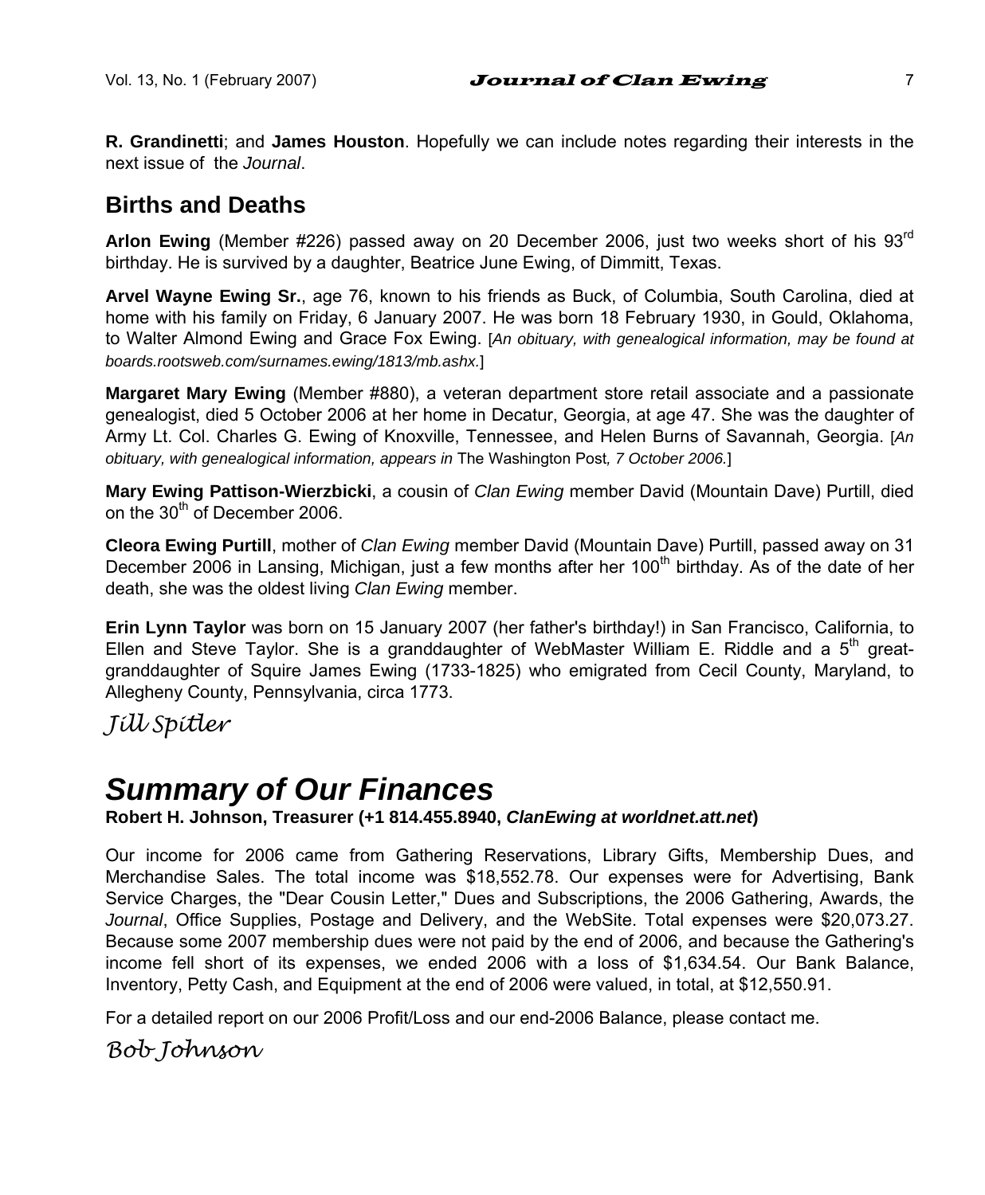**R. Grandinetti**; and **James Houston**. Hopefully we can include notes regarding their interests in the next issue of the *Journal*.

## Births and Deaths

**Arlon Ewing** (Member #226) passed away on 20 December 2006, just two weeks short of his 93rd birthday. He is survived by a daughter, Beatrice June Ewing, of Dimmitt, Texas.

**Arvel Wayne Ewing Sr.**, age 76, known to his friends as Buck, of Columbia, South Carolina, died at home with his family on Friday, 6 January 2007. He was born 18 February 1930, in Gould, Oklahoma, to Walter Almond Ewing and Grace Fox Ewing. [*An obituary, with genealogical information, may be found at boards.rootsweb.com/surnames.ewing/1813/mb.ashx.*]

**Margaret Mary Ewing** (Member #880), a veteran department store retail associate and a passionate genealogist, died 5 October 2006 at her home in Decatur, Georgia, at age 47. She was the daughter of Army Lt. Col. Charles G. Ewing of Knoxville, Tennessee, and Helen Burns of Savannah, Georgia. [*An obituary, with genealogical information, appears in* The Washington Post*, 7 October 2006.*]

**Mary Ewing Pattison-Wierzbicki**, a cousin of *Clan Ewing* member David (Mountain Dave) Purtill, died on the 30th of December 2006.

**Cleora Ewing Purtill**, mother of *Clan Ewing* member David (Mountain Dave) Purtill, passed away on 31 December 2006 in Lansing, Michigan, just a few months after her 100th birthday. As of the date of her death, she was the oldest living *Clan Ewing* member.

**Erin Lynn Taylor** was born on 15 January 2007 (her father's birthday!) in San Francisco, California, to Ellen and Steve Taylor. She is a granddaughter of WebMaster William E. Riddle and a 5th great-granddaughter of Squire James Ewing (1733-1825) who emigrated from Cecil County, Maryland, to Allegheny County, Pennsylvania, circa 1773.

*Jill Spitler*

# *Summary of Our Finances*

**Robert H. Johnson, Treasurer (+1 814.455.8940, *ClanEwing at worldnet.att.net*)**

Our income for 2006 came from Gathering Reservations, Library Gifts, Membership Dues, and Merchandise Sales. The total income was $18,552.78. Our expenses were for Advertising, Bank Service Charges, the "Dear Cousin Letter," Dues and Subscriptions, the 2006 Gathering, Awards, the *Journal*, Office Supplies, Postage and Delivery, and the WebSite. Total expenses were $20,073.27. Because some 2007 membership dues were not paid by the end of 2006, and because the Gathering's income fell short of its expenses, we ended 2006 with a loss of $1,634.54. Our Bank Balance, Inventory, Petty Cash, and Equipment at the end of 2006 were valued, in total, at $12,550.91.

For a detailed report on our 2006 Profit/Loss and our end-2006 Balance, please contact me.

*Bob Johnson*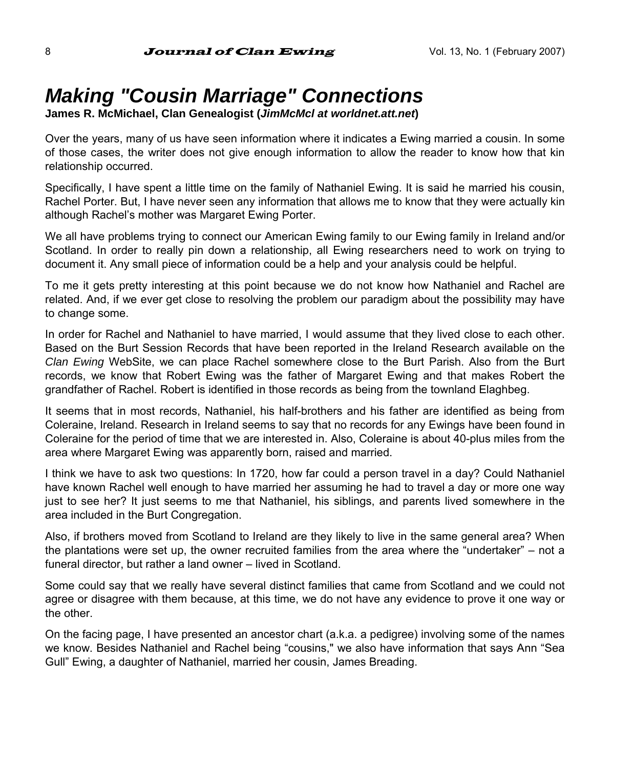# *Making "Cousin Marriage" Connections*

**James R. McMichael, Clan Genealogist (*JimMcMcl at worldnet.att.net*)**

Over the years, many of us have seen information where it indicates a Ewing married a cousin. In some of those cases, the writer does not give enough information to allow the reader to know how that kin relationship occurred.

Specifically, I have spent a little time on the family of Nathaniel Ewing. It is said he married his cousin, Rachel Porter. But, I have never seen any information that allows me to know that they were actually kin although Rachel's mother was Margaret Ewing Porter.

We all have problems trying to connect our American Ewing family to our Ewing family in Ireland and/or Scotland. In order to really pin down a relationship, all Ewing researchers need to work on trying to document it. Any small piece of information could be a help and your analysis could be helpful.

To me it gets pretty interesting at this point because we do not know how Nathaniel and Rachel are related. And, if we ever get close to resolving the problem our paradigm about the possibility may have to change some.

In order for Rachel and Nathaniel to have married, I would assume that they lived close to each other. Based on the Burt Session Records that have been reported in the Ireland Research available on the *Clan Ewing* WebSite, we can place Rachel somewhere close to the Burt Parish. Also from the Burt records, we know that Robert Ewing was the father of Margaret Ewing and that makes Robert the grandfather of Rachel. Robert is identified in those records as being from the townland Elaghbeg.

It seems that in most records, Nathaniel, his half-brothers and his father are identified as being from Coleraine, Ireland. Research in Ireland seems to say that no records for any Ewings have been found in Coleraine for the period of time that we are interested in. Also, Coleraine is about 40-plus miles from the area where Margaret Ewing was apparently born, raised and married.

I think we have to ask two questions: In 1720, how far could a person travel in a day? Could Nathaniel have known Rachel well enough to have married her assuming he had to travel a day or more one way just to see her? It just seems to me that Nathaniel, his siblings, and parents lived somewhere in the area included in the Burt Congregation.

Also, if brothers moved from Scotland to Ireland are they likely to live in the same general area? When the plantations were set up, the owner recruited families from the area where the "undertaker" – not a funeral director, but rather a land owner – lived in Scotland.

Some could say that we really have several distinct families that came from Scotland and we could not agree or disagree with them because, at this time, we do not have any evidence to prove it one way or the other.

On the facing page, I have presented an ancestor chart (a.k.a. a pedigree) involving some of the names we know. Besides Nathaniel and Rachel being "cousins," we also have information that says Ann "Sea Gull" Ewing, a daughter of Nathaniel, married her cousin, James Breading.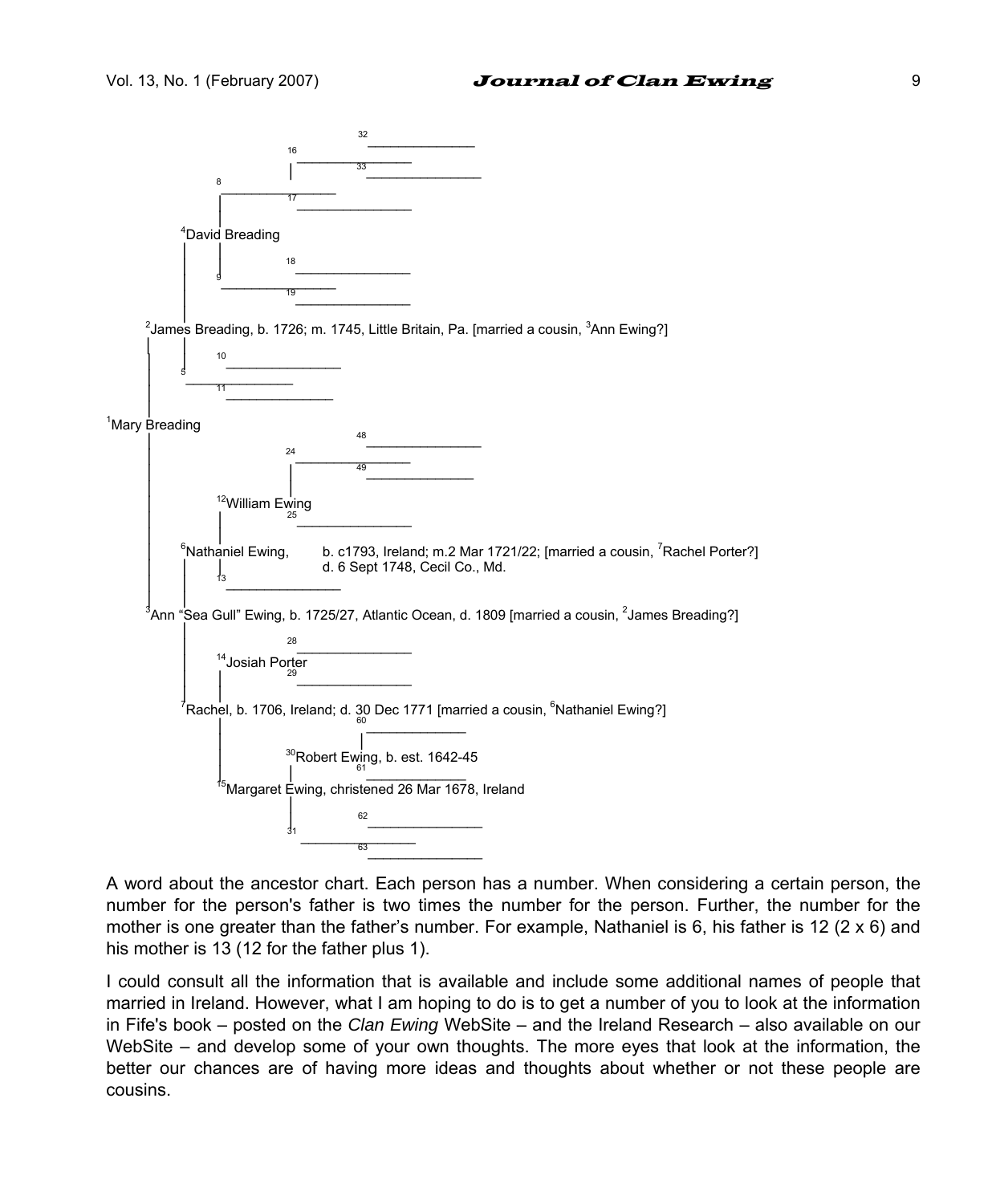[1]Mary Breading

- [2]James Breading, b. 1726; m. 1745, Little Britain, Pa. [married a cousin, [3]Ann Ewing?]
  - [4]David Breading
    - 8 ____
      - 16 ____
        - 32 ____
        - 33 ____
      - 17 ____
    - 9 ____
      - 18 ____
      - 19 ____
  - 5 ____
    - 10 ____
    - 11 ____
- [3]Ann "Sea Gull" Ewing, b. 1725/27, Atlantic Ocean, d. 1809 [married a cousin, [2]James Breading?]
  - [6]Nathaniel Ewing, b. c1793, Ireland; m.2 Mar 1721/22; [married a cousin, [7]Rachel Porter?] d. 6 Sept 1748, Cecil Co., Md.
    - [12]William Ewing
      - 24 ____
        - 48 ____
        - 49 ____
      - 25 ____
    - 13 ____
  - [7]Rachel, b. 1706, Ireland; d. 30 Dec 1771 [married a cousin, [6]Nathaniel Ewing?]
    - [14]Josiah Porter
      - 28 ____
      - 29 ____
    - [15]Margaret Ewing, christened 26 Mar 1678, Ireland
      - [30]Robert Ewing, b. est. 1642-45
        - 60 ____
        - 61 ____
      - 31 ____
        - 62 ____
        - 63 ____

A word about the ancestor chart. Each person has a number. When considering a certain person, the number for the person's father is two times the number for the person. Further, the number for the mother is one greater than the father's number. For example, Nathaniel is 6, his father is 12 (2 x 6) and his mother is 13 (12 for the father plus 1).

I could consult all the information that is available and include some additional names of people that married in Ireland. However, what I am hoping to do is to get a number of you to look at the information in Fife's book – posted on the *Clan Ewing* WebSite – and the Ireland Research – also available on our WebSite – and develop some of your own thoughts. The more eyes that look at the information, the better our chances are of having more ideas and thoughts about whether or not these people are cousins.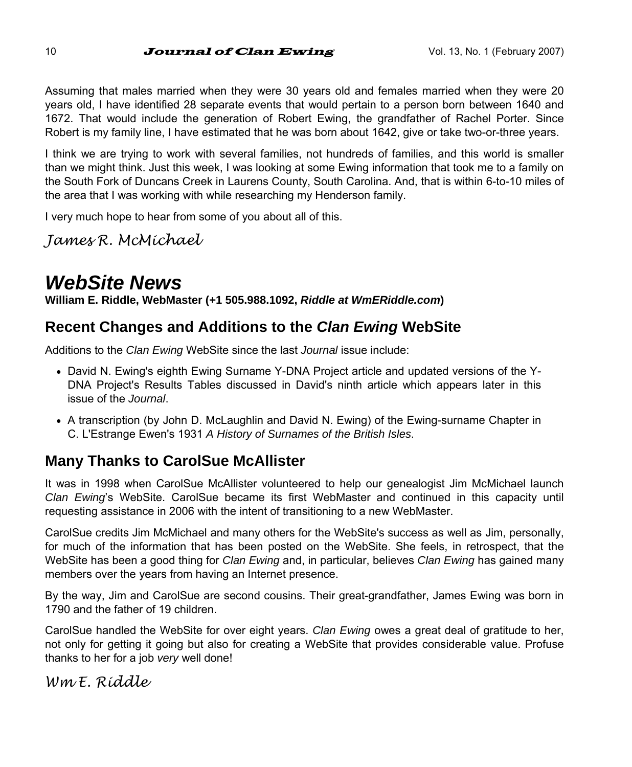Assuming that males married when they were 30 years old and females married when they were 20 years old, I have identified 28 separate events that would pertain to a person born between 1640 and 1672. That would include the generation of Robert Ewing, the grandfather of Rachel Porter. Since Robert is my family line, I have estimated that he was born about 1642, give or take two-or-three years.

I think we are trying to work with several families, not hundreds of families, and this world is smaller than we might think. Just this week, I was looking at some Ewing information that took me to a family on the South Fork of Duncans Creek in Laurens County, South Carolina. And, that is within 6-to-10 miles of the area that I was working with while researching my Henderson family.

I very much hope to hear from some of you about all of this.

*James R. McMichael*

# *WebSite News*

**William E. Riddle, WebMaster (+1 505.988.1092, *Riddle at WmERiddle.com*)**

## Recent Changes and Additions to the *Clan Ewing* WebSite

Additions to the *Clan Ewing* WebSite since the last *Journal* issue include:

- David N. Ewing's eighth Ewing Surname Y-DNA Project article and updated versions of the Y-DNA Project's Results Tables discussed in David's ninth article which appears later in this issue of the *Journal*.
- A transcription (by John D. McLaughlin and David N. Ewing) of the Ewing-surname Chapter in C. L'Estrange Ewen's 1931 *A History of Surnames of the British Isles*.

## Many Thanks to CarolSue McAllister

It was in 1998 when CarolSue McAllister volunteered to help our genealogist Jim McMichael launch *Clan Ewing*'s WebSite. CarolSue became its first WebMaster and continued in this capacity until requesting assistance in 2006 with the intent of transitioning to a new WebMaster.

CarolSue credits Jim McMichael and many others for the WebSite's success as well as Jim, personally, for much of the information that has been posted on the WebSite. She feels, in retrospect, that the WebSite has been a good thing for *Clan Ewing* and, in particular, believes *Clan Ewing* has gained many members over the years from having an Internet presence.

By the way, Jim and CarolSue are second cousins. Their great-grandfather, James Ewing was born in 1790 and the father of 19 children.

CarolSue handled the WebSite for over eight years. *Clan Ewing* owes a great deal of gratitude to her, not only for getting it going but also for creating a WebSite that provides considerable value. Profuse thanks to her for a job *very* well done!

*Wm E. Riddle*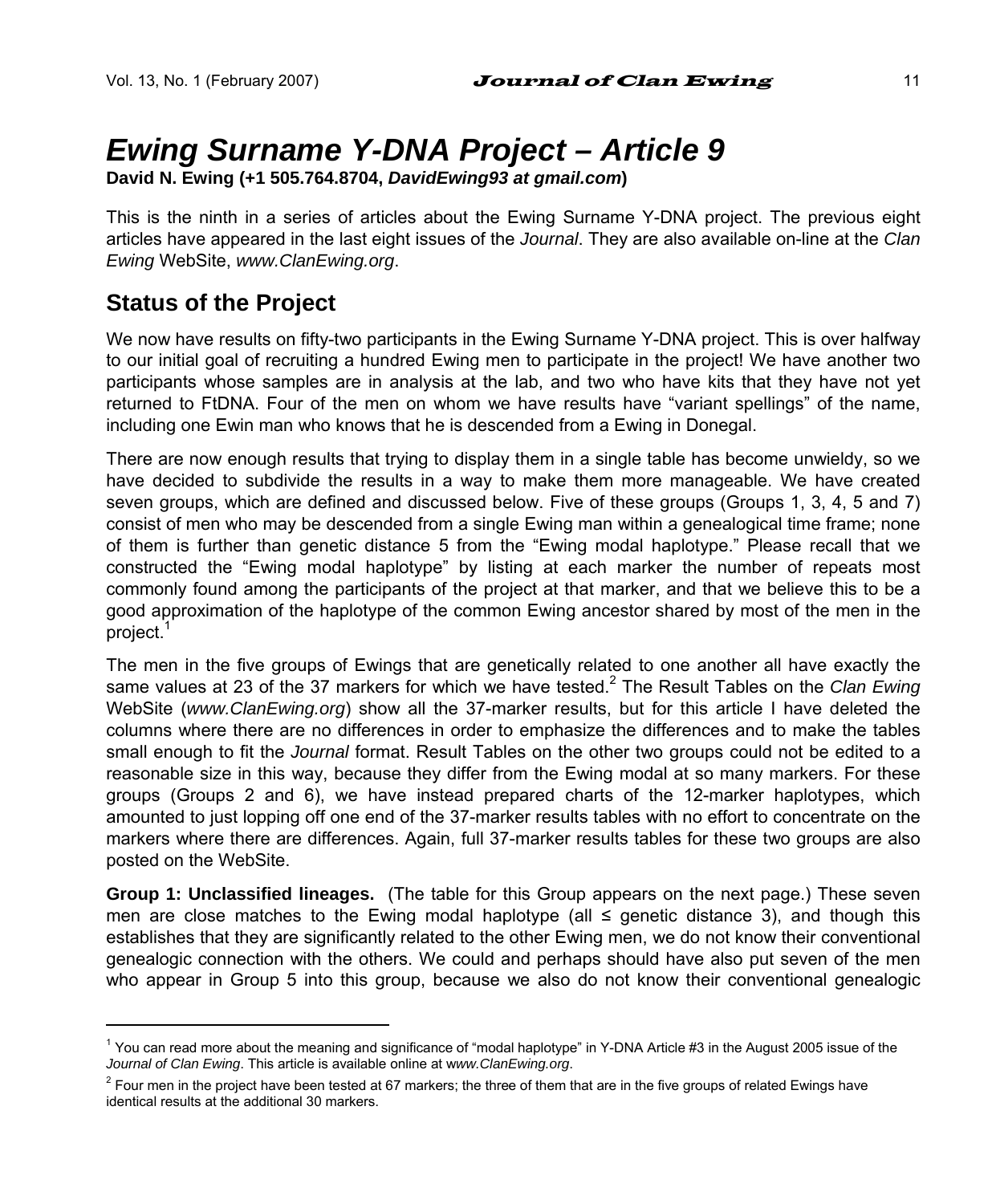# *Ewing Surname Y-DNA Project – Article 9*

**David N. Ewing (+1 505.764.8704, *DavidEwing93 at gmail.com*)**

This is the ninth in a series of articles about the Ewing Surname Y-DNA project. The previous eight articles have appeared in the last eight issues of the *Journal*. They are also available on-line at the *Clan Ewing* WebSite, *www.ClanEwing.org*.

## Status of the Project

We now have results on fifty-two participants in the Ewing Surname Y-DNA project. This is over halfway to our initial goal of recruiting a hundred Ewing men to participate in the project! We have another two participants whose samples are in analysis at the lab, and two who have kits that they have not yet returned to FtDNA. Four of the men on whom we have results have "variant spellings" of the name, including one Ewin man who knows that he is descended from a Ewing in Donegal.

There are now enough results that trying to display them in a single table has become unwieldy, so we have decided to subdivide the results in a way to make them more manageable. We have created seven groups, which are defined and discussed below. Five of these groups (Groups 1, 3, 4, 5 and 7) consist of men who may be descended from a single Ewing man within a genealogical time frame; none of them is further than genetic distance 5 from the "Ewing modal haplotype." Please recall that we constructed the "Ewing modal haplotype" by listing at each marker the number of repeats most commonly found among the participants of the project at that marker, and that we believe this to be a good approximation of the haplotype of the common Ewing ancestor shared by most of the men in the project.[1]

The men in the five groups of Ewings that are genetically related to one another all have exactly the same values at 23 of the 37 markers for which we have tested.[2] The Result Tables on the *Clan Ewing* WebSite (*www.ClanEwing.org*) show all the 37-marker results, but for this article I have deleted the columns where there are no differences in order to emphasize the differences and to make the tables small enough to fit the *Journal* format. Result Tables on the other two groups could not be edited to a reasonable size in this way, because they differ from the Ewing modal at so many markers. For these groups (Groups 2 and 6), we have instead prepared charts of the 12-marker haplotypes, which amounted to just lopping off one end of the 37-marker results tables with no effort to concentrate on the markers where there are differences. Again, full 37-marker results tables for these two groups are also posted on the WebSite.

**Group 1: Unclassified lineages.** (The table for this Group appears on the next page.) These seven men are close matches to the Ewing modal haplotype (all ≤ genetic distance 3), and though this establishes that they are significantly related to the other Ewing men, we do not know their conventional genealogic connection with the others. We could and perhaps should have also put seven of the men who appear in Group 5 into this group, because we also do not know their conventional genealogic

---

[1] You can read more about the meaning and significance of "modal haplotype" in Y-DNA Article #3 in the August 2005 issue of the *Journal of Clan Ewing*. This article is available online at w*ww.ClanEwing.org*.

[2] Four men in the project have been tested at 67 markers; the three of them that are in the five groups of related Ewings have identical results at the additional 30 markers.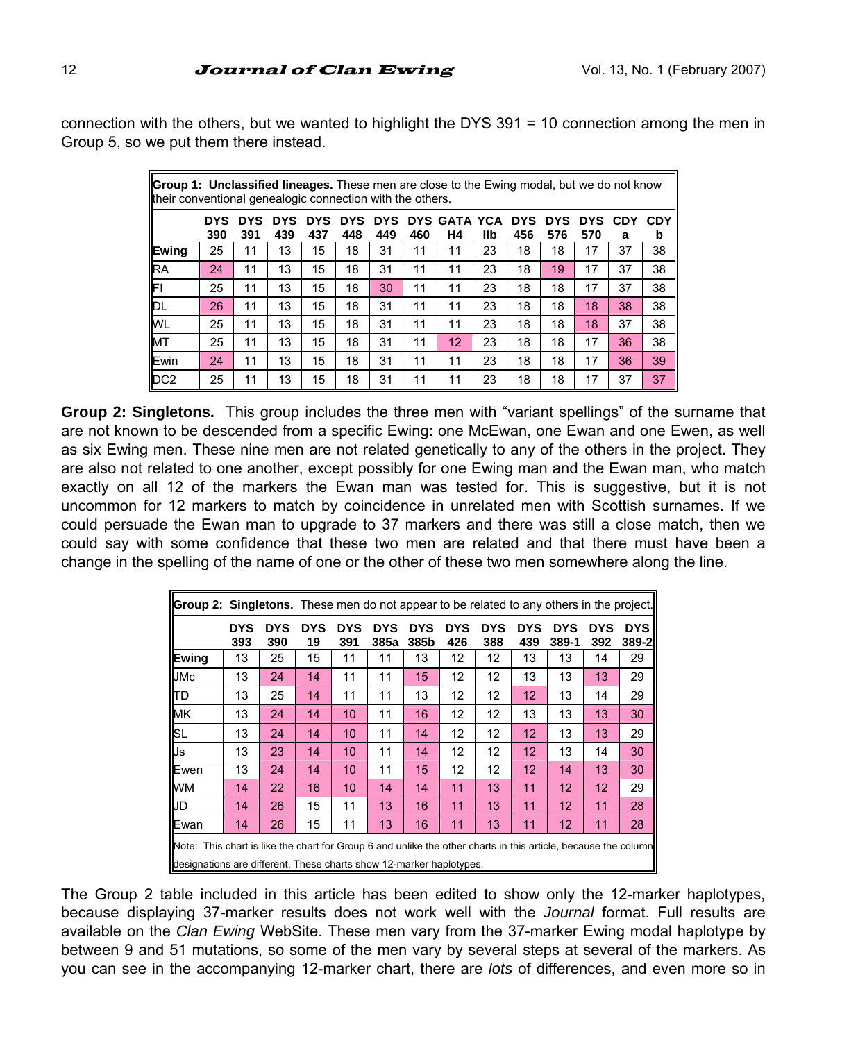connection with the others, but we wanted to highlight the DYS 391 = 10 connection among the men in Group 5, so we put them there instead.

| **Group 1: Unclassified lineages.** These men are close to the Ewing modal, but we do not know their conventional genealogic connection with the others. | | | | | | | | | | | | | | |
|---|---|---|---|---|---|---|---|---|---|---|---|---|---|---|
| | DYS 390 | DYS 391 | DYS 439 | DYS 437 | DYS 448 | DYS 449 | DYS 460 | GATA H4 | YCA IIb | DYS 456 | DYS 576 | DYS 570 | CDY a | CDY b |
| **Ewing** | 25 | 11 | 13 | 15 | 18 | 31 | 11 | 11 | 23 | 18 | 18 | 17 | 37 | 38 |
| RA | 24 | 11 | 13 | 15 | 18 | 31 | 11 | 11 | 23 | 18 | 19 | 17 | 37 | 38 |
| FI | 25 | 11 | 13 | 15 | 18 | 30 | 11 | 11 | 23 | 18 | 18 | 17 | 37 | 38 |
| DL | 26 | 11 | 13 | 15 | 18 | 31 | 11 | 11 | 23 | 18 | 18 | 18 | 38 | 38 |
| WL | 25 | 11 | 13 | 15 | 18 | 31 | 11 | 11 | 23 | 18 | 18 | 18 | 37 | 38 |
| MT | 25 | 11 | 13 | 15 | 18 | 31 | 11 | 12 | 23 | 18 | 18 | 17 | 36 | 38 |
| Ewin | 24 | 11 | 13 | 15 | 18 | 31 | 11 | 11 | 23 | 18 | 18 | 17 | 36 | 39 |
| DC2 | 25 | 11 | 13 | 15 | 18 | 31 | 11 | 11 | 23 | 18 | 18 | 17 | 37 | 37 |

**Group 2: Singletons.** This group includes the three men with "variant spellings" of the surname that are not known to be descended from a specific Ewing: one McEwan, one Ewan and one Ewen, as well as six Ewing men. These nine men are not related genetically to any of the others in the project. They are also not related to one another, except possibly for one Ewing man and the Ewan man, who match exactly on all 12 of the markers the Ewan man was tested for. This is suggestive, but it is not uncommon for 12 markers to match by coincidence in unrelated men with Scottish surnames. If we could persuade the Ewan man to upgrade to 37 markers and there was still a close match, then we could say with some confidence that these two men are related and that there must have been a change in the spelling of the name of one or the other of these two men somewhere along the line.

| **Group 2: Singletons.** These men do not appear to be related to any others in the project. | | | | | | | | | | | | |
|---|---|---|---|---|---|---|---|---|---|---|---|---|
| | DYS 393 | DYS 390 | DYS 19 | DYS 391 | DYS 385a | DYS 385b | DYS 426 | DYS 388 | DYS 439 | DYS 389-1 | DYS 392 | DYS 389-2 |
| **Ewing** | 13 | 25 | 15 | 11 | 11 | 13 | 12 | 12 | 13 | 13 | 14 | 29 |
| JMc | 13 | 24 | 14 | 11 | 11 | 15 | 12 | 12 | 13 | 13 | 13 | 29 |
| TD | 13 | 25 | 14 | 11 | 11 | 13 | 12 | 12 | 12 | 13 | 14 | 29 |
| MK | 13 | 24 | 14 | 10 | 11 | 16 | 12 | 12 | 13 | 13 | 13 | 30 |
| SL | 13 | 24 | 14 | 10 | 11 | 14 | 12 | 12 | 12 | 13 | 13 | 29 |
| Js | 13 | 23 | 14 | 10 | 11 | 14 | 12 | 12 | 12 | 13 | 14 | 30 |
| Ewen | 13 | 24 | 14 | 10 | 11 | 15 | 12 | 12 | 12 | 14 | 13 | 30 |
| WM | 14 | 22 | 16 | 10 | 14 | 14 | 11 | 13 | 11 | 12 | 12 | 29 |
| JD | 14 | 26 | 15 | 11 | 13 | 16 | 11 | 13 | 11 | 12 | 11 | 28 |
| Ewan | 14 | 26 | 15 | 11 | 13 | 16 | 11 | 13 | 11 | 12 | 11 | 28 |

Note: This chart is like the chart for Group 6 and unlike the other charts in this article, because the column designations are different. These charts show 12-marker haplotypes.

The Group 2 table included in this article has been edited to show only the 12-marker haplotypes, because displaying 37-marker results does not work well with the *Journal* format. Full results are available on the *Clan Ewing* WebSite. These men vary from the 37-marker Ewing modal haplotype by between 9 and 51 mutations, so some of the men vary by several steps at several of the markers. As you can see in the accompanying 12-marker chart, there are *lots* of differences, and even more so in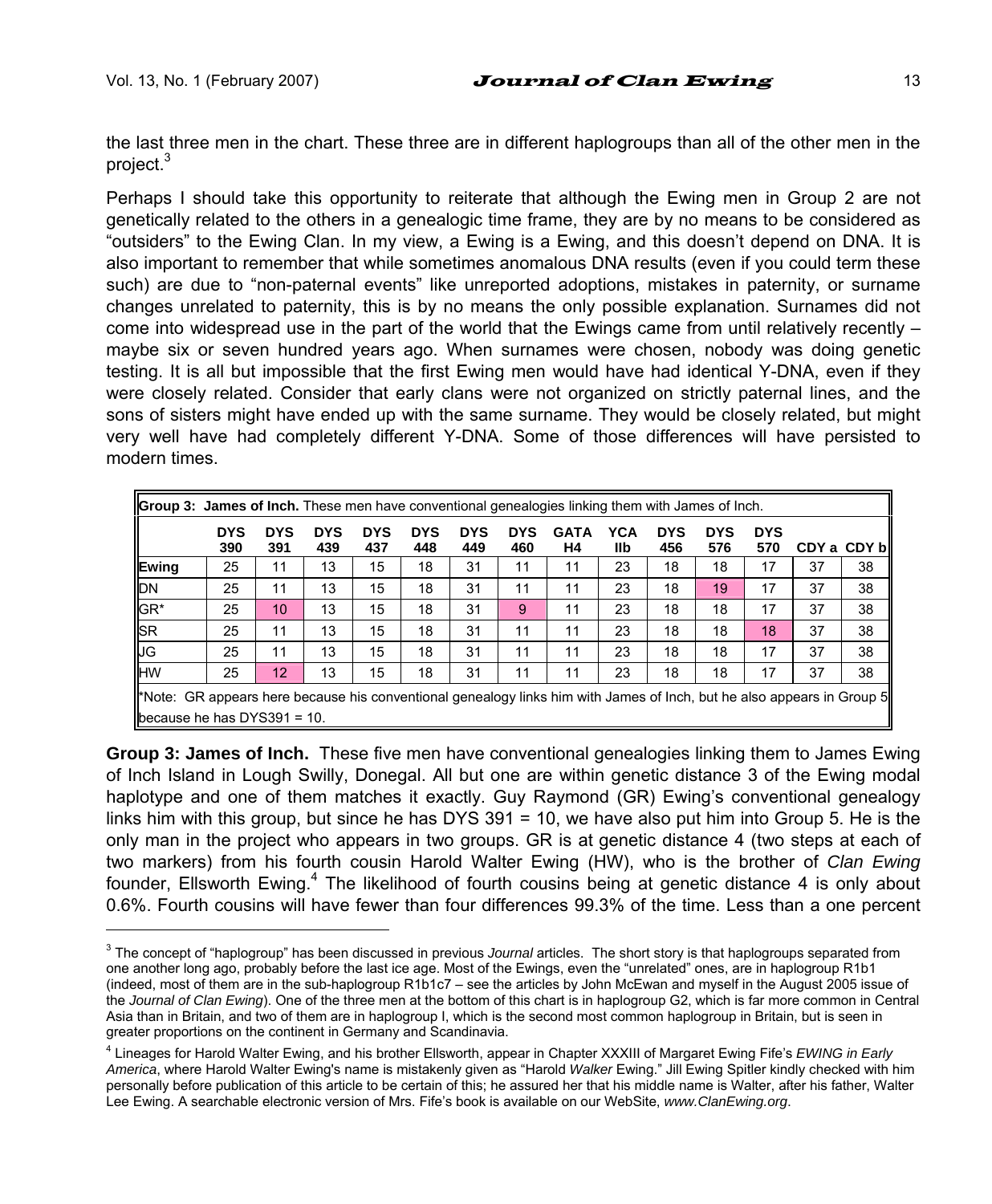the last three men in the chart. These three are in different haplogroups than all of the other men in the project.[3]

Perhaps I should take this opportunity to reiterate that although the Ewing men in Group 2 are not genetically related to the others in a genealogic time frame, they are by no means to be considered as "outsiders" to the Ewing Clan. In my view, a Ewing is a Ewing, and this doesn't depend on DNA. It is also important to remember that while sometimes anomalous DNA results (even if you could term these such) are due to "non-paternal events" like unreported adoptions, mistakes in paternity, or surname changes unrelated to paternity, this is by no means the only possible explanation. Surnames did not come into widespread use in the part of the world that the Ewings came from until relatively recently – maybe six or seven hundred years ago. When surnames were chosen, nobody was doing genetic testing. It is all but impossible that the first Ewing men would have had identical Y-DNA, even if they were closely related. Consider that early clans were not organized on strictly paternal lines, and the sons of sisters might have ended up with the same surname. They would be closely related, but might very well have had completely different Y-DNA. Some of those differences will have persisted to modern times.

**Group 3: James of Inch.** These men have conventional genealogies linking them with James of Inch.

| | DYS 390 | DYS 391 | DYS 439 | DYS 437 | DYS 448 | DYS 449 | DYS 460 | GATA H4 | YCA IIb | DYS 456 | DYS 576 | DYS 570 | CDY a | CDY b |
|---|---|---|---|---|---|---|---|---|---|---|---|---|---|---|
| **Ewing** | 25 | 11 | 13 | 15 | 18 | 31 | 11 | 11 | 23 | 18 | 18 | 17 | 37 | 38 |
| DN | 25 | 11 | 13 | 15 | 18 | 31 | 11 | 11 | 23 | 18 | 19 | 17 | 37 | 38 |
| GR* | 25 | 10 | 13 | 15 | 18 | 31 | 9 | 11 | 23 | 18 | 18 | 17 | 37 | 38 |
| SR | 25 | 11 | 13 | 15 | 18 | 31 | 11 | 11 | 23 | 18 | 18 | 18 | 37 | 38 |
| JG | 25 | 11 | 13 | 15 | 18 | 31 | 11 | 11 | 23 | 18 | 18 | 17 | 37 | 38 |
| HW | 25 | 12 | 13 | 15 | 18 | 31 | 11 | 11 | 23 | 18 | 18 | 17 | 37 | 38 |

*Note: GR appears here because his conventional genealogy links him with James of Inch, but he also appears in Group 5 because he has DYS391 = 10.

**Group 3: James of Inch.** These five men have conventional genealogies linking them to James Ewing of Inch Island in Lough Swilly, Donegal. All but one are within genetic distance 3 of the Ewing modal haplotype and one of them matches it exactly. Guy Raymond (GR) Ewing's conventional genealogy links him with this group, but since he has DYS 391 = 10, we have also put him into Group 5. He is the only man in the project who appears in two groups. GR is at genetic distance 4 (two steps at each of two markers) from his fourth cousin Harold Walter Ewing (HW), who is the brother of *Clan Ewing* founder, Ellsworth Ewing.[4] The likelihood of fourth cousins being at genetic distance 4 is only about 0.6%. Fourth cousins will have fewer than four differences 99.3% of the time. Less than a one percent

[3] The concept of "haplogroup" has been discussed in previous *Journal* articles. The short story is that haplogroups separated from one another long ago, probably before the last ice age. Most of the Ewings, even the "unrelated" ones, are in haplogroup R1b1 (indeed, most of them are in the sub-haplogroup R1b1c7 – see the articles by John McEwan and myself in the August 2005 issue of the *Journal of Clan Ewing*). One of the three men at the bottom of this chart is in haplogroup G2, which is far more common in Central Asia than in Britain, and two of them are in haplogroup I, which is the second most common haplogroup in Britain, but is seen in greater proportions on the continent in Germany and Scandinavia.

[4] Lineages for Harold Walter Ewing, and his brother Ellsworth, appear in Chapter XXXIII of Margaret Ewing Fife's *EWING in Early America*, where Harold Walter Ewing's name is mistakenly given as "Harold *Walker* Ewing." Jill Ewing Spitler kindly checked with him personally before publication of this article to be certain of this; he assured her that his middle name is Walter, after his father, Walter Lee Ewing. A searchable electronic version of Mrs. Fife's book is available on our WebSite, *www.ClanEwing.org*.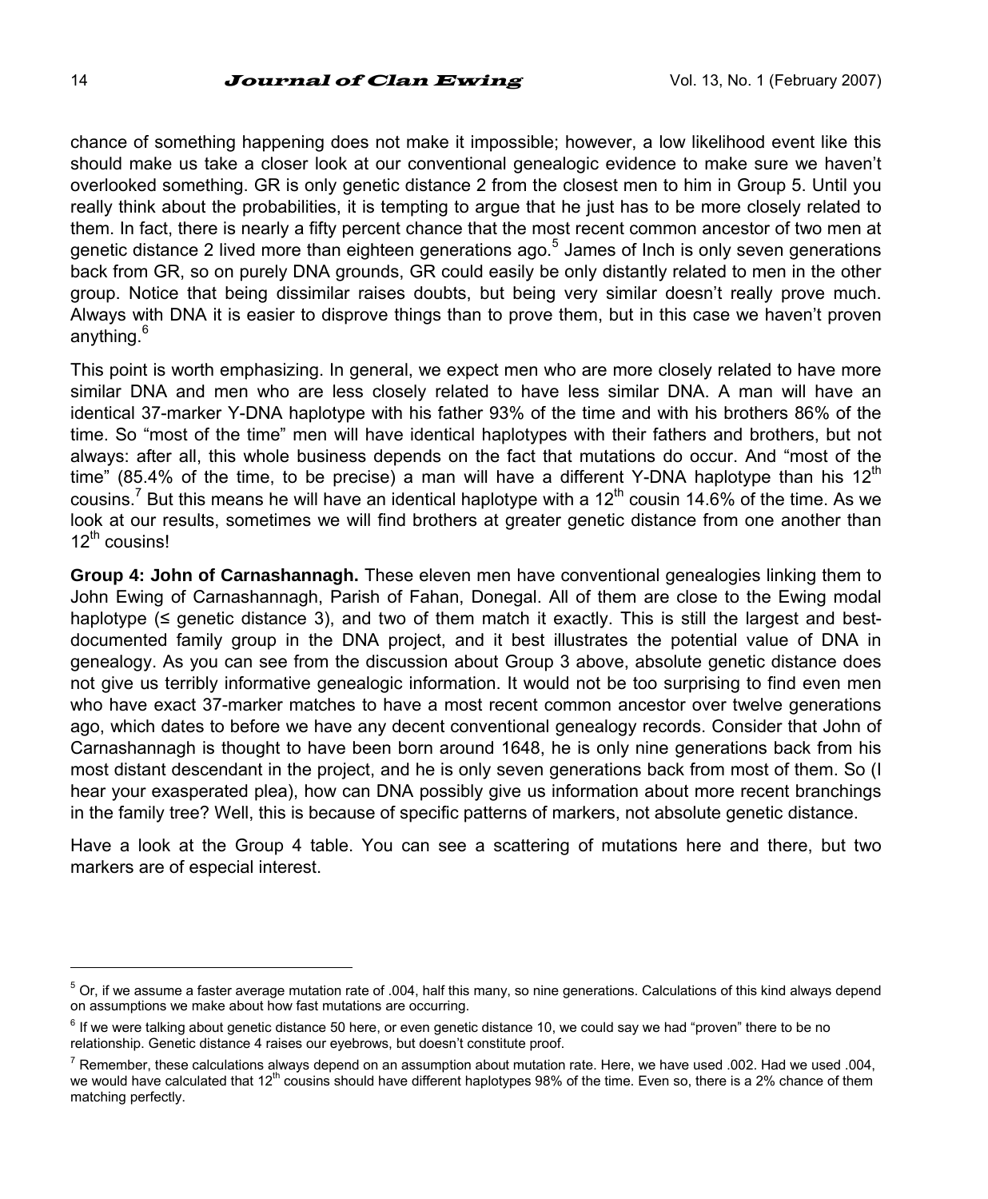chance of something happening does not make it impossible; however, a low likelihood event like this should make us take a closer look at our conventional genealogic evidence to make sure we haven't overlooked something. GR is only genetic distance 2 from the closest men to him in Group 5. Until you really think about the probabilities, it is tempting to argue that he just has to be more closely related to them. In fact, there is nearly a fifty percent chance that the most recent common ancestor of two men at genetic distance 2 lived more than eighteen generations ago.[5] James of Inch is only seven generations back from GR, so on purely DNA grounds, GR could easily be only distantly related to men in the other group. Notice that being dissimilar raises doubts, but being very similar doesn't really prove much. Always with DNA it is easier to disprove things than to prove them, but in this case we haven't proven anything.[6]

This point is worth emphasizing. In general, we expect men who are more closely related to have more similar DNA and men who are less closely related to have less similar DNA. A man will have an identical 37-marker Y-DNA haplotype with his father 93% of the time and with his brothers 86% of the time. So "most of the time" men will have identical haplotypes with their fathers and brothers, but not always: after all, this whole business depends on the fact that mutations do occur. And "most of the time" (85.4% of the time, to be precise) a man will have a different Y-DNA haplotype than his 12th cousins.[7] But this means he will have an identical haplotype with a 12th cousin 14.6% of the time. As we look at our results, sometimes we will find brothers at greater genetic distance from one another than 12th cousins!

**Group 4: John of Carnashannagh.** These eleven men have conventional genealogies linking them to John Ewing of Carnashannagh, Parish of Fahan, Donegal. All of them are close to the Ewing modal haplotype (≤ genetic distance 3), and two of them match it exactly. This is still the largest and best-documented family group in the DNA project, and it best illustrates the potential value of DNA in genealogy. As you can see from the discussion about Group 3 above, absolute genetic distance does not give us terribly informative genealogic information. It would not be too surprising to find even men who have exact 37-marker matches to have a most recent common ancestor over twelve generations ago, which dates to before we have any decent conventional genealogy records. Consider that John of Carnashannagh is thought to have been born around 1648, he is only nine generations back from his most distant descendant in the project, and he is only seven generations back from most of them. So (I hear your exasperated plea), how can DNA possibly give us information about more recent branchings in the family tree? Well, this is because of specific patterns of markers, not absolute genetic distance.

Have a look at the Group 4 table. You can see a scattering of mutations here and there, but two markers are of especial interest.

---

[5] Or, if we assume a faster average mutation rate of .004, half this many, so nine generations. Calculations of this kind always depend on assumptions we make about how fast mutations are occurring.

[6] If we were talking about genetic distance 50 here, or even genetic distance 10, we could say we had "proven" there to be no relationship. Genetic distance 4 raises our eyebrows, but doesn't constitute proof.

[7] Remember, these calculations always depend on an assumption about mutation rate. Here, we have used .002. Had we used .004, we would have calculated that 12th cousins should have different haplotypes 98% of the time. Even so, there is a 2% chance of them matching perfectly.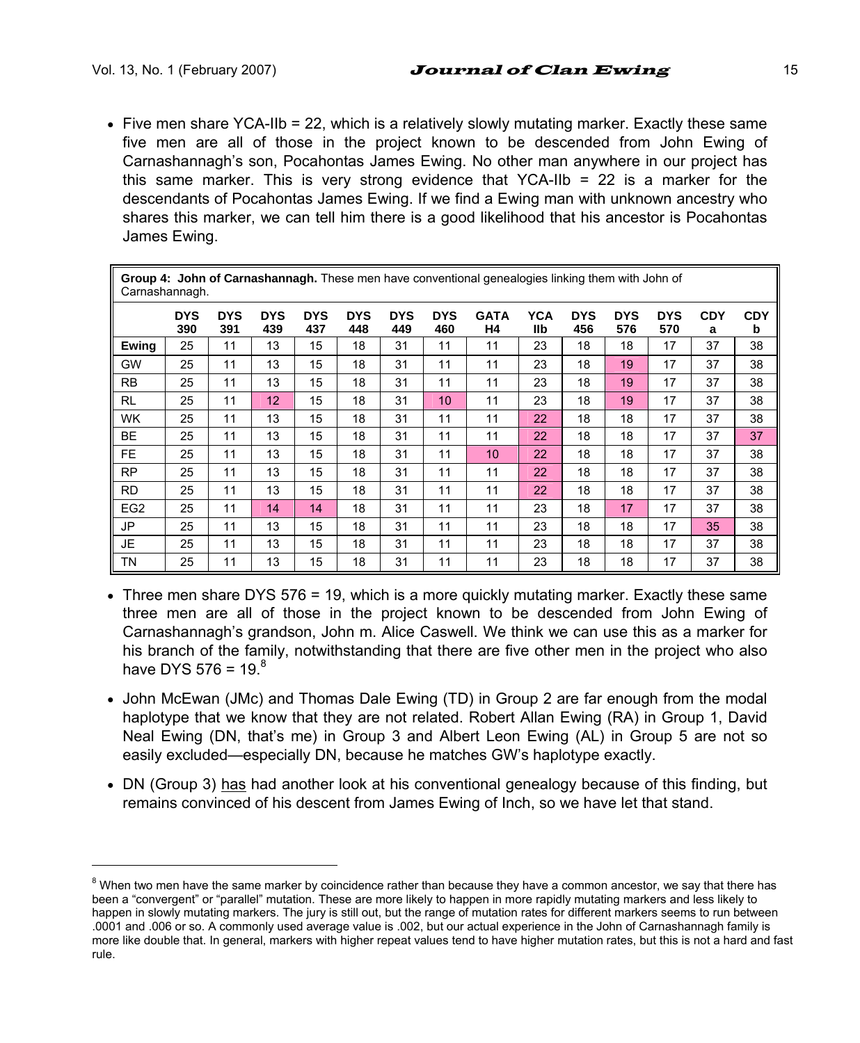- Five men share YCA-IIb = 22, which is a relatively slowly mutating marker. Exactly these same five men are all of those in the project known to be descended from John Ewing of Carnashannagh's son, Pocahontas James Ewing. No other man anywhere in our project has this same marker. This is very strong evidence that YCA-IIb = 22 is a marker for the descendants of Pocahontas James Ewing. If we find a Ewing man with unknown ancestry who shares this marker, we can tell him there is a good likelihood that his ancestor is Pocahontas James Ewing.

**Group 4: John of Carnashannagh.** These men have conventional genealogies linking them with John of Carnashannagh.

| | DYS 390 | DYS 391 | DYS 439 | DYS 437 | DYS 448 | DYS 449 | DYS 460 | GATA H4 | YCA IIb | DYS 456 | DYS 576 | DYS 570 | CDY a | CDY b |
|---|---|---|---|---|---|---|---|---|---|---|---|---|---|---|
| **Ewing** | 25 | 11 | 13 | 15 | 18 | 31 | 11 | 11 | 23 | 18 | 18 | 17 | 37 | 38 |
| GW | 25 | 11 | 13 | 15 | 18 | 31 | 11 | 11 | 23 | 18 | 19 | 17 | 37 | 38 |
| RB | 25 | 11 | 13 | 15 | 18 | 31 | 11 | 11 | 23 | 18 | 19 | 17 | 37 | 38 |
| RL | 25 | 11 | 12 | 15 | 18 | 31 | 10 | 11 | 23 | 18 | 19 | 17 | 37 | 38 |
| WK | 25 | 11 | 13 | 15 | 18 | 31 | 11 | 11 | 22 | 18 | 18 | 17 | 37 | 38 |
| BE | 25 | 11 | 13 | 15 | 18 | 31 | 11 | 11 | 22 | 18 | 18 | 17 | 37 | 37 |
| FE | 25 | 11 | 13 | 15 | 18 | 31 | 11 | 10 | 22 | 18 | 18 | 17 | 37 | 38 |
| RP | 25 | 11 | 13 | 15 | 18 | 31 | 11 | 11 | 22 | 18 | 18 | 17 | 37 | 38 |
| RD | 25 | 11 | 13 | 15 | 18 | 31 | 11 | 11 | 22 | 18 | 18 | 17 | 37 | 38 |
| EG2 | 25 | 11 | 14 | 14 | 18 | 31 | 11 | 11 | 23 | 18 | 17 | 17 | 37 | 38 |
| JP | 25 | 11 | 13 | 15 | 18 | 31 | 11 | 11 | 23 | 18 | 18 | 17 | 35 | 38 |
| JE | 25 | 11 | 13 | 15 | 18 | 31 | 11 | 11 | 23 | 18 | 18 | 17 | 37 | 38 |
| TN | 25 | 11 | 13 | 15 | 18 | 31 | 11 | 11 | 23 | 18 | 18 | 17 | 37 | 38 |

- Three men share DYS 576 = 19, which is a more quickly mutating marker. Exactly these same three men are all of those in the project known to be descended from John Ewing of Carnashannagh's grandson, John m. Alice Caswell. We think we can use this as a marker for his branch of the family, notwithstanding that there are five other men in the project who also have DYS 576 = 19.[8]

- John McEwan (JMc) and Thomas Dale Ewing (TD) in Group 2 are far enough from the modal haplotype that we know that they are not related. Robert Allan Ewing (RA) in Group 1, David Neal Ewing (DN, that's me) in Group 3 and Albert Leon Ewing (AL) in Group 5 are not so easily excluded—especially DN, because he matches GW's haplotype exactly.

- DN (Group 3) <u>has</u> had another look at his conventional genealogy because of this finding, but remains convinced of his descent from James Ewing of Inch, so we have let that stand.

[8] When two men have the same marker by coincidence rather than because they have a common ancestor, we say that there has been a "convergent" or "parallel" mutation. These are more likely to happen in more rapidly mutating markers and less likely to happen in slowly mutating markers. The jury is still out, but the range of mutation rates for different markers seems to run between .0001 and .006 or so. A commonly used average value is .002, but our actual experience in the John of Carnashannagh family is more like double that. In general, markers with higher repeat values tend to have higher mutation rates, but this is not a hard and fast rule.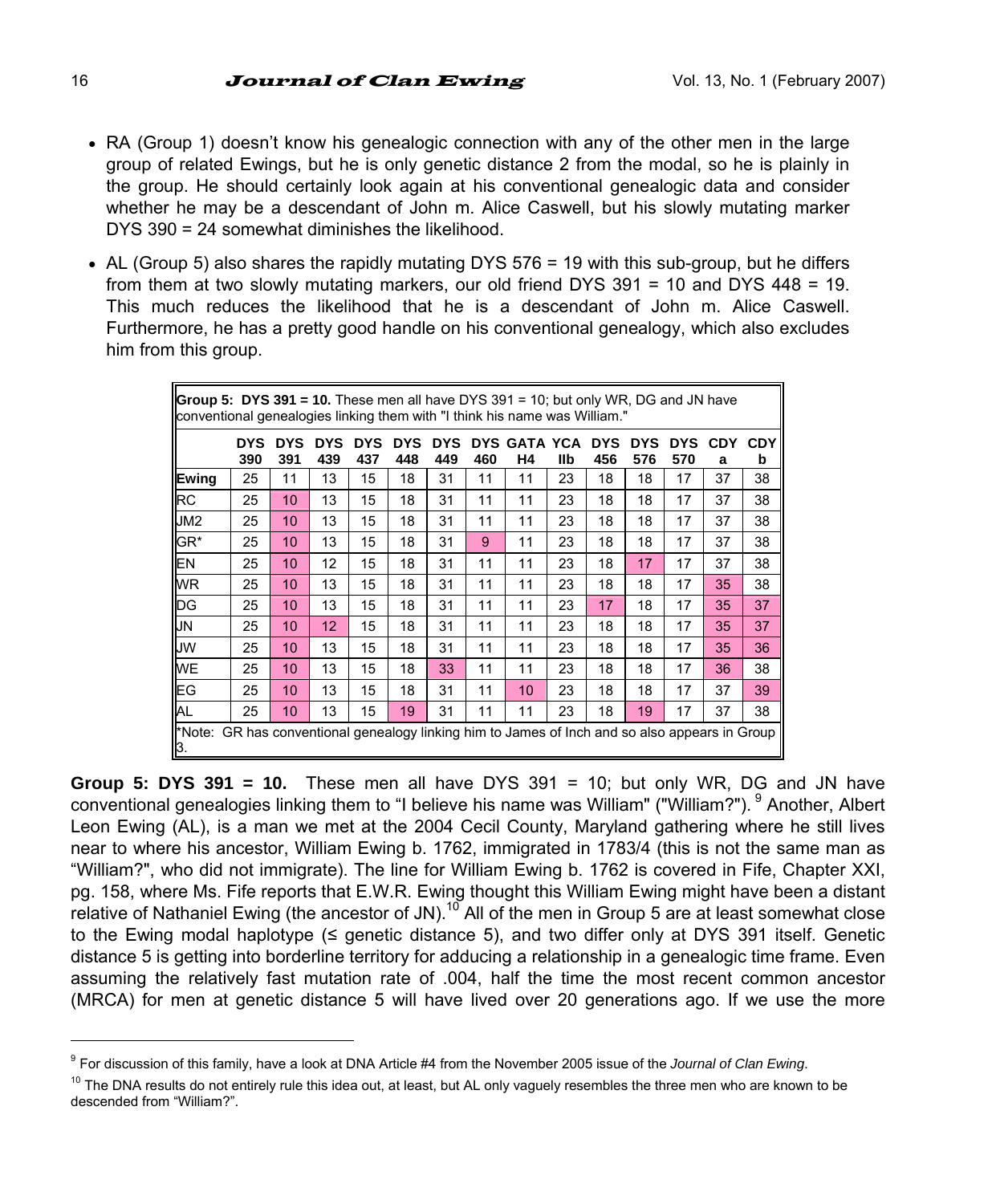- RA (Group 1) doesn't know his genealogic connection with any of the other men in the large group of related Ewings, but he is only genetic distance 2 from the modal, so he is plainly in the group. He should certainly look again at his conventional genealogic data and consider whether he may be a descendant of John m. Alice Caswell, but his slowly mutating marker DYS 390 = 24 somewhat diminishes the likelihood.
- AL (Group 5) also shares the rapidly mutating DYS 576 = 19 with this sub-group, but he differs from them at two slowly mutating markers, our old friend DYS 391 = 10 and DYS 448 = 19. This much reduces the likelihood that he is a descendant of John m. Alice Caswell. Furthermore, he has a pretty good handle on his conventional genealogy, which also excludes him from this group.

**Group 5: DYS 391 = 10.** These men all have DYS 391 = 10; but only WR, DG and JN have conventional genealogies linking them with "I think his name was William."

| | DYS 390 | DYS 391 | DYS 439 | DYS 437 | DYS 448 | DYS 449 | DYS 460 | GATA H4 | YCA IIb | DYS 456 | DYS 576 | DYS 570 | CDY a | CDY b |
|---|---|---|---|---|---|---|---|---|---|---|---|---|---|---|
| **Ewing** | 25 | 11 | 13 | 15 | 18 | 31 | 11 | 11 | 23 | 18 | 18 | 17 | 37 | 38 |
| RC | 25 | 10 | 13 | 15 | 18 | 31 | 11 | 11 | 23 | 18 | 18 | 17 | 37 | 38 |
| JM2 | 25 | 10 | 13 | 15 | 18 | 31 | 11 | 11 | 23 | 18 | 18 | 17 | 37 | 38 |
| GR* | 25 | 10 | 13 | 15 | 18 | 31 | 9 | 11 | 23 | 18 | 18 | 17 | 37 | 38 |
| EN | 25 | 10 | 12 | 15 | 18 | 31 | 11 | 11 | 23 | 18 | 17 | 17 | 37 | 38 |
| WR | 25 | 10 | 13 | 15 | 18 | 31 | 11 | 11 | 23 | 18 | 18 | 17 | 35 | 38 |
| DG | 25 | 10 | 13 | 15 | 18 | 31 | 11 | 11 | 23 | 17 | 18 | 17 | 35 | 37 |
| JN | 25 | 10 | 12 | 15 | 18 | 31 | 11 | 11 | 23 | 18 | 18 | 17 | 35 | 37 |
| JW | 25 | 10 | 13 | 15 | 18 | 31 | 11 | 11 | 23 | 18 | 18 | 17 | 35 | 36 |
| WE | 25 | 10 | 13 | 15 | 18 | 33 | 11 | 11 | 23 | 18 | 18 | 17 | 36 | 38 |
| EG | 25 | 10 | 13 | 15 | 18 | 31 | 11 | 10 | 23 | 18 | 18 | 17 | 37 | 39 |
| AL | 25 | 10 | 13 | 15 | 19 | 31 | 11 | 11 | 23 | 18 | 19 | 17 | 37 | 38 |

*Note: GR has conventional genealogy linking him to James of Inch and so also appears in Group 3.

**Group 5: DYS 391 = 10.** These men all have DYS 391 = 10; but only WR, DG and JN have conventional genealogies linking them to "I believe his name was William" ("William?").[9] Another, Albert Leon Ewing (AL), is a man we met at the 2004 Cecil County, Maryland gathering where he still lives near to where his ancestor, William Ewing b. 1762, immigrated in 1783/4 (this is not the same man as "William?", who did not immigrate). The line for William Ewing b. 1762 is covered in Fife, Chapter XXI, pg. 158, where Ms. Fife reports that E.W.R. Ewing thought this William Ewing might have been a distant relative of Nathaniel Ewing (the ancestor of JN).[10] All of the men in Group 5 are at least somewhat close to the Ewing modal haplotype (≤ genetic distance 5), and two differ only at DYS 391 itself. Genetic distance 5 is getting into borderline territory for adducing a relationship in a genealogic time frame. Even assuming the relatively fast mutation rate of .004, half the time the most recent common ancestor (MRCA) for men at genetic distance 5 will have lived over 20 generations ago. If we use the more

---

[9] For discussion of this family, have a look at DNA Article #4 from the November 2005 issue of the *Journal of Clan Ewing*.

[10] The DNA results do not entirely rule this idea out, at least, but AL only vaguely resembles the three men who are known to be descended from "William?".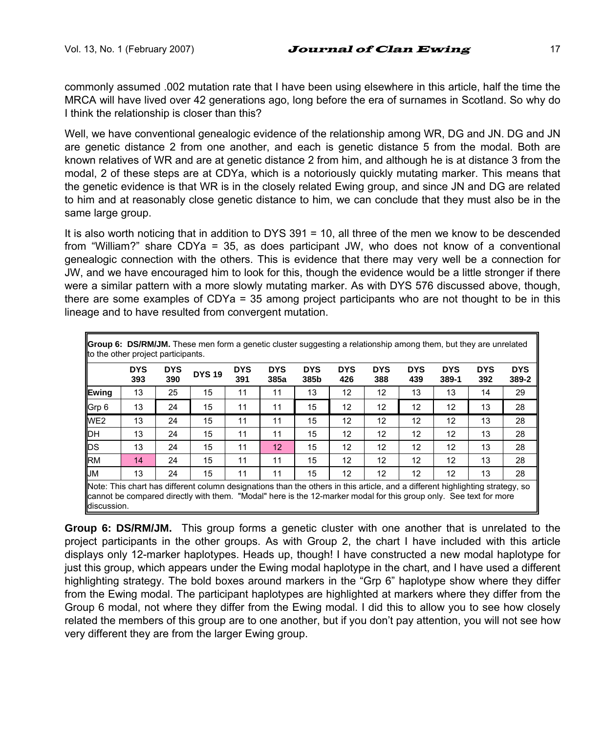commonly assumed .002 mutation rate that I have been using elsewhere in this article, half the time the MRCA will have lived over 42 generations ago, long before the era of surnames in Scotland. So why do I think the relationship is closer than this?

Well, we have conventional genealogic evidence of the relationship among WR, DG and JN. DG and JN are genetic distance 2 from one another, and each is genetic distance 5 from the modal. Both are known relatives of WR and are at genetic distance 2 from him, and although he is at distance 3 from the modal, 2 of these steps are at CDYa, which is a notoriously quickly mutating marker. This means that the genetic evidence is that WR is in the closely related Ewing group, and since JN and DG are related to him and at reasonably close genetic distance to him, we can conclude that they must also be in the same large group.

It is also worth noticing that in addition to DYS 391 = 10, all three of the men we know to be descended from "William?" share CDYa = 35, as does participant JW, who does not know of a conventional genealogic connection with the others. This is evidence that there may very well be a connection for JW, and we have encouraged him to look for this, though the evidence would be a little stronger if there were a similar pattern with a more slowly mutating marker. As with DYS 576 discussed above, though, there are some examples of CDYa = 35 among project participants who are not thought to be in this lineage and to have resulted from convergent mutation.

**Group 6: DS/RM/JM.** These men form a genetic cluster suggesting a relationship among them, but they are unrelated to the other project participants.

| | DYS 393 | DYS 390 | DYS 19 | DYS 391 | DYS 385a | DYS 385b | DYS 426 | DYS 388 | DYS 439 | DYS 389-1 | DYS 392 | DYS 389-2 |
|---|---|---|---|---|---|---|---|---|---|---|---|---|
| **Ewing** | 13 | 25 | 15 | 11 | 11 | 13 | 12 | 12 | 13 | 13 | 14 | 29 |
| Grp 6 | 13 | 24 | 15 | 11 | 11 | 15 | 12 | 12 | 12 | 12 | 13 | 28 |
| WE2 | 13 | 24 | 15 | 11 | 11 | 15 | 12 | 12 | 12 | 12 | 13 | 28 |
| DH | 13 | 24 | 15 | 11 | 11 | 15 | 12 | 12 | 12 | 12 | 13 | 28 |
| DS | 13 | 24 | 15 | 11 | 12 | 15 | 12 | 12 | 12 | 12 | 13 | 28 |
| RM | 14 | 24 | 15 | 11 | 11 | 15 | 12 | 12 | 12 | 12 | 13 | 28 |
| JM | 13 | 24 | 15 | 11 | 11 | 15 | 12 | 12 | 12 | 12 | 13 | 28 |

Note: This chart has different column designations than the others in this article, and a different highlighting strategy, so cannot be compared directly with them. "Modal" here is the 12-marker modal for this group only. See text for more discussion.

**Group 6: DS/RM/JM.** This group forms a genetic cluster with one another that is unrelated to the project participants in the other groups. As with Group 2, the chart I have included with this article displays only 12-marker haplotypes. Heads up, though! I have constructed a new modal haplotype for just this group, which appears under the Ewing modal haplotype in the chart, and I have used a different highlighting strategy. The bold boxes around markers in the "Grp 6" haplotype show where they differ from the Ewing modal. The participant haplotypes are highlighted at markers where they differ from the Group 6 modal, not where they differ from the Ewing modal. I did this to allow you to see how closely related the members of this group are to one another, but if you don't pay attention, you will not see how very different they are from the larger Ewing group.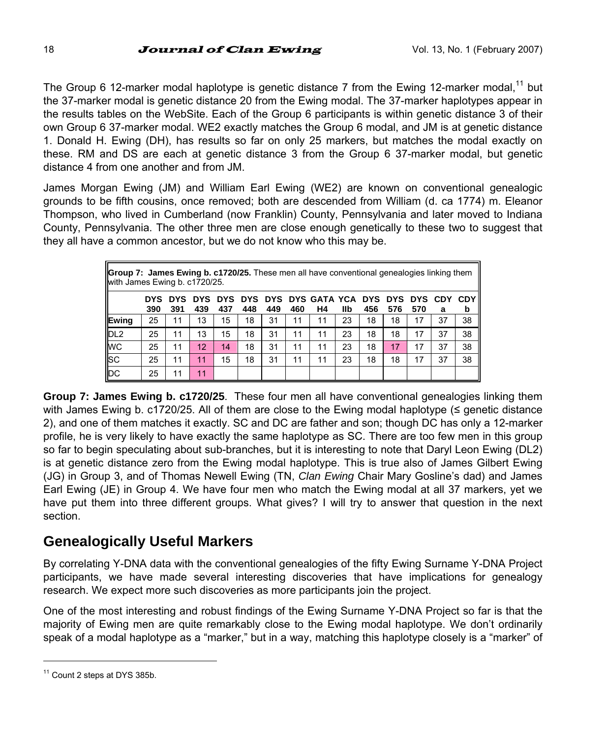The Group 6 12-marker modal haplotype is genetic distance 7 from the Ewing 12-marker modal,[11] but the 37-marker modal is genetic distance 20 from the Ewing modal. The 37-marker haplotypes appear in the results tables on the WebSite. Each of the Group 6 participants is within genetic distance 3 of their own Group 6 37-marker modal. WE2 exactly matches the Group 6 modal, and JM is at genetic distance 1. Donald H. Ewing (DH), has results so far on only 25 markers, but matches the modal exactly on these. RM and DS are each at genetic distance 3 from the Group 6 37-marker modal, but genetic distance 4 from one another and from JM.

James Morgan Ewing (JM) and William Earl Ewing (WE2) are known on conventional genealogic grounds to be fifth cousins, once removed; both are descended from William (d. ca 1774) m. Eleanor Thompson, who lived in Cumberland (now Franklin) County, Pennsylvania and later moved to Indiana County, Pennsylvania. The other three men are close enough genetically to these two to suggest that they all have a common ancestor, but we do not know who this may be.

**Group 7: James Ewing b. c1720/25.** These men all have conventional genealogies linking them with James Ewing b. c1720/25.

| | DYS 390 | DYS 391 | DYS 439 | DYS 437 | DYS 448 | DYS 449 | DYS 460 | GATA H4 | YCA IIb | DYS 456 | DYS 576 | DYS 570 | CDY a | CDY b |
|---|---|---|---|---|---|---|---|---|---|---|---|---|---|---|
| **Ewing** | 25 | 11 | 13 | 15 | 18 | 31 | 11 | 11 | 23 | 18 | 18 | 17 | 37 | 38 |
| DL2 | 25 | 11 | 13 | 15 | 18 | 31 | 11 | 11 | 23 | 18 | 18 | 17 | 37 | 38 |
| WC | 25 | 11 | 12 | 14 | 18 | 31 | 11 | 11 | 23 | 18 | 17 | 17 | 37 | 38 |
| SC | 25 | 11 | 11 | 15 | 18 | 31 | 11 | 11 | 23 | 18 | 18 | 17 | 37 | 38 |
| DC | 25 | 11 | 11 | | | | | | | | | | | |

**Group 7: James Ewing b. c1720/25**. These four men all have conventional genealogies linking them with James Ewing b. c1720/25. All of them are close to the Ewing modal haplotype (≤ genetic distance 2), and one of them matches it exactly. SC and DC are father and son; though DC has only a 12-marker profile, he is very likely to have exactly the same haplotype as SC. There are too few men in this group so far to begin speculating about sub-branches, but it is interesting to note that Daryl Leon Ewing (DL2) is at genetic distance zero from the Ewing modal haplotype. This is true also of James Gilbert Ewing (JG) in Group 3, and of Thomas Newell Ewing (TN, *Clan Ewing* Chair Mary Gosline's dad) and James Earl Ewing (JE) in Group 4. We have four men who match the Ewing modal at all 37 markers, yet we have put them into three different groups. What gives? I will try to answer that question in the next section.

## Genealogically Useful Markers

By correlating Y-DNA data with the conventional genealogies of the fifty Ewing Surname Y-DNA Project participants, we have made several interesting discoveries that have implications for genealogy research. We expect more such discoveries as more participants join the project.

One of the most interesting and robust findings of the Ewing Surname Y-DNA Project so far is that the majority of Ewing men are quite remarkably close to the Ewing modal haplotype. We don't ordinarily speak of a modal haplotype as a "marker," but in a way, matching this haplotype closely is a "marker" of

[11] Count 2 steps at DYS 385b.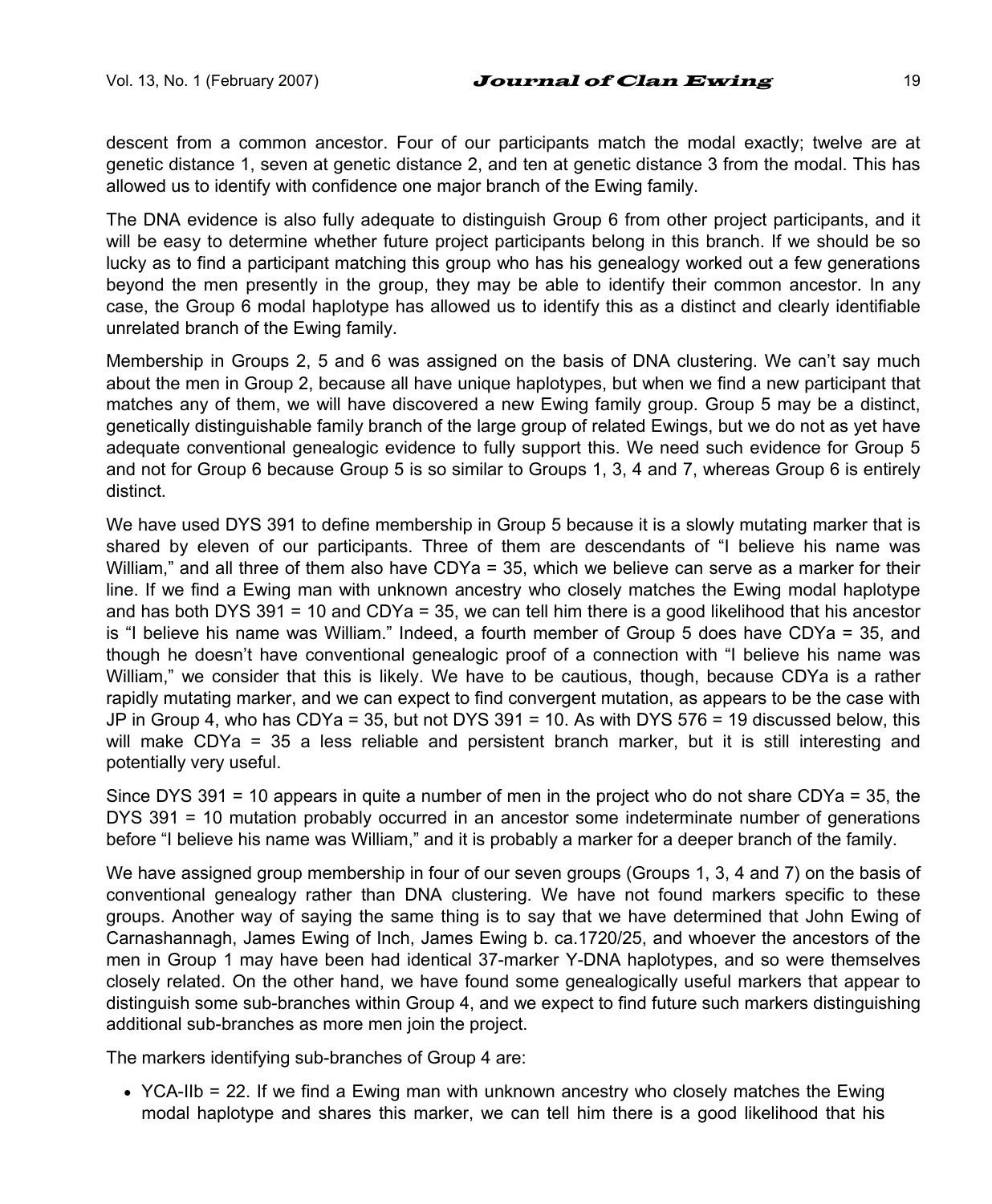descent from a common ancestor. Four of our participants match the modal exactly; twelve are at genetic distance 1, seven at genetic distance 2, and ten at genetic distance 3 from the modal. This has allowed us to identify with confidence one major branch of the Ewing family.

The DNA evidence is also fully adequate to distinguish Group 6 from other project participants, and it will be easy to determine whether future project participants belong in this branch. If we should be so lucky as to find a participant matching this group who has his genealogy worked out a few generations beyond the men presently in the group, they may be able to identify their common ancestor. In any case, the Group 6 modal haplotype has allowed us to identify this as a distinct and clearly identifiable unrelated branch of the Ewing family.

Membership in Groups 2, 5 and 6 was assigned on the basis of DNA clustering. We can't say much about the men in Group 2, because all have unique haplotypes, but when we find a new participant that matches any of them, we will have discovered a new Ewing family group. Group 5 may be a distinct, genetically distinguishable family branch of the large group of related Ewings, but we do not as yet have adequate conventional genealogic evidence to fully support this. We need such evidence for Group 5 and not for Group 6 because Group 5 is so similar to Groups 1, 3, 4 and 7, whereas Group 6 is entirely distinct.

We have used DYS 391 to define membership in Group 5 because it is a slowly mutating marker that is shared by eleven of our participants. Three of them are descendants of "I believe his name was William," and all three of them also have CDYa = 35, which we believe can serve as a marker for their line. If we find a Ewing man with unknown ancestry who closely matches the Ewing modal haplotype and has both DYS 391 = 10 and CDYa = 35, we can tell him there is a good likelihood that his ancestor is "I believe his name was William." Indeed, a fourth member of Group 5 does have CDYa = 35, and though he doesn't have conventional genealogic proof of a connection with "I believe his name was William," we consider that this is likely. We have to be cautious, though, because CDYa is a rather rapidly mutating marker, and we can expect to find convergent mutation, as appears to be the case with JP in Group 4, who has CDYa = 35, but not DYS 391 = 10. As with DYS 576 = 19 discussed below, this will make CDYa = 35 a less reliable and persistent branch marker, but it is still interesting and potentially very useful.

Since DYS 391 = 10 appears in quite a number of men in the project who do not share CDYa = 35, the DYS 391 = 10 mutation probably occurred in an ancestor some indeterminate number of generations before "I believe his name was William," and it is probably a marker for a deeper branch of the family.

We have assigned group membership in four of our seven groups (Groups 1, 3, 4 and 7) on the basis of conventional genealogy rather than DNA clustering. We have not found markers specific to these groups. Another way of saying the same thing is to say that we have determined that John Ewing of Carnashannagh, James Ewing of Inch, James Ewing b. ca.1720/25, and whoever the ancestors of the men in Group 1 may have been had identical 37-marker Y-DNA haplotypes, and so were themselves closely related. On the other hand, we have found some genealogically useful markers that appear to distinguish some sub-branches within Group 4, and we expect to find future such markers distinguishing additional sub-branches as more men join the project.

The markers identifying sub-branches of Group 4 are:

- YCA-IIb = 22. If we find a Ewing man with unknown ancestry who closely matches the Ewing modal haplotype and shares this marker, we can tell him there is a good likelihood that his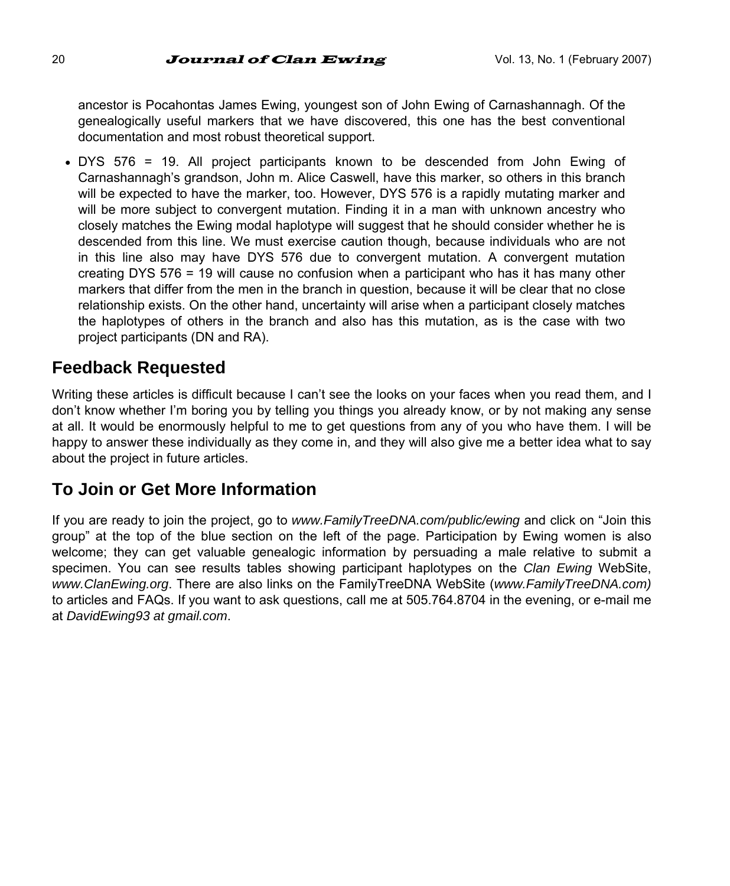ancestor is Pocahontas James Ewing, youngest son of John Ewing of Carnashannagh. Of the genealogically useful markers that we have discovered, this one has the best conventional documentation and most robust theoretical support.

- DYS 576 = 19. All project participants known to be descended from John Ewing of Carnashannagh's grandson, John m. Alice Caswell, have this marker, so others in this branch will be expected to have the marker, too. However, DYS 576 is a rapidly mutating marker and will be more subject to convergent mutation. Finding it in a man with unknown ancestry who closely matches the Ewing modal haplotype will suggest that he should consider whether he is descended from this line. We must exercise caution though, because individuals who are not in this line also may have DYS 576 due to convergent mutation. A convergent mutation creating DYS 576 = 19 will cause no confusion when a participant who has it has many other markers that differ from the men in the branch in question, because it will be clear that no close relationship exists. On the other hand, uncertainty will arise when a participant closely matches the haplotypes of others in the branch and also has this mutation, as is the case with two project participants (DN and RA).

## Feedback Requested

Writing these articles is difficult because I can't see the looks on your faces when you read them, and I don't know whether I'm boring you by telling you things you already know, or by not making any sense at all. It would be enormously helpful to me to get questions from any of you who have them. I will be happy to answer these individually as they come in, and they will also give me a better idea what to say about the project in future articles.

## To Join or Get More Information

If you are ready to join the project, go to *www.FamilyTreeDNA.com/public/ewing* and click on "Join this group" at the top of the blue section on the left of the page. Participation by Ewing women is also welcome; they can get valuable genealogic information by persuading a male relative to submit a specimen. You can see results tables showing participant haplotypes on the *Clan Ewing* WebSite, *www.ClanEwing.org*. There are also links on the FamilyTreeDNA WebSite (*www.FamilyTreeDNA.com)* to articles and FAQs. If you want to ask questions, call me at 505.764.8704 in the evening, or e-mail me at *DavidEwing93 at gmail.com*.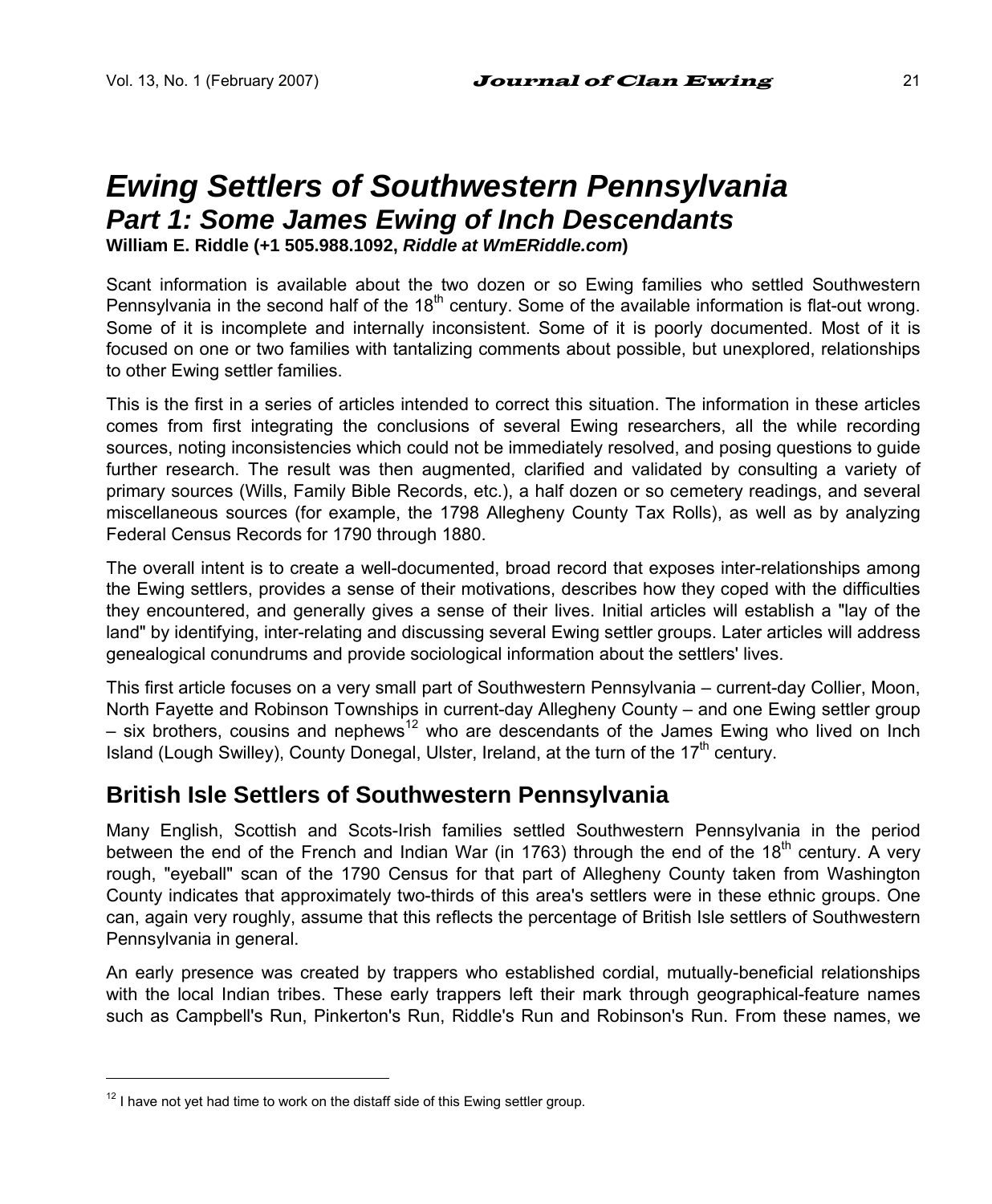# *Ewing Settlers of Southwestern Pennsylvania*

## *Part 1: Some James Ewing of Inch Descendants*

**William E. Riddle (+1 505.988.1092, *Riddle at WmERiddle.com*)**

Scant information is available about the two dozen or so Ewing families who settled Southwestern Pennsylvania in the second half of the 18th century. Some of the available information is flat-out wrong. Some of it is incomplete and internally inconsistent. Some of it is poorly documented. Most of it is focused on one or two families with tantalizing comments about possible, but unexplored, relationships to other Ewing settler families.

This is the first in a series of articles intended to correct this situation. The information in these articles comes from first integrating the conclusions of several Ewing researchers, all the while recording sources, noting inconsistencies which could not be immediately resolved, and posing questions to guide further research. The result was then augmented, clarified and validated by consulting a variety of primary sources (Wills, Family Bible Records, etc.), a half dozen or so cemetery readings, and several miscellaneous sources (for example, the 1798 Allegheny County Tax Rolls), as well as by analyzing Federal Census Records for 1790 through 1880.

The overall intent is to create a well-documented, broad record that exposes inter-relationships among the Ewing settlers, provides a sense of their motivations, describes how they coped with the difficulties they encountered, and generally gives a sense of their lives. Initial articles will establish a "lay of the land" by identifying, inter-relating and discussing several Ewing settler groups. Later articles will address genealogical conundrums and provide sociological information about the settlers' lives.

This first article focuses on a very small part of Southwestern Pennsylvania – current-day Collier, Moon, North Fayette and Robinson Townships in current-day Allegheny County – and one Ewing settler group – six brothers, cousins and nephews[12] who are descendants of the James Ewing who lived on Inch Island (Lough Swilley), County Donegal, Ulster, Ireland, at the turn of the 17th century.

## British Isle Settlers of Southwestern Pennsylvania

Many English, Scottish and Scots-Irish families settled Southwestern Pennsylvania in the period between the end of the French and Indian War (in 1763) through the end of the 18th century. A very rough, "eyeball" scan of the 1790 Census for that part of Allegheny County taken from Washington County indicates that approximately two-thirds of this area's settlers were in these ethnic groups. One can, again very roughly, assume that this reflects the percentage of British Isle settlers of Southwestern Pennsylvania in general.

An early presence was created by trappers who established cordial, mutually-beneficial relationships with the local Indian tribes. These early trappers left their mark through geographical-feature names such as Campbell's Run, Pinkerton's Run, Riddle's Run and Robinson's Run. From these names, we

[12] I have not yet had time to work on the distaff side of this Ewing settler group.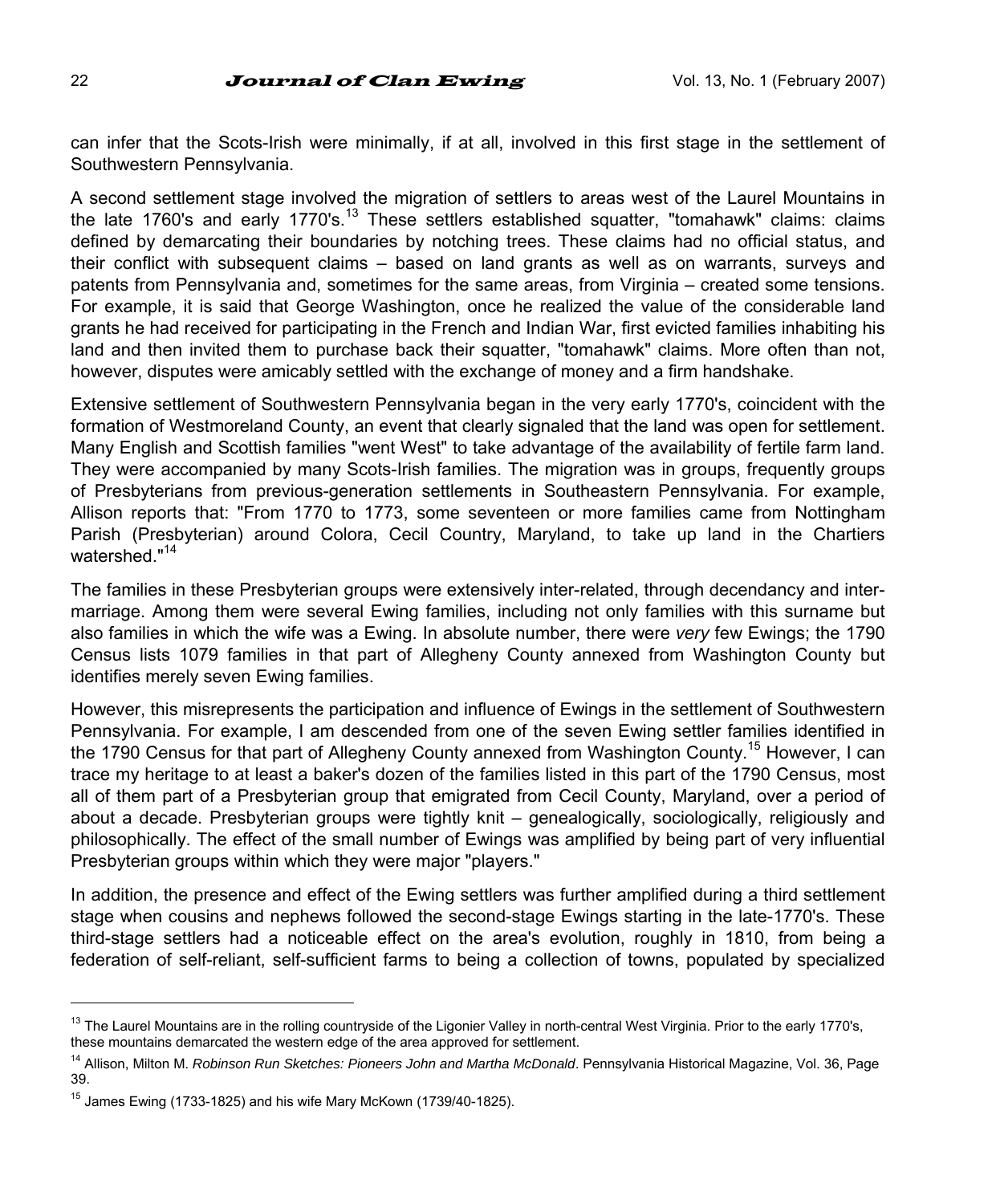can infer that the Scots-Irish were minimally, if at all, involved in this first stage in the settlement of Southwestern Pennsylvania.

A second settlement stage involved the migration of settlers to areas west of the Laurel Mountains in the late 1760's and early 1770's.[13] These settlers established squatter, "tomahawk" claims: claims defined by demarcating their boundaries by notching trees. These claims had no official status, and their conflict with subsequent claims – based on land grants as well as on warrants, surveys and patents from Pennsylvania and, sometimes for the same areas, from Virginia – created some tensions. For example, it is said that George Washington, once he realized the value of the considerable land grants he had received for participating in the French and Indian War, first evicted families inhabiting his land and then invited them to purchase back their squatter, "tomahawk" claims. More often than not, however, disputes were amicably settled with the exchange of money and a firm handshake.

Extensive settlement of Southwestern Pennsylvania began in the very early 1770's, coincident with the formation of Westmoreland County, an event that clearly signaled that the land was open for settlement. Many English and Scottish families "went West" to take advantage of the availability of fertile farm land. They were accompanied by many Scots-Irish families. The migration was in groups, frequently groups of Presbyterians from previous-generation settlements in Southeastern Pennsylvania. For example, Allison reports that: "From 1770 to 1773, some seventeen or more families came from Nottingham Parish (Presbyterian) around Colora, Cecil Country, Maryland, to take up land in the Chartiers watershed."[14]

The families in these Presbyterian groups were extensively inter-related, through decendancy and inter-marriage. Among them were several Ewing families, including not only families with this surname but also families in which the wife was a Ewing. In absolute number, there were *very* few Ewings; the 1790 Census lists 1079 families in that part of Allegheny County annexed from Washington County but identifies merely seven Ewing families.

However, this misrepresents the participation and influence of Ewings in the settlement of Southwestern Pennsylvania. For example, I am descended from one of the seven Ewing settler families identified in the 1790 Census for that part of Allegheny County annexed from Washington County.[15] However, I can trace my heritage to at least a baker's dozen of the families listed in this part of the 1790 Census, most all of them part of a Presbyterian group that emigrated from Cecil County, Maryland, over a period of about a decade. Presbyterian groups were tightly knit – genealogically, sociologically, religiously and philosophically. The effect of the small number of Ewings was amplified by being part of very influential Presbyterian groups within which they were major "players."

In addition, the presence and effect of the Ewing settlers was further amplified during a third settlement stage when cousins and nephews followed the second-stage Ewings starting in the late-1770's. These third-stage settlers had a noticeable effect on the area's evolution, roughly in 1810, from being a federation of self-reliant, self-sufficient farms to being a collection of towns, populated by specialized

---

[13] The Laurel Mountains are in the rolling countryside of the Ligonier Valley in north-central West Virginia. Prior to the early 1770's, these mountains demarcated the western edge of the area approved for settlement.

[14] Allison, Milton M. *Robinson Run Sketches: Pioneers John and Martha McDonald*. Pennsylvania Historical Magazine, Vol. 36, Page 39.

[15] James Ewing (1733-1825) and his wife Mary McKown (1739/40-1825).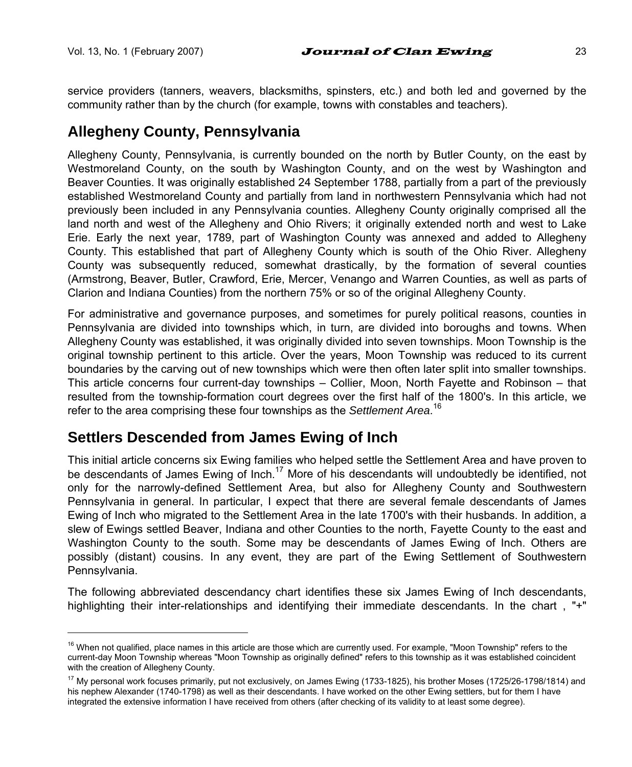service providers (tanners, weavers, blacksmiths, spinsters, etc.) and both led and governed by the community rather than by the church (for example, towns with constables and teachers).

## Allegheny County, Pennsylvania

Allegheny County, Pennsylvania, is currently bounded on the north by Butler County, on the east by Westmoreland County, on the south by Washington County, and on the west by Washington and Beaver Counties. It was originally established 24 September 1788, partially from a part of the previously established Westmoreland County and partially from land in northwestern Pennsylvania which had not previously been included in any Pennsylvania counties. Allegheny County originally comprised all the land north and west of the Allegheny and Ohio Rivers; it originally extended north and west to Lake Erie. Early the next year, 1789, part of Washington County was annexed and added to Allegheny County. This established that part of Allegheny County which is south of the Ohio River. Allegheny County was subsequently reduced, somewhat drastically, by the formation of several counties (Armstrong, Beaver, Butler, Crawford, Erie, Mercer, Venango and Warren Counties, as well as parts of Clarion and Indiana Counties) from the northern 75% or so of the original Allegheny County.

For administrative and governance purposes, and sometimes for purely political reasons, counties in Pennsylvania are divided into townships which, in turn, are divided into boroughs and towns. When Allegheny County was established, it was originally divided into seven townships. Moon Township is the original township pertinent to this article. Over the years, Moon Township was reduced to its current boundaries by the carving out of new townships which were then often later split into smaller townships. This article concerns four current-day townships – Collier, Moon, North Fayette and Robinson – that resulted from the township-formation court degrees over the first half of the 1800's. In this article, we refer to the area comprising these four townships as the *Settlement Area*.[16]

## Settlers Descended from James Ewing of Inch

This initial article concerns six Ewing families who helped settle the Settlement Area and have proven to be descendants of James Ewing of Inch.[17] More of his descendants will undoubtedly be identified, not only for the narrowly-defined Settlement Area, but also for Allegheny County and Southwestern Pennsylvania in general. In particular, I expect that there are several female descendants of James Ewing of Inch who migrated to the Settlement Area in the late 1700's with their husbands. In addition, a slew of Ewings settled Beaver, Indiana and other Counties to the north, Fayette County to the east and Washington County to the south. Some may be descendants of James Ewing of Inch. Others are possibly (distant) cousins. In any event, they are part of the Ewing Settlement of Southwestern Pennsylvania.

The following abbreviated descendancy chart identifies these six James Ewing of Inch descendants, highlighting their inter-relationships and identifying their immediate descendants. In the chart , "+"

---

[16] When not qualified, place names in this article are those which are currently used. For example, "Moon Township" refers to the current-day Moon Township whereas "Moon Township as originally defined" refers to this township as it was established coincident with the creation of Allegheny County.

[17] My personal work focuses primarily, put not exclusively, on James Ewing (1733-1825), his brother Moses (1725/26-1798/1814) and his nephew Alexander (1740-1798) as well as their descendants. I have worked on the other Ewing settlers, but for them I have integrated the extensive information I have received from others (after checking of its validity to at least some degree).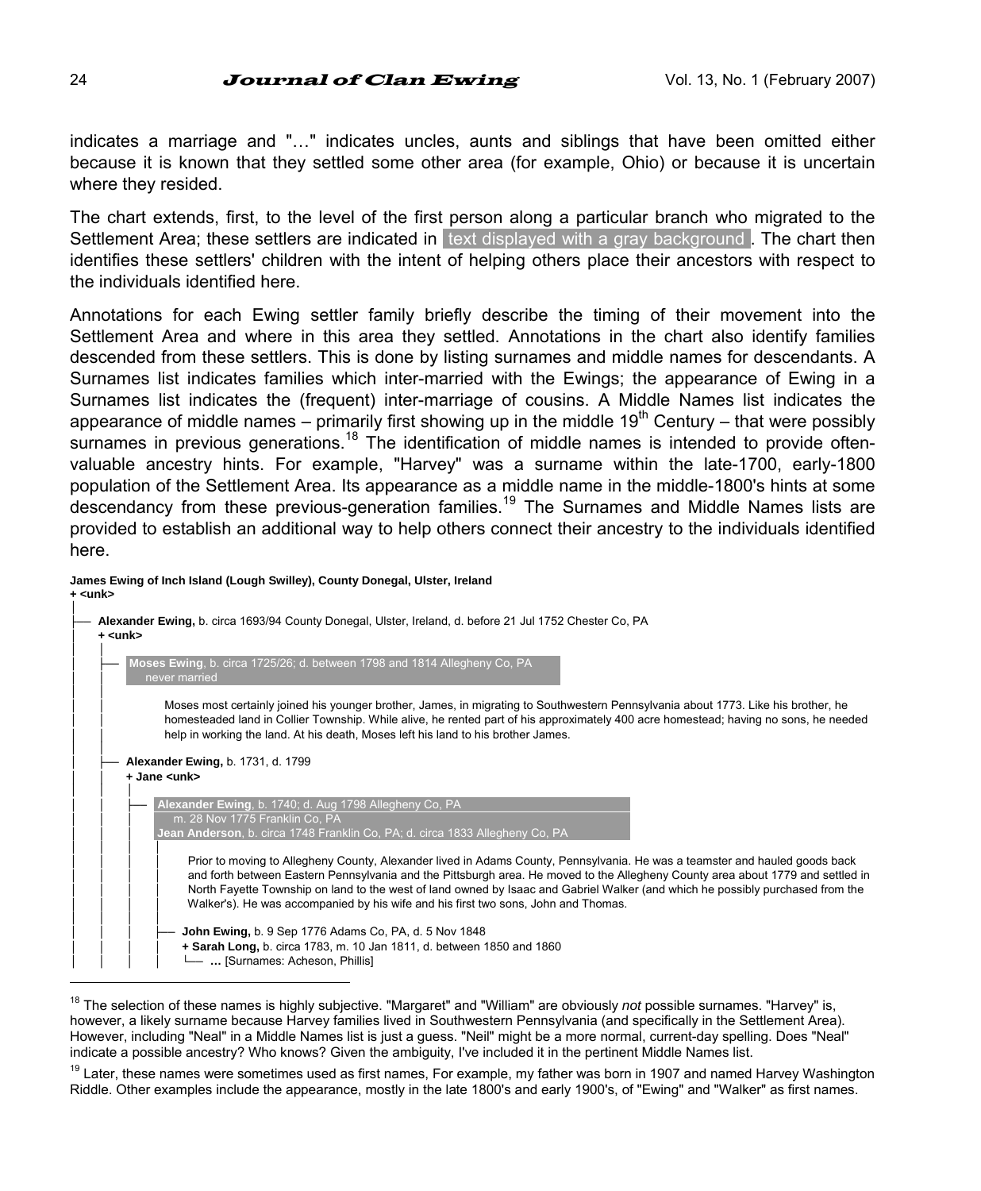indicates a marriage and "…" indicates uncles, aunts and siblings that have been omitted either because it is known that they settled some other area (for example, Ohio) or because it is uncertain where they resided.

The chart extends, first, to the level of the first person along a particular branch who migrated to the Settlement Area; these settlers are indicated in text displayed with a gray background. The chart then identifies these settlers' children with the intent of helping others place their ancestors with respect to the individuals identified here.

Annotations for each Ewing settler family briefly describe the timing of their movement into the Settlement Area and where in this area they settled. Annotations in the chart also identify families descended from these settlers. This is done by listing surnames and middle names for descendants. A Surnames list indicates families which inter-married with the Ewings; the appearance of Ewing in a Surnames list indicates the (frequent) inter-marriage of cousins. A Middle Names list indicates the appearance of middle names – primarily first showing up in the middle 19th Century – that were possibly surnames in previous generations.[18] The identification of middle names is intended to provide often-valuable ancestry hints. For example, "Harvey" was a surname within the late-1700, early-1800 population of the Settlement Area. Its appearance as a middle name in the middle-1800's hints at some descendancy from these previous-generation families.[19] The Surnames and Middle Names lists are provided to establish an additional way to help others connect their ancestry to the individuals identified here.

```
James Ewing of Inch Island (Lough Swilley), County Donegal, Ulster, Ireland
+ <unk>
│
├── Alexander Ewing, b. circa 1693/94 County Donegal, Ulster, Ireland, d. before 21 Jul 1752 Chester Co, PA
│   + <unk>
│   │
│   ├── Moses Ewing, b. circa 1725/26; d. between 1798 and 1814 Allegheny Co, PA
│   │     never married
│   │
│   │       Moses most certainly joined his younger brother, James, in migrating to Southwestern Pennsylvania about 1773. Like his brother, he
│   │       homesteaded land in Collier Township. While alive, he rented part of his approximately 400 acre homestead; having no sons, he needed
│   │       help in working the land. At his death, Moses left his land to his brother James.
│   │
│   ├── Alexander Ewing, b. 1731, d. 1799
│   │   + Jane <unk>
│   │   │
│   │   ├── Alexander Ewing, b. 1740; d. Aug 1798 Allegheny Co, PA
│   │   │     m. 28 Nov 1775 Franklin Co, PA
│   │   │   Jean Anderson, b. circa 1748 Franklin Co, PA; d. circa 1833 Allegheny Co, PA
│   │   │   │
│   │   │   │   Prior to moving to Allegheny County, Alexander lived in Adams County, Pennsylvania. He was a teamster and hauled goods back
│   │   │   │   and forth between Eastern Pennsylvania and the Pittsburgh area. He moved to the Allegheny County area about 1779 and settled in
│   │   │   │   North Fayette Township on land to the west of land owned by Isaac and Gabriel Walker (and which he possibly purchased from the
│   │   │   │   Walker's). He was accompanied by his wife and his first two sons, John and Thomas.
│   │   │   │
│   │   │   ├── John Ewing, b. 9 Sep 1776 Adams Co, PA, d. 5 Nov 1848
│   │   │   │   + Sarah Long, b. circa 1783, m. 10 Jan 1811, d. between 1850 and 1860
│   │   │   │   └── … [Surnames: Acheson, Phillis]
```

[18] The selection of these names is highly subjective. "Margaret" and "William" are obviously *not* possible surnames. "Harvey" is, however, a likely surname because Harvey families lived in Southwestern Pennsylvania (and specifically in the Settlement Area). However, including "Neal" in a Middle Names list is just a guess. "Neil" might be a more normal, current-day spelling. Does "Neal" indicate a possible ancestry? Who knows? Given the ambiguity, I've included it in the pertinent Middle Names list.

[19] Later, these names were sometimes used as first names, For example, my father was born in 1907 and named Harvey Washington Riddle. Other examples include the appearance, mostly in the late 1800's and early 1900's, of "Ewing" and "Walker" as first names.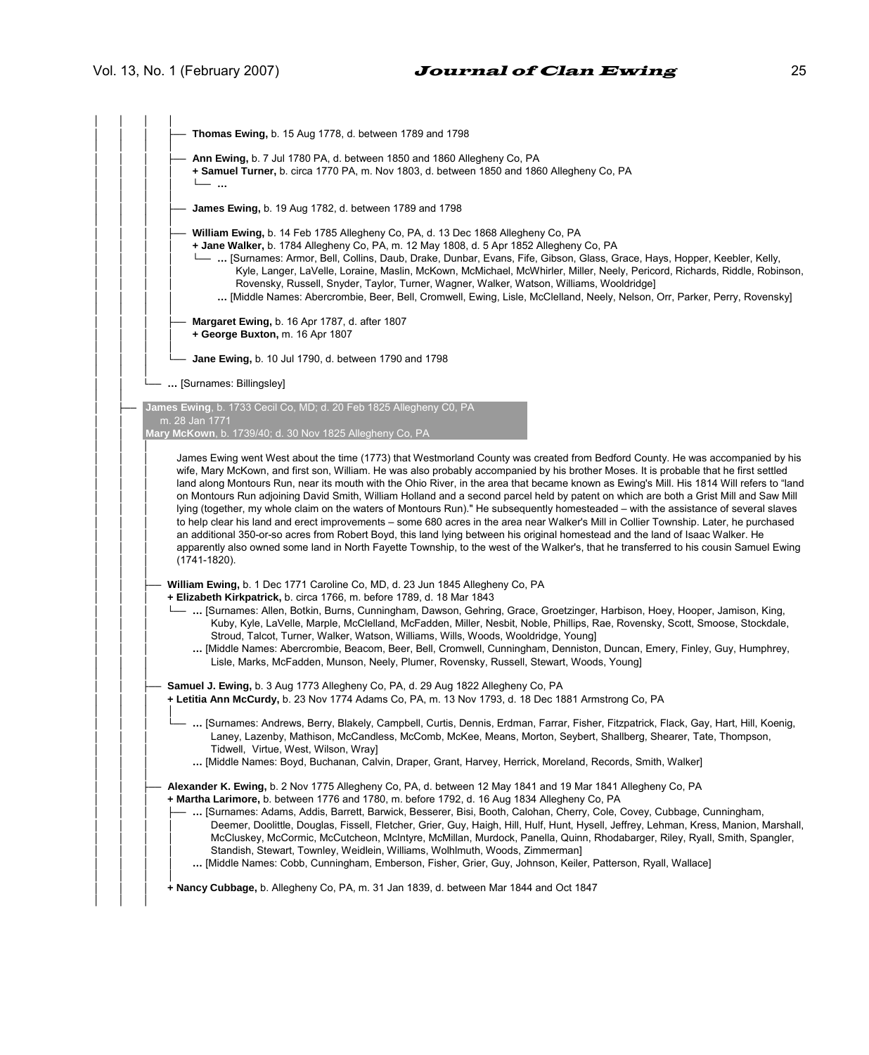- **Thomas Ewing,** b. 15 Aug 1778, d. between 1789 and 1798

- **Ann Ewing,** b. 7 Jul 1780 PA, d. between 1850 and 1860 Allegheny Co, PA
  **+ Samuel Turner,** b. circa 1770 PA, m. Nov 1803, d. between 1850 and 1860 Allegheny Co, PA
  - **…**

- **James Ewing,** b. 19 Aug 1782, d. between 1789 and 1798

- **William Ewing,** b. 14 Feb 1785 Allegheny Co, PA, d. 13 Dec 1868 Allegheny Co, PA
  **+ Jane Walker,** b. 1784 Allegheny Co, PA, m. 12 May 1808, d. 5 Apr 1852 Allegheny Co, PA
  - **…** [Surnames: Armor, Bell, Collins, Daub, Drake, Dunbar, Evans, Fife, Gibson, Glass, Grace, Hays, Hopper, Keebler, Kelly, Kyle, Langer, LaVelle, Loraine, Maslin, McKown, McMichael, McWhirler, Miller, Neely, Pericord, Richards, Riddle, Robinson, Rovensky, Russell, Snyder, Taylor, Turner, Wagner, Walker, Watson, Williams, Wooldridge]
  - **…** [Middle Names: Abercrombie, Beer, Bell, Cromwell, Ewing, Lisle, McClelland, Neely, Nelson, Orr, Parker, Perry, Rovensky]

- **Margaret Ewing,** b. 16 Apr 1787, d. after 1807
  **+ George Buxton,** m. 16 Apr 1807

- **Jane Ewing,** b. 10 Jul 1790, d. between 1790 and 1798

- **…** [Surnames: Billingsley]

**James Ewing**, b. 1733 Cecil Co, MD; d. 20 Feb 1825 Allegheny C0, PA
m. 28 Jan 1771
**Mary McKown**, b. 1739/40; d. 30 Nov 1825 Allegheny Co, PA

James Ewing went West about the time (1773) that Westmorland County was created from Bedford County. He was accompanied by his wife, Mary McKown, and first son, William. He was also probably accompanied by his brother Moses. It is probable that he first settled land along Montours Run, near its mouth with the Ohio River, in the area that became known as Ewing's Mill. His 1814 Will refers to "land on Montours Run adjoining David Smith, William Holland and a second parcel held by patent on which are both a Grist Mill and Saw Mill lying (together, my whole claim on the waters of Montours Run)." He subsequently homesteaded – with the assistance of several slaves to help clear his land and erect improvements – some 680 acres in the area near Walker's Mill in Collier Township. Later, he purchased an additional 350-or-so acres from Robert Boyd, this land lying between his original homestead and the land of Isaac Walker. He apparently also owned some land in North Fayette Township, to the west of the Walker's, that he transferred to his cousin Samuel Ewing (1741-1820).

- **William Ewing,** b. 1 Dec 1771 Caroline Co, MD, d. 23 Jun 1845 Allegheny Co, PA
  **+ Elizabeth Kirkpatrick,** b. circa 1766, m. before 1789, d. 18 Mar 1843
  - **…** [Surnames: Allen, Botkin, Burns, Cunningham, Dawson, Gehring, Grace, Groetzinger, Harbison, Hoey, Hooper, Jamison, King, Kuby, Kyle, LaVelle, Marple, McClelland, McFadden, Miller, Nesbit, Noble, Phillips, Rae, Rovensky, Scott, Smoose, Stockdale, Stroud, Talcot, Turner, Walker, Watson, Williams, Wills, Woods, Wooldridge, Young]
  - **…** [Middle Names: Abercrombie, Beacom, Beer, Bell, Cromwell, Cunningham, Denniston, Duncan, Emery, Finley, Guy, Humphrey, Lisle, Marks, McFadden, Munson, Neely, Plumer, Rovensky, Russell, Stewart, Woods, Young]

- **Samuel J. Ewing,** b. 3 Aug 1773 Allegheny Co, PA, d. 29 Aug 1822 Allegheny Co, PA
  **+ Letitia Ann McCurdy,** b. 23 Nov 1774 Adams Co, PA, m. 13 Nov 1793, d. 18 Dec 1881 Armstrong Co, PA
  - **…** [Surnames: Andrews, Berry, Blakely, Campbell, Curtis, Dennis, Erdman, Farrar, Fisher, Fitzpatrick, Flack, Gay, Hart, Hill, Koenig, Laney, Lazenby, Mathison, McCandless, McComb, McKee, Means, Morton, Seybert, Shallberg, Shearer, Tate, Thompson, Tidwell, Virtue, West, Wilson, Wray]
  - **…** [Middle Names: Boyd, Buchanan, Calvin, Draper, Grant, Harvey, Herrick, Moreland, Records, Smith, Walker]

- **Alexander K. Ewing,** b. 2 Nov 1775 Allegheny Co, PA, d. between 12 May 1841 and 19 Mar 1841 Allegheny Co, PA
  **+ Martha Larimore,** b. between 1776 and 1780, m. before 1792, d. 16 Aug 1834 Allegheny Co, PA
  - **…** [Surnames: Adams, Addis, Barrett, Barwick, Besserer, Bisi, Booth, Calohan, Cherry, Cole, Covey, Cubbage, Cunningham, Deemer, Doolittle, Douglas, Fissell, Fletcher, Grier, Guy, Haigh, Hill, Hulf, Hunt, Hysell, Jeffrey, Lehman, Kress, Manion, Marshall, McCluskey, McCormic, McCutcheon, McIntyre, McMillan, Murdock, Panella, Quinn, Rhodabarger, Riley, Ryall, Smith, Spangler, Standish, Stewart, Townley, Weidlein, Williams, Wolhlmuth, Woods, Zimmerman]
  - **…** [Middle Names: Cobb, Cunningham, Emberson, Fisher, Grier, Guy, Johnson, Keiler, Patterson, Ryall, Wallace]

  **+ Nancy Cubbage,** b. Allegheny Co, PA, m. 31 Jan 1839, d. between Mar 1844 and Oct 1847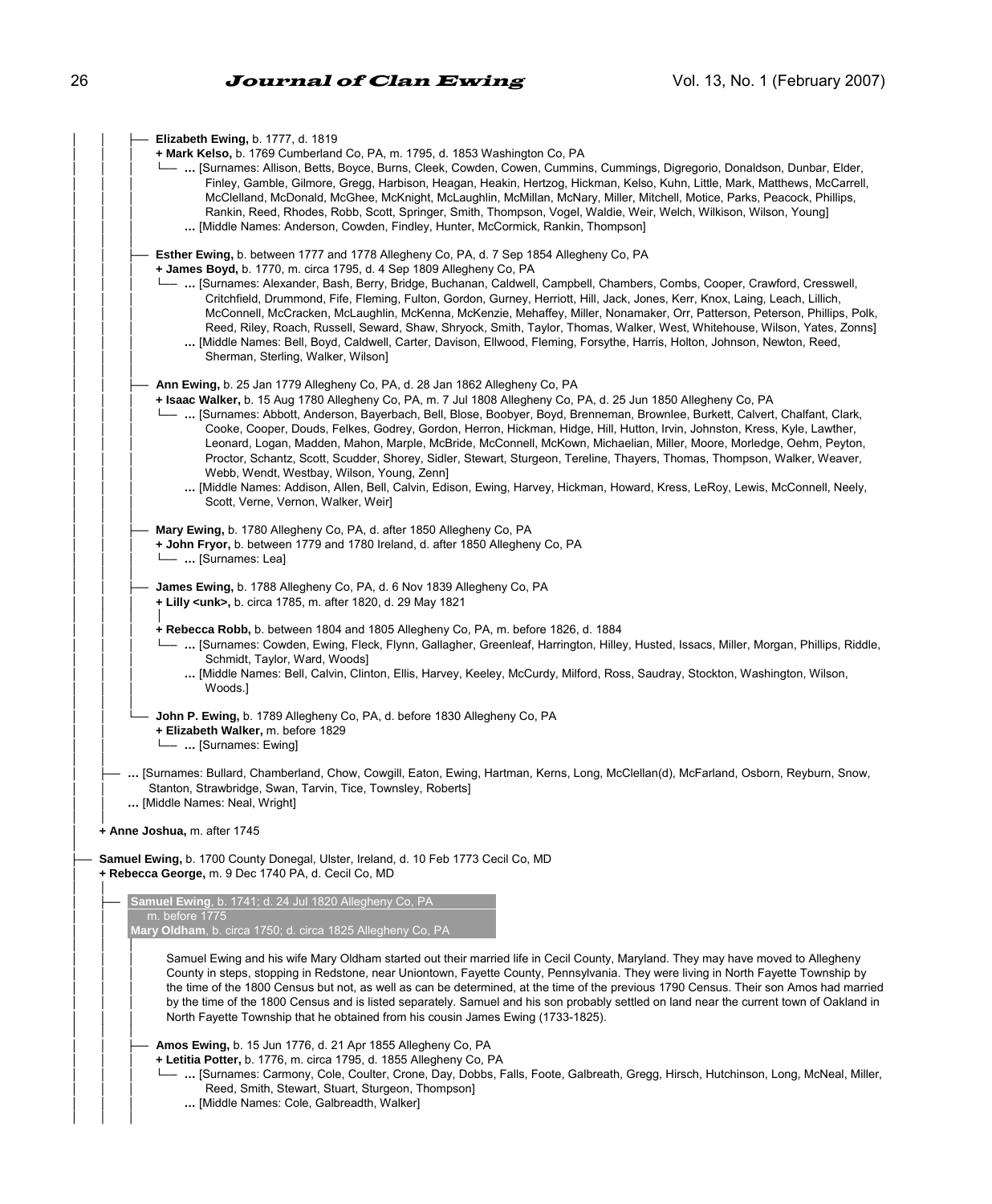- **Elizabeth Ewing,** b. 1777, d. 1819
  - **+ Mark Kelso,** b. 1769 Cumberland Co, PA, m. 1795, d. 1853 Washington Co, PA
  - **…** [Surnames: Allison, Betts, Boyce, Burns, Cleek, Cowden, Cowen, Cummins, Cummings, Digregorio, Donaldson, Dunbar, Elder, Finley, Gamble, Gilmore, Gregg, Harbison, Heagan, Heakin, Hertzog, Hickman, Kelso, Kuhn, Little, Mark, Matthews, McCarrell, McClelland, McDonald, McGhee, McKnight, McLaughlin, McMillan, McNary, Miller, Mitchell, Motice, Parks, Peacock, Phillips, Rankin, Reed, Rhodes, Robb, Scott, Springer, Smith, Thompson, Vogel, Waldie, Weir, Welch, Wilkison, Wilson, Young]
  - **…** [Middle Names: Anderson, Cowden, Findley, Hunter, McCormick, Rankin, Thompson]

- **Esther Ewing,** b. between 1777 and 1778 Allegheny Co, PA, d. 7 Sep 1854 Allegheny Co, PA
  - **+ James Boyd,** b. 1770, m. circa 1795, d. 4 Sep 1809 Allegheny Co, PA
  - **…** [Surnames: Alexander, Bash, Berry, Bridge, Buchanan, Caldwell, Campbell, Chambers, Combs, Cooper, Crawford, Cresswell, Critchfield, Drummond, Fife, Fleming, Fulton, Gordon, Gurney, Herriott, Hill, Jack, Jones, Kerr, Knox, Laing, Leach, Lillich, McConnell, McCracken, McLaughlin, McKenna, McKenzie, Mehaffey, Miller, Nonamaker, Orr, Patterson, Peterson, Phillips, Polk, Reed, Riley, Roach, Russell, Seward, Shaw, Shryock, Smith, Taylor, Thomas, Walker, West, Whitehouse, Wilson, Yates, Zonns]
  - **…** [Middle Names: Bell, Boyd, Caldwell, Carter, Davison, Ellwood, Fleming, Forsythe, Harris, Holton, Johnson, Newton, Reed, Sherman, Sterling, Walker, Wilson]

- **Ann Ewing,** b. 25 Jan 1779 Allegheny Co, PA, d. 28 Jan 1862 Allegheny Co, PA
  - **+ Isaac Walker,** b. 15 Aug 1780 Allegheny Co, PA, m. 7 Jul 1808 Allegheny Co, PA, d. 25 Jun 1850 Allegheny Co, PA
  - **…** [Surnames: Abbott, Anderson, Bayerbach, Bell, Blose, Boobyer, Boyd, Brenneman, Brownlee, Burkett, Calvert, Chalfant, Clark, Cooke, Cooper, Douds, Felkes, Godrey, Gordon, Herron, Hickman, Hidge, Hill, Hutton, Irvin, Johnston, Kress, Kyle, Lawther, Leonard, Logan, Madden, Mahon, Marple, McBride, McConnell, McKown, Michaelian, Miller, Moore, Morledge, Oehm, Peyton, Proctor, Schantz, Scott, Scudder, Shorey, Sidler, Stewart, Sturgeon, Tereline, Thayers, Thomas, Thompson, Walker, Weaver, Webb, Wendt, Westbay, Wilson, Young, Zenn]
  - **…** [Middle Names: Addison, Allen, Bell, Calvin, Edison, Ewing, Harvey, Hickman, Howard, Kress, LeRoy, Lewis, McConnell, Neely, Scott, Verne, Vernon, Walker, Weir]

- **Mary Ewing,** b. 1780 Allegheny Co, PA, d. after 1850 Allegheny Co, PA
  - **+ John Fryor,** b. between 1779 and 1780 Ireland, d. after 1850 Allegheny Co, PA
  - **…** [Surnames: Lea]

- **James Ewing,** b. 1788 Allegheny Co, PA, d. 6 Nov 1839 Allegheny Co, PA
  - **+ Lilly <unk>,** b. circa 1785, m. after 1820, d. 29 May 1821
  - **+ Rebecca Robb,** b. between 1804 and 1805 Allegheny Co, PA, m. before 1826, d. 1884
  - **…** [Surnames: Cowden, Ewing, Fleck, Flynn, Gallagher, Greenleaf, Harrington, Hilley, Husted, Issacs, Miller, Morgan, Phillips, Riddle, Schmidt, Taylor, Ward, Woods]
  - **…** [Middle Names: Bell, Calvin, Clinton, Ellis, Harvey, Keeley, McCurdy, Milford, Ross, Saudray, Stockton, Washington, Wilson, Woods.]

- **John P. Ewing,** b. 1789 Allegheny Co, PA, d. before 1830 Allegheny Co, PA
  - **+ Elizabeth Walker,** m. before 1829
  - **…** [Surnames: Ewing]

**…** [Surnames: Bullard, Chamberland, Chow, Cowgill, Eaton, Ewing, Hartman, Kerns, Long, McClellan(d), McFarland, Osborn, Reyburn, Snow, Stanton, Strawbridge, Swan, Tarvin, Tice, Townsley, Roberts]
**…** [Middle Names: Neal, Wright]

**+ Anne Joshua,** m. after 1745

**Samuel Ewing,** b. 1700 County Donegal, Ulster, Ireland, d. 10 Feb 1773 Cecil Co, MD
**+ Rebecca George,** m. 9 Dec 1740 PA, d. Cecil Co, MD

**Samuel Ewing**, b. 1741; d. 24 Jul 1820 Allegheny Co, PA
m. before 1775
**Mary Oldham**, b. circa 1750; d. circa 1825 Allegheny Co, PA

Samuel Ewing and his wife Mary Oldham started out their married life in Cecil County, Maryland. They may have moved to Allegheny County in steps, stopping in Redstone, near Uniontown, Fayette County, Pennsylvania. They were living in North Fayette Township by the time of the 1800 Census but not, as well as can be determined, at the time of the previous 1790 Census. Their son Amos had married by the time of the 1800 Census and is listed separately. Samuel and his son probably settled on land near the current town of Oakland in North Fayette Township that he obtained from his cousin James Ewing (1733-1825).

- **Amos Ewing,** b. 15 Jun 1776, d. 21 Apr 1855 Allegheny Co, PA
  - **+ Letitia Potter,** b. 1776, m. circa 1795, d. 1855 Allegheny Co, PA
  - **…** [Surnames: Carmony, Cole, Coulter, Crone, Day, Dobbs, Falls, Foote, Galbreath, Gregg, Hirsch, Hutchinson, Long, McNeal, Miller, Reed, Smith, Stewart, Stuart, Sturgeon, Thompson]
  - **…** [Middle Names: Cole, Galbreadth, Walker]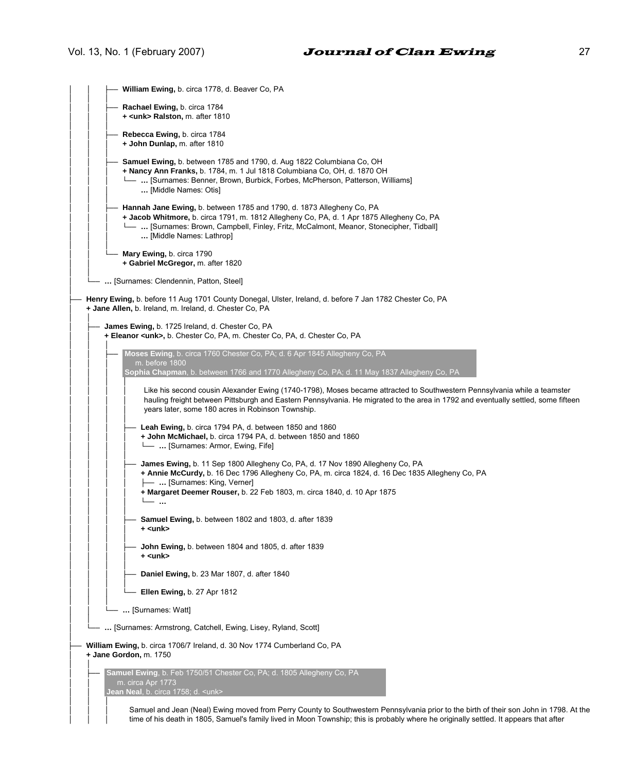├── **William Ewing,** b. circa 1778, d. Beaver Co, PA

├── **Rachael Ewing,** b. circa 1784
**+ <unk> Ralston,** m. after 1810

├── **Rebecca Ewing,** b. circa 1784
**+ John Dunlap,** m. after 1810

├── **Samuel Ewing,** b. between 1785 and 1790, d. Aug 1822 Columbiana Co, OH
**+ Nancy Ann Franks,** b. 1784, m. 1 Jul 1818 Columbiana Co, OH, d. 1870 OH
└── **…** [Surnames: Benner, Brown, Burbick, Forbes, McPherson, Patterson, Williams]
**…** [Middle Names: Otis]

├── **Hannah Jane Ewing,** b. between 1785 and 1790, d. 1873 Allegheny Co, PA
**+ Jacob Whitmore,** b. circa 1791, m. 1812 Allegheny Co, PA, d. 1 Apr 1875 Allegheny Co, PA
└── **…** [Surnames: Brown, Campbell, Finley, Fritz, McCalmont, Meanor, Stonecipher, Tidball]
**…** [Middle Names: Lathrop]

└── **Mary Ewing,** b. circa 1790
**+ Gabriel McGregor,** m. after 1820

└── **…** [Surnames: Clendennin, Patton, Steel]

├── **Henry Ewing,** b. before 11 Aug 1701 County Donegal, Ulster, Ireland, d. before 7 Jan 1782 Chester Co, PA
**+ Jane Allen,** b. Ireland, m. Ireland, d. Chester Co, PA

├── **James Ewing,** b. 1725 Ireland, d. Chester Co, PA
**+ Eleanor <unk>,** b. Chester Co, PA, m. Chester Co, PA, d. Chester Co, PA

├── **Moses Ewing**, b. circa 1760 Chester Co, PA; d. 6 Apr 1845 Allegheny Co, PA
m. before 1800
**Sophia Chapman**, b. between 1766 and 1770 Allegheny Co, PA; d. 11 May 1837 Allegheny Co, PA

Like his second cousin Alexander Ewing (1740-1798), Moses became attracted to Southwestern Pennsylvania while a teamster hauling freight between Pittsburgh and Eastern Pennsylvania. He migrated to the area in 1792 and eventually settled, some fifteen years later, some 180 acres in Robinson Township.

├── **Leah Ewing,** b. circa 1794 PA, d. between 1850 and 1860
**+ John McMichael,** b. circa 1794 PA, d. between 1850 and 1860
└── **…** [Surnames: Armor, Ewing, Fife]

├── **James Ewing,** b. 11 Sep 1800 Allegheny Co, PA, d. 17 Nov 1890 Allegheny Co, PA
**+ Annie McCurdy,** b. 16 Dec 1796 Allegheny Co, PA, m. circa 1824, d. 16 Dec 1835 Allegheny Co, PA
├── **…** [Surnames: King, Verner]
**+ Margaret Deemer Rouser,** b. 22 Feb 1803, m. circa 1840, d. 10 Apr 1875
└── **…**

├── **Samuel Ewing,** b. between 1802 and 1803, d. after 1839
**+ <unk>**

├── **John Ewing,** b. between 1804 and 1805, d. after 1839
**+ <unk>**

├── **Daniel Ewing,** b. 23 Mar 1807, d. after 1840

└── **Ellen Ewing,** b. 27 Apr 1812

└── **…** [Surnames: Watt]

└── **…** [Surnames: Armstrong, Catchell, Ewing, Lisey, Ryland, Scott]

├── **William Ewing,** b. circa 1706/7 Ireland, d. 30 Nov 1774 Cumberland Co, PA
**+ Jane Gordon,** m. 1750

├── **Samuel Ewing**, b. Feb 1750/51 Chester Co, PA; d. 1805 Allegheny Co, PA
m. circa Apr 1773
**Jean Neal**, b. circa 1758; d. <unk>

Samuel and Jean (Neal) Ewing moved from Perry County to Southwestern Pennsylvania prior to the birth of their son John in 1798. At the time of his death in 1805, Samuel's family lived in Moon Township; this is probably where he originally settled. It appears that after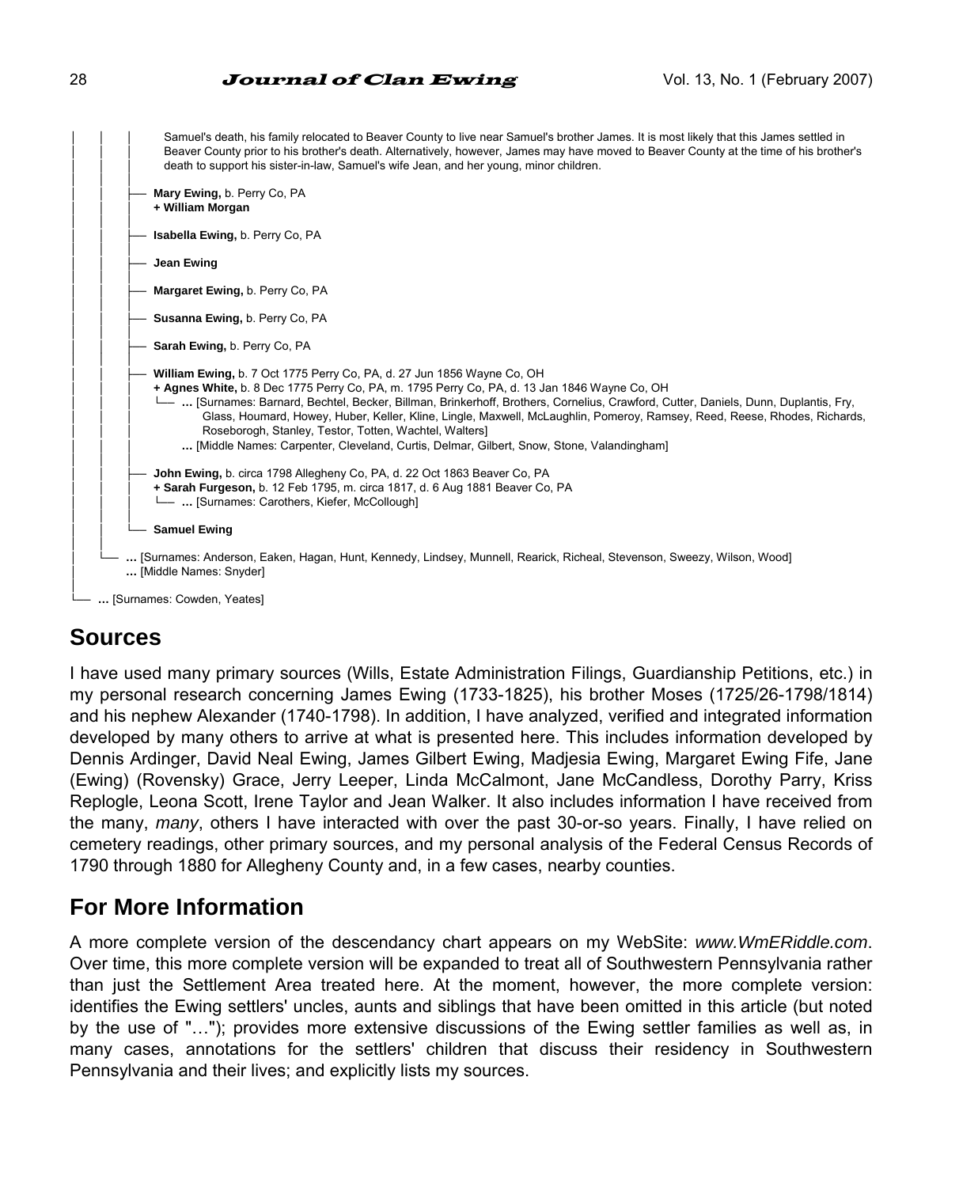```
│   │   │     Samuel's death, his family relocated to Beaver County to live near Samuel's brother James. It is most likely that this James settled in
│   │   │     Beaver County prior to his brother's death. Alternatively, however, James may have moved to Beaver County at the time of his brother's
│   │   │     death to support his sister-in-law, Samuel's wife Jean, and her young, minor children.
│   │   │
│   │   ├── Mary Ewing, b. Perry Co, PA
│   │   │   + William Morgan
│   │   │
│   │   ├── Isabella Ewing, b. Perry Co, PA
│   │   │
│   │   ├── Jean Ewing
│   │   │
│   │   ├── Margaret Ewing, b. Perry Co, PA
│   │   │
│   │   ├── Susanna Ewing, b. Perry Co, PA
│   │   │
│   │   ├── Sarah Ewing, b. Perry Co, PA
│   │   │
│   │   ├── William Ewing, b. 7 Oct 1775 Perry Co, PA, d. 27 Jun 1856 Wayne Co, OH
│   │   │   + Agnes White, b. 8 Dec 1775 Perry Co, PA, m. 1795 Perry Co, PA, d. 13 Jan 1846 Wayne Co, OH
│   │   │   └── … [Surnames: Barnard, Bechtel, Becker, Billman, Brinkerhoff, Brothers, Cornelius, Crawford, Cutter, Daniels, Dunn, Duplantis, Fry,
│   │   │         Glass, Houmard, Howey, Huber, Keller, Kline, Lingle, Maxwell, McLaughlin, Pomeroy, Ramsey, Reed, Reese, Rhodes, Richards,
│   │   │         Roseborogh, Stanley, Testor, Totten, Wachtel, Walters]
│   │   │       … [Middle Names: Carpenter, Cleveland, Curtis, Delmar, Gilbert, Snow, Stone, Valandingham]
│   │   │
│   │   ├── John Ewing, b. circa 1798 Allegheny Co, PA, d. 22 Oct 1863 Beaver Co, PA
│   │   │   + Sarah Furgeson, b. 12 Feb 1795, m. circa 1817, d. 6 Aug 1881 Beaver Co, PA
│   │   │   └── … [Surnames: Carothers, Kiefer, McCollough]
│   │   │
│   │   └── Samuel Ewing
│   │
│   └── … [Surnames: Anderson, Eaken, Hagan, Hunt, Kennedy, Lindsey, Munnell, Rearick, Richeal, Stevenson, Sweezy, Wilson, Wood]
│       … [Middle Names: Snyder]
│
└── … [Surnames: Cowden, Yeates]
```

## Sources

I have used many primary sources (Wills, Estate Administration Filings, Guardianship Petitions, etc.) in my personal research concerning James Ewing (1733-1825), his brother Moses (1725/26-1798/1814) and his nephew Alexander (1740-1798). In addition, I have analyzed, verified and integrated information developed by many others to arrive at what is presented here. This includes information developed by Dennis Ardinger, David Neal Ewing, James Gilbert Ewing, Madjesia Ewing, Margaret Ewing Fife, Jane (Ewing) (Rovensky) Grace, Jerry Leeper, Linda McCalmont, Jane McCandless, Dorothy Parry, Kriss Replogle, Leona Scott, Irene Taylor and Jean Walker. It also includes information I have received from the many, *many*, others I have interacted with over the past 30-or-so years. Finally, I have relied on cemetery readings, other primary sources, and my personal analysis of the Federal Census Records of 1790 through 1880 for Allegheny County and, in a few cases, nearby counties.

## For More Information

A more complete version of the descendancy chart appears on my WebSite: *www.WmERiddle.com*. Over time, this more complete version will be expanded to treat all of Southwestern Pennsylvania rather than just the Settlement Area treated here. At the moment, however, the more complete version: identifies the Ewing settlers' uncles, aunts and siblings that have been omitted in this article (but noted by the use of "…"); provides more extensive discussions of the Ewing settler families as well as, in many cases, annotations for the settlers' children that discuss their residency in Southwestern Pennsylvania and their lives; and explicitly lists my sources.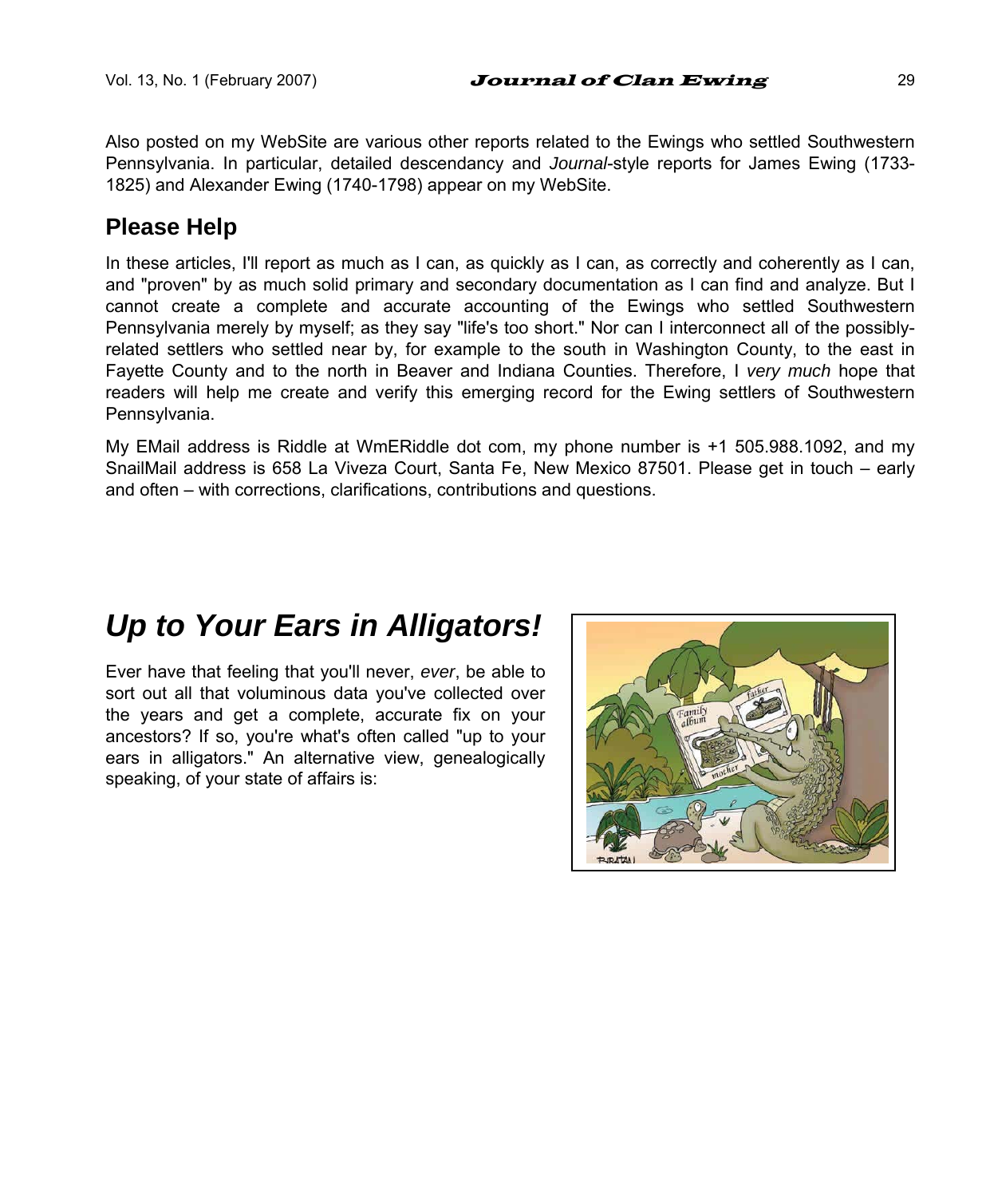Also posted on my WebSite are various other reports related to the Ewings who settled Southwestern Pennsylvania. In particular, detailed descendancy and *Journal*-style reports for James Ewing (1733-1825) and Alexander Ewing (1740-1798) appear on my WebSite.

## Please Help

In these articles, I'll report as much as I can, as quickly as I can, as correctly and coherently as I can, and "proven" by as much solid primary and secondary documentation as I can find and analyze. But I cannot create a complete and accurate accounting of the Ewings who settled Southwestern Pennsylvania merely by myself; as they say "life's too short." Nor can I interconnect all of the possibly-related settlers who settled near by, for example to the south in Washington County, to the east in Fayette County and to the north in Beaver and Indiana Counties. Therefore, I *very much* hope that readers will help me create and verify this emerging record for the Ewing settlers of Southwestern Pennsylvania.

My EMail address is Riddle at WmERiddle dot com, my phone number is +1 505.988.1092, and my SnailMail address is 658 La Viveza Court, Santa Fe, New Mexico 87501. Please get in touch – early and often – with corrections, clarifications, contributions and questions.

# *Up to Your Ears in Alligators!*

Ever have that feeling that you'll never, *ever*, be able to sort out all that voluminous data you've collected over the years and get a complete, accurate fix on your ancestors? If so, you're what's often called "up to your ears in alligators." An alternative view, genealogically speaking, of your state of affairs is: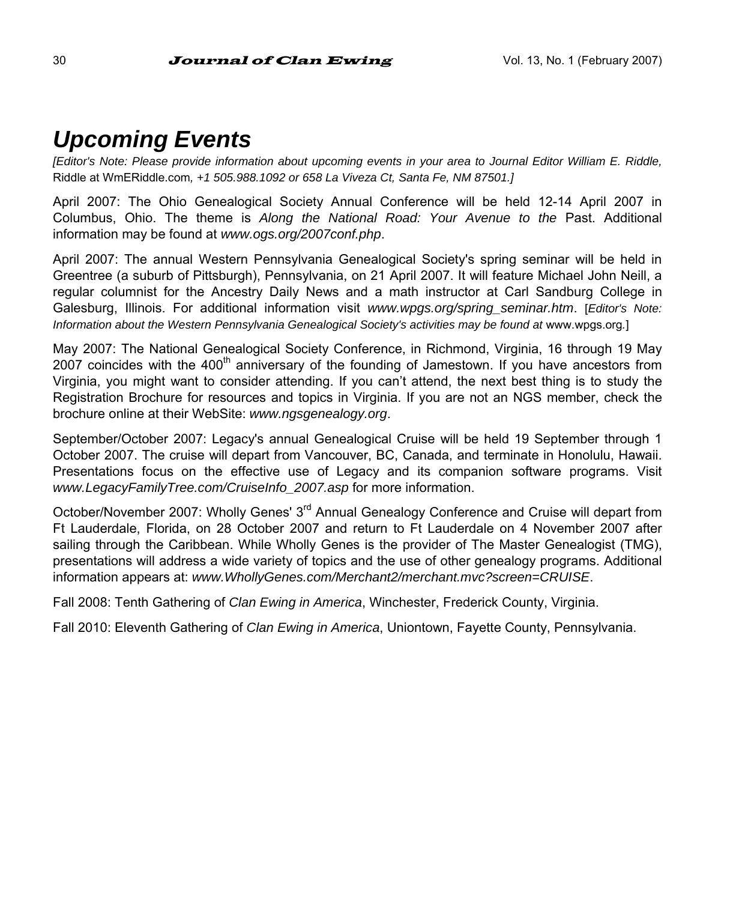# *Upcoming Events*

*[Editor's Note: Please provide information about upcoming events in your area to Journal Editor William E. Riddle,* Riddle at WmERiddle.com*, +1 505.988.1092 or 658 La Viveza Ct, Santa Fe, NM 87501.]*

April 2007: The Ohio Genealogical Society Annual Conference will be held 12-14 April 2007 in Columbus, Ohio. The theme is *Along the National Road: Your Avenue to the* Past. Additional information may be found at *www.ogs.org/2007conf.php*.

April 2007: The annual Western Pennsylvania Genealogical Society's spring seminar will be held in Greentree (a suburb of Pittsburgh), Pennsylvania, on 21 April 2007. It will feature Michael John Neill, a regular columnist for the Ancestry Daily News and a math instructor at Carl Sandburg College in Galesburg, Illinois. For additional information visit *www.wpgs.org/spring_seminar.htm*. [*Editor's Note: Information about the Western Pennsylvania Genealogical Society's activities may be found at* www.wpgs.org.]

May 2007: The National Genealogical Society Conference, in Richmond, Virginia, 16 through 19 May 2007 coincides with the 400th anniversary of the founding of Jamestown. If you have ancestors from Virginia, you might want to consider attending. If you can't attend, the next best thing is to study the Registration Brochure for resources and topics in Virginia. If you are not an NGS member, check the brochure online at their WebSite: *www.ngsgenealogy.org*.

September/October 2007: Legacy's annual Genealogical Cruise will be held 19 September through 1 October 2007. The cruise will depart from Vancouver, BC, Canada, and terminate in Honolulu, Hawaii. Presentations focus on the effective use of Legacy and its companion software programs. Visit *www.LegacyFamilyTree.com/CruiseInfo_2007.asp* for more information.

October/November 2007: Wholly Genes' 3rd Annual Genealogy Conference and Cruise will depart from Ft Lauderdale, Florida, on 28 October 2007 and return to Ft Lauderdale on 4 November 2007 after sailing through the Caribbean. While Wholly Genes is the provider of The Master Genealogist (TMG), presentations will address a wide variety of topics and the use of other genealogy programs. Additional information appears at: *www.WhollyGenes.com/Merchant2/merchant.mvc?screen=CRUISE*.

Fall 2008: Tenth Gathering of *Clan Ewing in America*, Winchester, Frederick County, Virginia.

Fall 2010: Eleventh Gathering of *Clan Ewing in America*, Uniontown, Fayette County, Pennsylvania.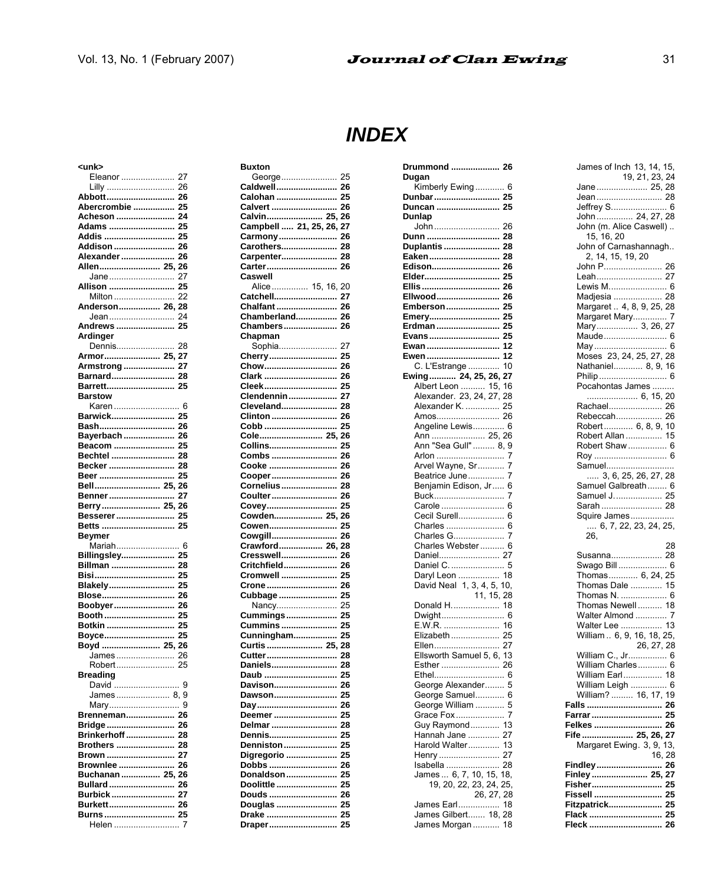# INDEX

**<unk>**
- Eleanor ...................... 27
- Lilly ............................ 26

**Abbott** ........................... 26
**Abercrombie** ................. 25
**Acheson** ........................ 24
**Adams** ........................... 25
**Addis** ............................. 25
**Addison** ......................... 26
**Alexander** ...................... 26
**Allen** ......................... 25, 26
- Jane ............................ 27

**Allison** ........................... 25
- Milton .......................... 22

**Anderson** ................. 26, 28
- Jean ............................ 24

**Andrews** ........................ 25
**Ardinger**
- Dennis ......................... 28

**Armor** ...................... 25, 27
**Armstrong** ...................... 27
**Barnard** .......................... 28
**Barrett** ............................ 25
**Barstow**
- Karen ............................ 6

**Barwick** .......................... 25
**Bash** ............................... 26
**Bayerbach** ...................... 26
**Beacom** .......................... 25
**Bechtel** ........................... 28
**Becker** ............................ 28
**Beer** ................................ 25
**Bell** ........................... 25, 26
**Benner** ........................... 27
**Berry** ........................ 25, 26
**Besserer** ......................... 25
**Betts** ............................... 25
**Beymer**
- Mariah ........................... 6

**Billingsley** ....................... 25
**Billman** ........................... 28
**Bisi** .................................. 25
**Blakely** ............................ 25
**Blose** ............................... 26
**Boobyer** .......................... 26
**Booth** .............................. 25
**Botkin** ............................. 25
**Boyce** .............................. 25
**Boyd** ........................ 25, 26
- James ......................... 26
- Robert ......................... 25

**Breading**
- David ............................ 9
- James ....................... 8, 9
- Mary ............................. 9

**Brenneman** ..................... 26
**Bridge** ............................. 26
**Brinkerhoff** ..................... 28
**Brothers** ......................... 28
**Brown** ............................. 27
**Brownlee** ........................ 26
**Buchanan** ................ 25, 26
**Bullard** ............................ 26
**Burbick** ........................... 27
**Burkett** ............................ 26
**Burns** .............................. 25
- Helen ............................ 7

**Buxton**
- George ........................ 25

**Caldwell** .......................... 26
**Calohan** .......................... 25
**Calvert** ............................ 26
**Calvin** ....................... 25, 26
**Campbell** ..... 21, 25, 26, 27
**Carmony** ......................... 26
**Carothers** ........................ 28
**Carpenter** ........................ 28
**Carter** ............................. 26
**Caswell**
- Alice ............... 15, 16, 20

**Catchell** ........................... 27
**Chalfant** .......................... 26
**Chamberland** .................. 26
**Chambers** ....................... 26
**Chapman**
- Sophia ......................... 27

**Cherry** ............................. 25
**Chow** ............................... 26
**Clark** ............................... 26
**Cleek** ............................... 25
**Clendennin** ..................... 27
**Cleveland** ........................ 28
**Clinton** ............................ 26
**Cobb** ............................... 25
**Cole** ........................... 25, 26
**Collins** ............................. 25
**Combs** ............................ 26
**Cooke** ............................. 26
**Cooper** ............................ 26
**Cornelius** ........................ 28
**Coulter** ............................ 26
**Covey** .............................. 25
**Cowden** .................... 25, 26
**Cowen** ............................. 25
**Cowgill** ............................ 26
**Crawford** .................. 26, 28
**Cresswell** ........................ 26
**Critchfield** ....................... 26
**Cromwell** ........................ 25
**Crone** .............................. 26
**Cubbage** ......................... 25
- Nancy .......................... 25

**Cummings** ...................... 25
**Cummins** ........................ 25
**Cunningham** ................... 25
**Curtis** ........................ 25, 28
**Cutter** .............................. 28
**Daniels** ............................ 28
**Daub** ............................... 25
**Davison** ........................... 26
**Dawson** ........................... 25
**Day** .................................. 26
**Deemer** ........................... 25
**Delmar** ............................ 28
**Dennis** ............................. 25
**Denniston** ....................... 25
**Digregorio** ...................... 25
**Dobbs** ............................. 26
**Donaldson** ...................... 25
**Doolittle** .......................... 25
**Douds** ............................. 26
**Douglas** .......................... 25
**Drake** .............................. 25
**Draper** ............................. 25
**Drummond** ..................... 26
**Dugan**
- Kimberly Ewing ............ 6

**Dunbar** ............................ 25
**Duncan** ........................... 25
**Dunlap**
- John ............................ 26

**Dunn** ............................... 28
**Duplantis** ........................ 28
**Eaken** .............................. 28
**Edison** ............................. 26
**Elder** ................................ 25
**Ellis** .................................. 26
**Ellwood** ........................... 26
**Emberson** ........................ 25
**Emery** .............................. 25
**Erdman** ........................... 25
**Evans** .............................. 25
**Ewan** ............................... 12
**Ewen** ............................... 12
- C. L'Estrange ............. 10

**Ewing** ........... 24, 25, 26, 27
- Albert Leon .......... 15, 16
- Alexander. 23, 24, 27, 28
- Alexander K. .............. 25
- Amos .......................... 26
- Angeline Lewis ............. 6
- Ann ...................... 25, 26
- Ann "Sea Gull" ......... 8, 9
- Arlon ............................ 7
- Arvel Wayne, Sr ........... 7
- Beatrice June ............... 7
- Benjamin Edison, Jr ..... 6
- Buck ............................. 7
- Carole .......................... 6
- Cecil Surell ................... 6
- Charles ........................ 6
- Charles G. .................... 7
- Charles Webster .......... 6
- Daniel ......................... 27
- Daniel C. ...................... 5
- Daryl Leon ................. 18
- David Neal 1, 3, 4, 5, 10, 11, 15, 28
- Donald H. .................... 18
- Dwight .......................... 6
- E.W.R. ........................ 16
- Elizabeth .................... 25
- Ellen ........................... 27
- Ellsworth Samuel 5, 6, 13
- Esther ........................ 26
- Ethel ............................. 6
- George Alexander ........ 5
- George Samuel ............ 6
- George William ............ 5
- Grace Fox .................... 7
- Guy Raymond ............ 13
- Hannah Jane ............. 27
- Harold Walter ............. 13
- Henry ......................... 27
- Isabella ...................... 28
- James ... 6, 7, 10, 15, 18, 19, 20, 22, 23, 24, 25, 26, 27, 28
- James Earl ................. 18
- James Gilbert ....... 18, 28
- James Morgan ........... 18
- James of Inch 13, 14, 15, 19, 21, 23, 24
- Jane ..................... 25, 28
- Jean ........................... 28
- Jeffrey S. ...................... 6
- John ............... 24, 27, 28
- John (m. Alice Caswell) .. 15, 16, 20
- John of Carnashannagh.. 2, 14, 15, 19, 20
- John P. ....................... 26
- Leah ........................... 27
- Lewis M. ....................... 6
- Madjesia .................... 28
- Margaret .. 4, 8, 9, 25, 28
- Margaret Mary ............. 7
- Mary ................. 3, 26, 27
- Maude .......................... 6
- May .............................. 6
- Moses 23, 24, 25, 27, 28
- Nathaniel ............ 8, 9, 16
- Philip ............................ 6
- Pocahontas James ......... .................... 6, 15, 20
- Rachael ...................... 26
- Rebeccah ................... 26
- Robert ............ 6, 8, 9, 10
- Robert Allan ............... 15
- Robert Shaw ................ 6
- Roy .............................. 6
- Samuel............................ ..... 3, 6, 25, 26, 27, 28
- Samuel Galbreath ........ 6
- Samuel J. .................... 25
- Sarah ......................... 28
- Squire James .................. .... 6, 7, 22, 23, 24, 25, 26, 28
- Susanna ..................... 28
- Swago Bill .................... 6
- Thomas ............ 6, 24, 25
- Thomas Dale ............. 15
- Thomas N. ................... 6
- Thomas Newell .......... 18
- Walter Almond ............. 7
- Walter Lee ................. 13
- William .. 6, 9, 16, 18, 25, 26, 27, 28
- William C., Jr................ 6
- William Charles ............ 6
- William Earl ................ 18
- William Leigh ............... 6
- William? ......... 16, 17, 19

**Falls** ................................ 26
**Farrar** .............................. 25
**Felkes** ............................. 26
**Fife** ...................... 25, 26, 27
- Margaret Ewing. 3, 9, 13, 16, 28

**Findley** ............................ 26
**Finley** ........................ 25, 27
**Fisher** .............................. 25
**Fissell** .............................. 25
**Fitzpatrick** ....................... 25
**Flack** ................................ 25
**Fleck** ............................... 26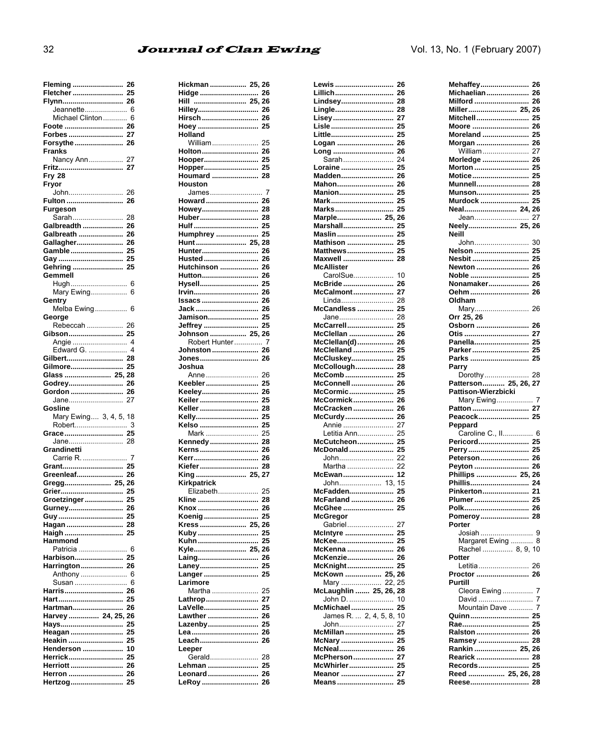**Fleming** 26
**Fletcher** 25
**Flynn** 26
- Jeannette 6
- Michael Clinton 6

**Foote** 26
**Forbes** 27
**Forsythe** 26
**Franks**
- Nancy Ann 27

**Fritz** 27
**Fry 28**
**Fryor**
- John 26

**Fulton** 26
**Furgeson**
- Sarah 28

**Galbreadth** 26
**Galbreath** 26
**Gallagher** 26
**Gamble** 25
**Gay** 25
**Gehring** 25
**Gemmell**
- Hugh 6
- Mary Ewing 6

**Gentry**
- Melba Ewing 6

**George**
- Rebeccah 26

**Gibson** 25
- Angie 4
- Edward G. 4

**Gilbert** 28
**Gilmore** 25
**Glass** 25, 28
**Godrey** 26
**Gordon** 26
- Jane 27

**Gosline**
- Mary Ewing 3, 4, 5, 18
- Robert 3

**Grace** 25
- Jane 28

**Grandinetti**
- Carrie R. 7

**Grant** 25
**Greenleaf** 26
**Gregg** 25, 26
**Grier** 25
**Groetzinger** 25
**Gurney** 26
**Guy** 25
**Hagan** 28
**Haigh** 25
**Hammond**
- Patricia 6

**Harbison** 25
**Harrington** 26
- Anthony 6
- Susan 6

**Harris** 26
**Hart** 25
**Hartman** 26
**Harvey** 24, 25, 26
**Hays** 25
**Heagan** 26
**Heakin** 25
**Henderson** 10
**Herrick** 25
**Herriott** 26
**Herron** 26
**Hertzog** 25
**Hickman** 25, 26
**Hidge** 26
**Hill** 25, 26
**Hilley** 26
**Hirsch** 26
**Hoey** 25
**Holland**
- William 25

**Holton** 26
**Hooper** 25
**Hopper** 25
**Houmard** 28
**Houston**
- James 7

**Howard** 26
**Howey** 28
**Huber** 28
**Hulf** 25
**Humphrey** 25
**Hunt** 25, 28
**Hunter** 26
**Husted** 26
**Hutchinson** 26
**Hutton** 26
**Hysell** 25
**Irvin** 26
**Issacs** 26
**Jack** 26
**Jamison** 25
**Jeffrey** 25
**Johnson** 25, 26
- Robert Hunter 7

**Johnston** 26
**Jones** 26
**Joshua**
- Anne 26

**Keebler** 25
**Keeley** 26
**Keiler** 25
**Keller** 28
**Kelly** 25
**Kelso** 25
- Mark 25

**Kennedy** 28
**Kerns** 26
**Kerr** 26
**Kiefer** 28
**King** 25, 27
**Kirkpatrick**
- Elizabeth 25

**Kline** 28
**Knox** 26
**Koenig** 25
**Kress** 25, 26
**Kuby** 25
**Kuhn** 25
**Kyle** 25, 26
**Laing** 26
**Laney** 25
**Langer** 25
**Larimore**
- Martha 25

**Lathrop** 27
**LaVelle** 25
**Lawther** 26
**Lazenby** 25
**Lea** 26
**Leach** 26
**Leeper**
- Gerald 28

**Lehman** 25
**Leonard** 26
**LeRoy** 26
**Lewis** 26
**Lillich** 26
**Lindsey** 28
**Lingle** 28
**Lisey** 27
**Lisle** 25
**Little** 25
**Logan** 26
**Long** 26
- Sarah 24

**Loraine** 25
**Madden** 26
**Mahon** 26
**Manion** 25
**Mark** 25
**Marks** 25
**Marple** 25, 26
**Marshall** 25
**Maslin** 25
**Mathison** 25
**Matthews** 25
**Maxwell** 28
**McAllister**
- CarolSue 10

**McBride** 26
**McCalmont** 27
- Linda 28

**McCandless** 25
- Jane 28

**McCarrell** 25
**McClellan** 26
**McClellan(d)** 26
**McClelland** 25
**McCluskey** 25
**McCollough** 28
**McComb** 25
**McConnell** 26
**McCormic** 25
**McCormick** 26
**McCracken** 26
**McCurdy** 26
- Annie 27
- Letitia Ann 25

**McCutcheon** 25
**McDonald** 25
- John 22
- Martha 22

**McEwan** 12
- John 13, 15

**McFadden** 25
**McFarland** 26
**McGhee** 25
**McGregor**
- Gabriel 27

**McIntyre** 25
**McKee** 25
**McKenna** 26
**McKenzie** 26
**McKnight** 25
**McKown** 25, 26
- Mary 22, 25

**McLaughlin** 25, 26, 28
- John D. 10

**McMichael** 25
- James R. 2, 4, 5, 8, 10
- John 27

**McMillan** 25
**McNary** 25
**McNeal** 26
**McPherson** 27
**McWhirler** 25
**Meanor** 27
**Means** 25
**Mehaffey** 26
**Michaelian** 26
**Milford** 26
**Miller** 25, 26
**Mitchell** 25
**Moore** 26
**Moreland** 25
**Morgan** 26
- William 27

**Morledge** 26
**Morton** 25
**Motice** 25
**Munnell** 28
**Munson** 25
**Murdock** 25
**Neal** 24, 26
- Jean 27

**Neely** 25, 26
**Neill**
- John 30

**Nelson** 25
**Nesbit** 25
**Newton** 26
**Noble** 25
**Nonamaker** 26
**Oehm** 26
**Oldham**
- Mary 26

**Orr 25, 26**
**Osborn** 26
**Otis** 27
**Panella** 25
**Parker** 25
**Parks** 25
**Parry**
- Dorothy 28

**Patterson** 25, 26, 27
**Pattison-Wierzbicki**
- Mary Ewing 7

**Patton** 27
**Peacock** 25
**Peppard**
- Caroline C., II 6

**Pericord** 25
**Perry** 25
**Peterson** 26
**Peyton** 26
**Phillips** 25, 26
**Phillis** 24
**Pinkerton** 21
**Plumer** 25
**Polk** 26
**Pomeroy** 28
**Porter**
- Josiah 9
- Margaret Ewing 8
- Rachel 8, 9, 10

**Potter**
- Letitia 26

**Proctor** 26
**Purtill**
- Cleora Ewing 7
- David 7
- Mountain Dave 7

**Quinn** 25
**Rae** 25
**Ralston** 26
**Ramsey** 28
**Rankin** 25, 26
**Rearick** 28
**Records** 25
**Reed** 25, 26, 28
**Reese** 28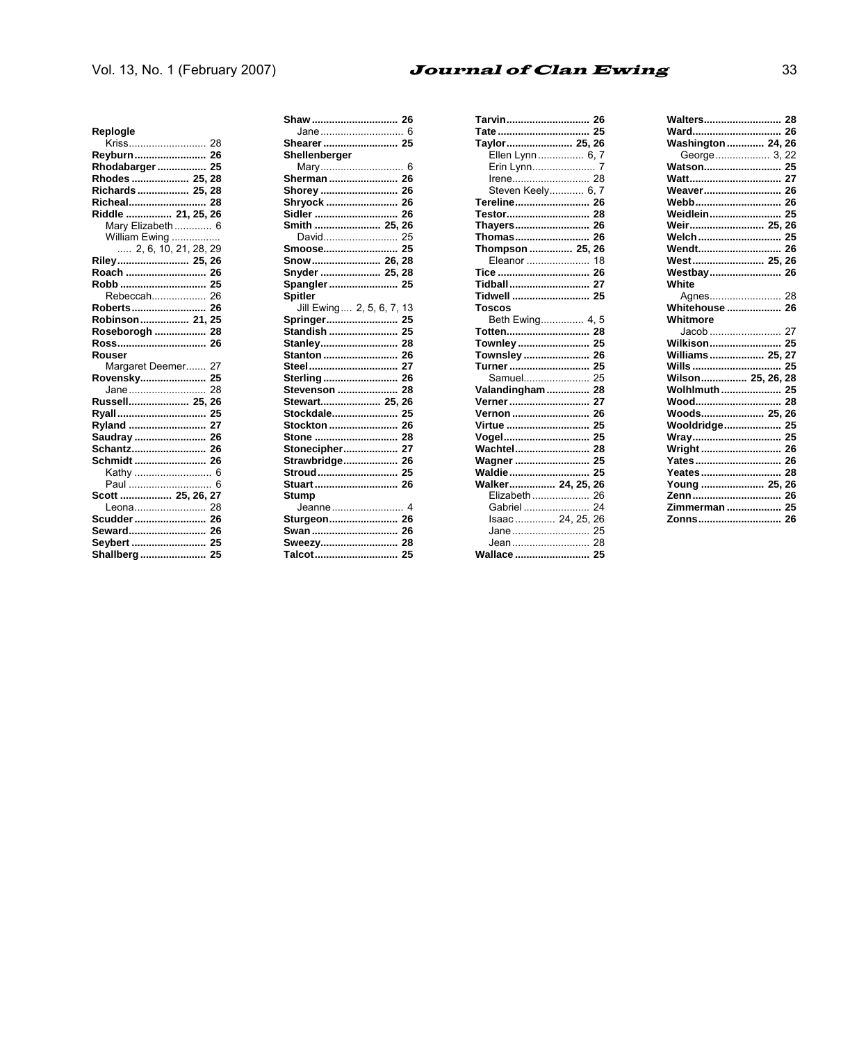**Replogle**
  Kriss ........................... 28
**Reyburn ........................ 26**
**Rhodabarger ................ 25**
**Rhodes .................... 25, 28**
**Richards ................. 25, 28**
**Richeal .......................... 28**
**Riddle ................ 21, 25, 26**
  Mary Elizabeth ............. 6
  William Ewing .................
  ..... 2, 6, 10, 21, 28, 29
**Riley ......................... 25, 26**
**Roach ........................... 26**
**Robb ............................. 25**
  Rebeccah ................... 26
**Roberts .......................... 26**
**Robinson ................. 21, 25**
**Roseborogh .................. 28**
**Ross ............................... 26**
**Rouser**
  Margaret Deemer ....... 27
**Rovensky ....................... 25**
  Jane ........................... 28
**Russell ..................... 25, 26**
**Ryall ............................... 25**
**Ryland ........................... 27**
**Saudray ......................... 26**
**Schantz .......................... 26**
**Schmidt ......................... 26**
  Kathy ............................ 6
  Paul .............................. 6
**Scott .................. 25, 26, 27**
  Leona ......................... 28
**Scudder ......................... 26**
**Seward ........................... 26**
**Seybert .......................... 25**
**Shallberg ....................... 25**
**Shaw .............................. 26**
  Jane .............................. 6
**Shearer .......................... 25**
**Shellenberger**
  Mary .............................. 6
**Sherman ........................ 26**
**Shorey ........................... 26**
**Shryock ......................... 26**
**Sidler ............................. 26**
**Smith ....................... 25, 26**
  David .......................... 25
**Smoose .......................... 25**
**Snow ........................ 26, 28**
**Snyder ..................... 25, 28**
**Spangler ........................ 25**
**Spitler**
  Jill Ewing .... 2, 5, 6, 7, 13
**Springer ......................... 25**
**Standish ........................ 25**
**Stanley ........................... 28**
**Stanton .......................... 26**
**Steel ............................... 27**
**Sterling .......................... 26**
**Stevenson ..................... 28**
**Stewart ..................... 25, 26**
**Stockdale ....................... 25**
**Stockton ........................ 26**
**Stone ............................. 28**
**Stonecipher ................... 27**
**Strawbridge ................... 26**
**Stroud ............................ 25**
**Stuart ............................. 26**
**Stump**
  Jeanne ......................... 4
**Sturgeon ........................ 26**
**Swan .............................. 26**
**Sweezy ........................... 28**
**Talcot ............................. 25**
**Tarvin ............................. 26**
**Tate ................................ 25**
**Taylor ....................... 25, 26**
  Ellen Lynn ................ 6, 7
  Erin Lynn ...................... 7
  Irene ........................... 28
  Steven Keely ............ 6, 7
**Tereline .......................... 26**
**Testor ............................. 28**
**Thayers .......................... 26**
**Thomas .......................... 26**
**Thompson ............... 25, 26**
  Eleanor ...................... 18
**Tice ................................ 26**
**Tidball ............................ 27**
**Tidwell ........................... 25**
**Toscos**
  Beth Ewing ............... 4, 5
**Totten ............................. 28**
**Townley ......................... 25**
**Townsley ....................... 26**
**Turner ............................ 25**
  Samuel ....................... 25
**Valandingham ............... 28**
**Verner ............................ 27**
**Vernon ........................... 26**
**Virtue ............................. 25**
**Vogel .............................. 25**
**Wachtel .......................... 28**
**Wagner .......................... 25**
**Waldie ............................ 25**
**Walker ................ 24, 25, 26**
  Elizabeth .................... 26
  Gabriel ....................... 24
  Isaac .............. 24, 25, 26
  Jane ........................... 25
  Jean ........................... 28
**Wallace .......................... 25**
**Walters ........................... 28**
**Ward ............................... 26**
**Washington ............. 24, 26**
  George ................... 3, 22
**Watson ........................... 25**
**Watt ................................ 27**
**Weaver ........................... 26**
**Webb .............................. 26**
**Weidlein ......................... 25**
**Weir ......................... 25, 26**
**Welch ............................. 25**
**Wendt ............................. 26**
**West ......................... 25, 26**
**Westbay ......................... 26**
**White**
  Agnes ......................... 28
**Whitehouse ................... 26**
**Whitmore**
  Jacob ......................... 27
**Wilkison ......................... 25**
**Williams ................... 25, 27**
**Wills ............................... 25**
**Wilson ................ 25, 26, 28**
**Wolhlmuth ..................... 25**
**Wood .............................. 28**
**Woods ...................... 25, 26**
**Wooldridge .................... 25**
**Wray ............................... 25**
**Wright ............................ 26**
**Yates .............................. 26**
**Yeates ............................ 28**
**Young ...................... 25, 26**
**Zenn ............................... 26**
**Zimmerman ................... 25**
**Zonns ............................ 26**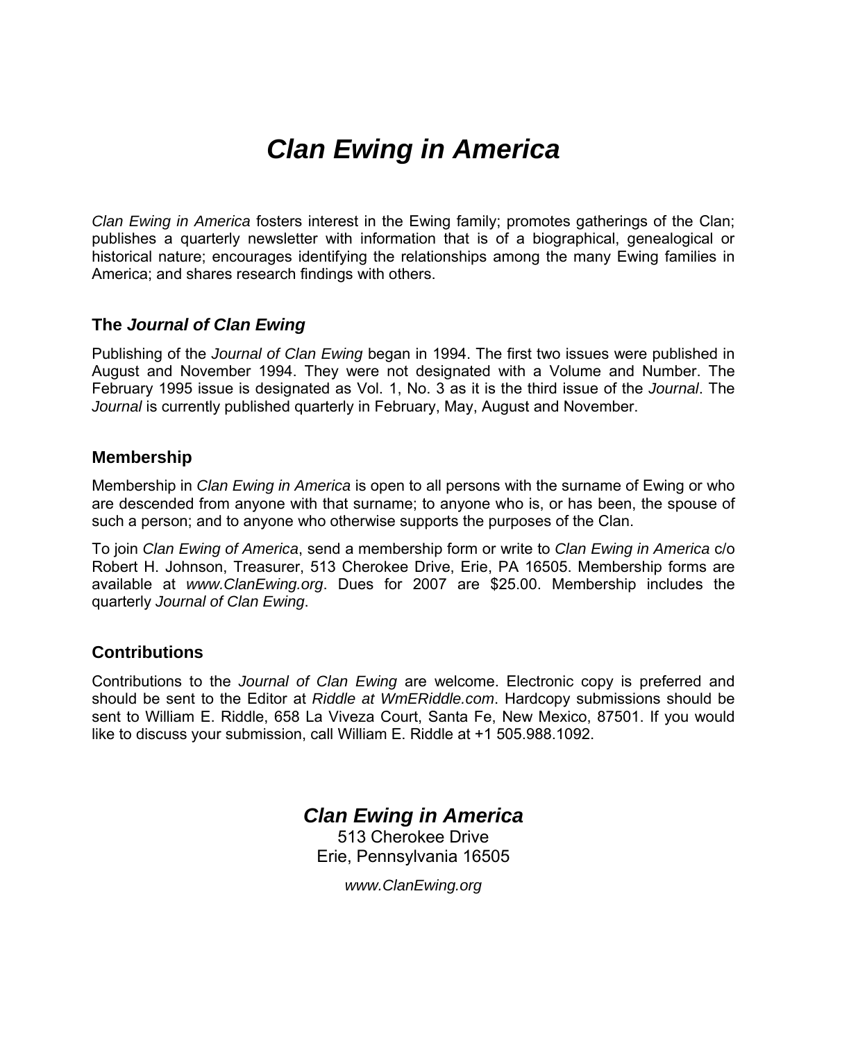# *Clan Ewing in America*

*Clan Ewing in America* fosters interest in the Ewing family; promotes gatherings of the Clan; publishes a quarterly newsletter with information that is of a biographical, genealogical or historical nature; encourages identifying the relationships among the many Ewing families in America; and shares research findings with others.

### The *Journal of Clan Ewing*

Publishing of the *Journal of Clan Ewing* began in 1994. The first two issues were published in August and November 1994. They were not designated with a Volume and Number. The February 1995 issue is designated as Vol. 1, No. 3 as it is the third issue of the *Journal*. The *Journal* is currently published quarterly in February, May, August and November.

### Membership

Membership in *Clan Ewing in America* is open to all persons with the surname of Ewing or who are descended from anyone with that surname; to anyone who is, or has been, the spouse of such a person; and to anyone who otherwise supports the purposes of the Clan.

To join *Clan Ewing of America*, send a membership form or write to *Clan Ewing in America* c/o Robert H. Johnson, Treasurer, 513 Cherokee Drive, Erie, PA 16505. Membership forms are available at *www.ClanEwing.org*. Dues for 2007 are $25.00. Membership includes the quarterly *Journal of Clan Ewing*.

### Contributions

Contributions to the *Journal of Clan Ewing* are welcome. Electronic copy is preferred and should be sent to the Editor at *Riddle at WmERiddle.com*. Hardcopy submissions should be sent to William E. Riddle, 658 La Viveza Court, Santa Fe, New Mexico, 87501. If you would like to discuss your submission, call William E. Riddle at +1 505.988.1092.

***Clan Ewing in America***
513 Cherokee Drive
Erie, Pennsylvania 16505

*www.ClanEwing.org*